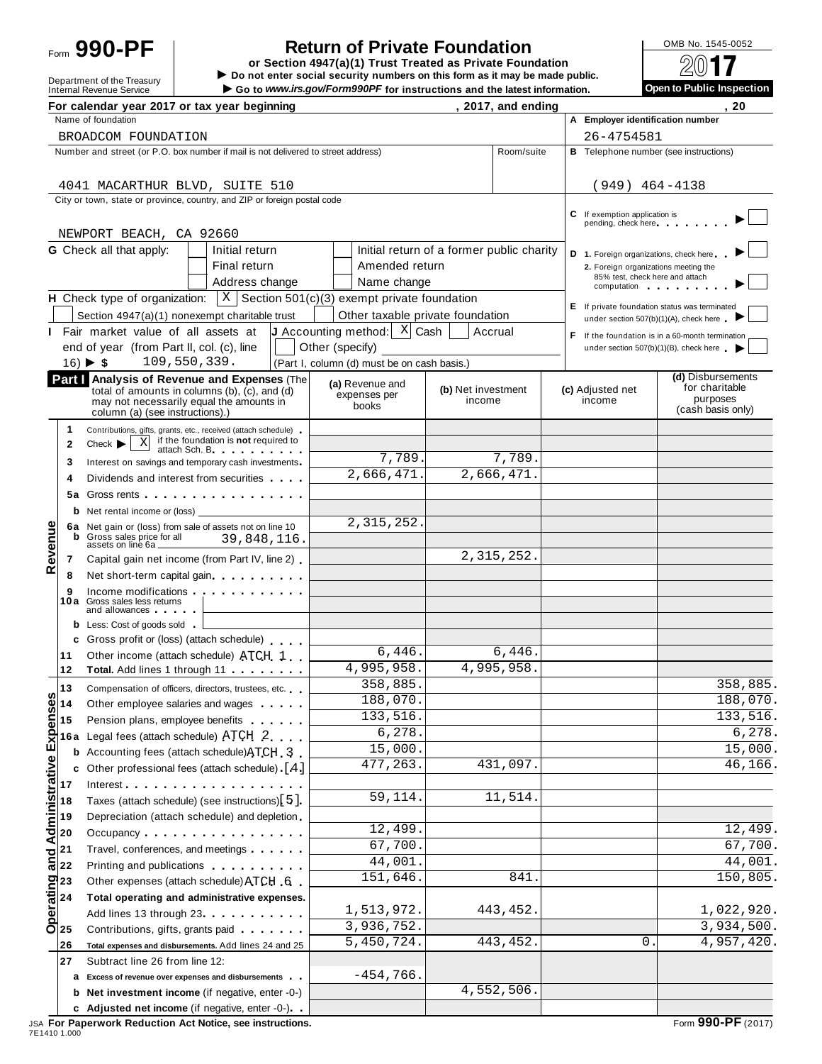Form **990-PF**

Department of the Treasury
Internal Revenue Service

# Return of Private Foundation

**or Section 4947(a)(1) Trust Treated as Private Foundation**

▶ **Do not enter social security numbers on this form as it may be made public.**

▶ **Go to *www.irs.gov/Form990PF* for instructions and the latest information.**

OMB No. 1545-0052

**2017**

**Open to Public Inspection**

**For calendar year 2017 or tax year beginning , 2017, and ending , 20**

Name of foundation: BROADCOM FOUNDATION

**A** Employer identification number: 26-4754581

Number and street (or P.O. box number if mail is not delivered to street address) / Room/suite: 4041 MACARTHUR BLVD, SUITE 510

**B** Telephone number (see instructions): (949) 464-4138

City or town, state or province, country, and ZIP or foreign postal code: NEWPORT BEACH, CA 92660

**C** If exemption application is pending, check here ▶ ☐

**G** Check all that apply: ☐ Initial return ☐ Initial return of a former public charity ☐ Final return ☐ Amended return ☐ Address change ☐ Name change

**D** 1. Foreign organizations, check here ▶ ☐
2. Foreign organizations meeting the 85% test, check here and attach computation ▶ ☐

**H** Check type of organization: ☒ Section 501(c)(3) exempt private foundation ☐ Section 4947(a)(1) nonexempt charitable trust ☐ Other taxable private foundation

**E** If private foundation status was terminated under section 507(b)(1)(A), check here ▶ ☐

**I** Fair market value of all assets at end of year (from Part II, col. (c), line 16) ▶ $ 109,550,339.

**J** Accounting method: ☒ Cash ☐ Accrual ☐ Other (specify) (Part I, column (d) must be on cash basis.)

**F** If the foundation is in a 60-month termination under section 507(b)(1)(B), check here ▶ ☐

## Part I Analysis of Revenue and Expenses

(The total of amounts in columns (b), (c), and (d) may not necessarily equal the amounts in column (a) (see instructions).)

| | | (a) Revenue and expenses per books | (b) Net investment income | (c) Adjusted net income | (d) Disbursements for charitable purposes (cash basis only) |
|---|---|---|---|---|---|
| **Revenue** | | | | | |
| 1 | Contributions, gifts, grants, etc., received (attach schedule) | | | | |
| 2 | Check ▶ ☒ if the foundation is **not** required to attach Sch. B | | | | |
| 3 | Interest on savings and temporary cash investments | 7,789. | 7,789. | | |
| 4 | Dividends and interest from securities | 2,666,471. | 2,666,471. | | |
| 5a | Gross rents | | | | |
| b | Net rental income or (loss) | | | | |
| 6a | Net gain or (loss) from sale of assets not on line 10 | 2,315,252. | | | |
| b | Gross sales price for all assets on line 6a 39,848,116. | | | | |
| 7 | Capital gain net income (from Part IV, line 2) | | 2,315,252. | | |
| 8 | Net short-term capital gain | | | | |
| 9 | Income modifications | | | | |
| 10a | Gross sales less returns and allowances | | | | |
| b | Less: Cost of goods sold | | | | |
| c | Gross profit or (loss) (attach schedule) | | | | |
| 11 | Other income (attach schedule) ATCH 1 | 6,446. | 6,446. | | |
| 12 | **Total.** Add lines 1 through 11 | 4,995,958. | 4,995,958. | | |
| **Operating and Administrative Expenses** | | | | | |
| 13 | Compensation of officers, directors, trustees, etc. | 358,885. | | | 358,885. |
| 14 | Other employee salaries and wages | 188,070. | | | 188,070. |
| 15 | Pension plans, employee benefits | 133,516. | | | 133,516. |
| 16a | Legal fees (attach schedule) ATCH 2 | 6,278. | | | 6,278. |
| b | Accounting fees (attach schedule) ATCH 3 | 15,000. | | | 15,000. |
| c | Other professional fees (attach schedule) [4] | 477,263. | 431,097. | | 46,166. |
| 17 | Interest | | | | |
| 18 | Taxes (attach schedule) (see instructions) [5] | 59,114. | 11,514. | | |
| 19 | Depreciation (attach schedule) and depletion | | | | |
| 20 | Occupancy | 12,499. | | | 12,499. |
| 21 | Travel, conferences, and meetings | 67,700. | | | 67,700. |
| 22 | Printing and publications | 44,001. | | | 44,001. |
| 23 | Other expenses (attach schedule) ATCH 6 | 151,646. | 841. | | 150,805. |
| 24 | **Total operating and administrative expenses.** Add lines 13 through 23 | 1,513,972. | 443,452. | | 1,022,920. |
| 25 | Contributions, gifts, grants paid | 3,936,752. | | | 3,934,500. |
| 26 | **Total expenses and disbursements.** Add lines 24 and 25 | 5,450,724. | 443,452. | 0. | 4,957,420. |
| 27 | Subtract line 26 from line 12: | | | | |
| a | **Excess of revenue over expenses and disbursements** | -454,766. | | | |
| b | **Net investment income** (if negative, enter -0-) | | 4,552,506. | | |
| c | **Adjusted net income** (if negative, enter -0-) | | | | |

JSA **For Paperwork Reduction Act Notice, see instructions.**
7E1410 1.000

Form **990-PF** (2017)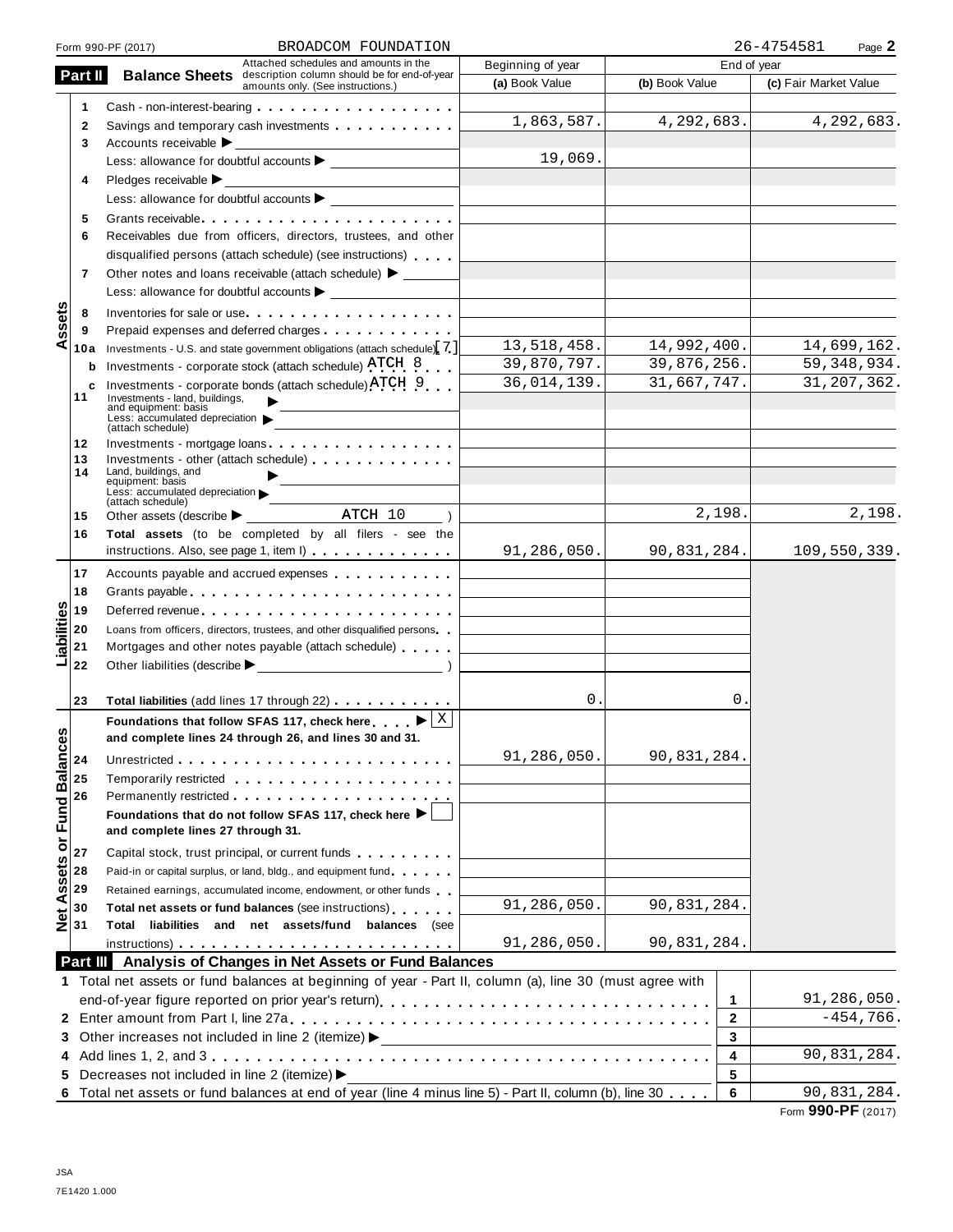Form 990-PF (2017) BROADCOM FOUNDATION 26-4754581

## Part II Balance Sheets

Attached schedules and amounts in the description column should be for end-of-year amounts only. (See instructions.)

| | | | Beginning of year | End of year | |
|---|---|---|---|---|---|
| | | | (a) Book Value | (b) Book Value | (c) Fair Market Value |
| Assets | 1 | Cash - non-interest-bearing | | | |
| | 2 | Savings and temporary cash investments | 1,863,587. | 4,292,683. | 4,292,683. |
| | 3 | Accounts receivable ▶ | | | |
| | | Less: allowance for doubtful accounts ▶ | 19,069. | | |
| | 4 | Pledges receivable ▶ | | | |
| | | Less: allowance for doubtful accounts ▶ | | | |
| | 5 | Grants receivable | | | |
| | 6 | Receivables due from officers, directors, trustees, and other disqualified persons (attach schedule) (see instructions) | | | |
| | 7 | Other notes and loans receivable (attach schedule) ▶ | | | |
| | | Less: allowance for doubtful accounts ▶ | | | |
| | 8 | Inventories for sale or use | | | |
| | 9 | Prepaid expenses and deferred charges | | | |
| | 10a | Investments - U.S. and state government obligations (attach schedule) [7] | 13,518,458. | 14,992,400. | 14,699,162. |
| | b | Investments - corporate stock (attach schedule) ATCH 8 | 39,870,797. | 39,876,256. | 59,348,934. |
| | c | Investments - corporate bonds (attach schedule) ATCH 9 | 36,014,139. | 31,667,747. | 31,207,362. |
| | 11 | Investments - land, buildings, and equipment: basis ▶ | | | |
| | | Less: accumulated depreciation (attach schedule) ▶ | | | |
| | 12 | Investments - mortgage loans | | | |
| | 13 | Investments - other (attach schedule) | | | |
| | 14 | Land, buildings, and equipment: basis ▶ | | | |
| | | Less: accumulated depreciation (attach schedule) ▶ | | | |
| | 15 | Other assets (describe ▶ ATCH 10 ) | | 2,198. | 2,198. |
| | 16 | Total assets (to be completed by all filers - see the instructions. Also, see page 1, item I) | 91,286,050. | 90,831,284. | 109,550,339. |
| Liabilities | 17 | Accounts payable and accrued expenses | | | |
| | 18 | Grants payable | | | |
| | 19 | Deferred revenue | | | |
| | 20 | Loans from officers, directors, trustees, and other disqualified persons | | | |
| | 21 | Mortgages and other notes payable (attach schedule) | | | |
| | 22 | Other liabilities (describe ▶ ) | | | |
| | 23 | Total liabilities (add lines 17 through 22) | 0. | 0. | |
| Net Assets or Fund Balances | | Foundations that follow SFAS 117, check here ▶ [X] and complete lines 24 through 26, and lines 30 and 31. | | | |
| | 24 | Unrestricted | 91,286,050. | 90,831,284. | |
| | 25 | Temporarily restricted | | | |
| | 26 | Permanently restricted | | | |
| | | Foundations that do not follow SFAS 117, check here ▶ [ ] and complete lines 27 through 31. | | | |
| | 27 | Capital stock, trust principal, or current funds | | | |
| | 28 | Paid-in or capital surplus, or land, bldg., and equipment fund | | | |
| | 29 | Retained earnings, accumulated income, endowment, or other funds | | | |
| | 30 | Total net assets or fund balances (see instructions) | 91,286,050. | 90,831,284. | |
| | 31 | Total liabilities and net assets/fund balances (see instructions) | 91,286,050. | 90,831,284. | |

## Part III Analysis of Changes in Net Assets or Fund Balances

| | | | |
|---|---|---|---|
| 1 | Total net assets or fund balances at beginning of year - Part II, column (a), line 30 (must agree with end-of-year figure reported on prior year's return) | 1 | 91,286,050. |
| 2 | Enter amount from Part I, line 27a | 2 | -454,766. |
| 3 | Other increases not included in line 2 (itemize) ▶ | 3 | |
| 4 | Add lines 1, 2, and 3 | 4 | 90,831,284. |
| 5 | Decreases not included in line 2 (itemize) ▶ | 5 | |
| 6 | Total net assets or fund balances at end of year (line 4 minus line 5) - Part II, column (b), line 30 | 6 | 90,831,284. |

Form 990-PF (2017)

JSA
7E1420 1.000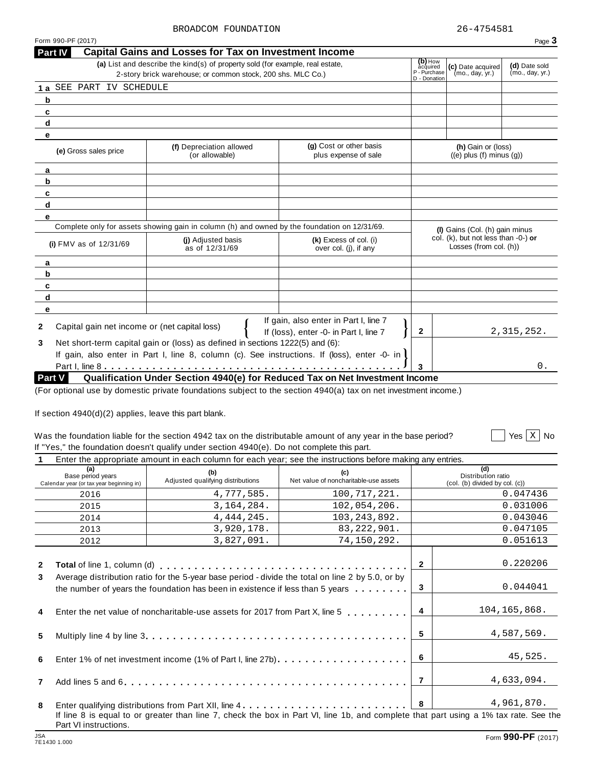BROADCOM FOUNDATION 26-4754581

Form 990-PF (2017)

## Part IV Capital Gains and Losses for Tax on Investment Income

| | (a) List and describe the kind(s) of property sold (for example, real estate, 2-story brick warehouse; or common stock, 200 shs. MLC Co.) | (b) How acquired P - Purchase D - Donation | (c) Date acquired (mo., day, yr.) | (d) Date sold (mo., day, yr.) |
|---|---|---|---|---|
| 1 a | SEE PART IV SCHEDULE | | | |
| b | | | | |
| c | | | | |
| d | | | | |
| e | | | | |

| | (e) Gross sales price | (f) Depreciation allowed (or allowable) | (g) Cost or other basis plus expense of sale | (h) Gain or (loss) ((e) plus (f) minus (g)) |
|---|---|---|---|---|
| a | | | | |
| b | | | | |
| c | | | | |
| d | | | | |
| e | | | | |

Complete only for assets showing gain in column (h) and owned by the foundation on 12/31/69.

| | (i) FMV as of 12/31/69 | (j) Adjusted basis as of 12/31/69 | (k) Excess of col. (i) over col. (j), if any | (l) Gains (Col. (h) gain minus col. (k), but not less than -0-) or Losses (from col. (h)) |
|---|---|---|---|---|
| a | | | | |
| b | | | | |
| c | | | | |
| d | | | | |
| e | | | | |

| | | | | |
|---|---|---|---|---|
| 2 | Capital gain net income or (net capital loss) | If gain, also enter in Part I, line 7 / If (loss), enter -0- in Part I, line 7 | 2 | 2,315,252. |
| 3 | Net short-term capital gain or (loss) as defined in sections 1222(5) and (6): If gain, also enter in Part I, line 8, column (c). See instructions. If (loss), enter -0- in Part I, line 8 | | 3 | 0. |

## Part V Qualification Under Section 4940(e) for Reduced Tax on Net Investment Income

(For optional use by domestic private foundations subject to the section 4940(a) tax on net investment income.)

If section 4940(d)(2) applies, leave this part blank.

Was the foundation liable for the section 4942 tax on the distributable amount of any year in the base period? ☐ Yes ☒ No

If "Yes," the foundation doesn't qualify under section 4940(e). Do not complete this part.

**1** Enter the appropriate amount in each column for each year; see the instructions before making any entries.

| (a) Base period years Calendar year (or tax year beginning in) | (b) Adjusted qualifying distributions | (c) Net value of noncharitable-use assets | (d) Distribution ratio (col. (b) divided by col. (c)) |
|---|---|---|---|
| 2016 | 4,777,585. | 100,717,221. | 0.047436 |
| 2015 | 3,164,284. | 102,054,206. | 0.031006 |
| 2014 | 4,444,245. | 103,243,892. | 0.043046 |
| 2013 | 3,920,178. | 83,222,901. | 0.047105 |
| 2012 | 3,827,091. | 74,150,292. | 0.051613 |

| | | | |
|---|---|---|---|
| 2 | **Total** of line 1, column (d) | 2 | 0.220206 |
| 3 | Average distribution ratio for the 5-year base period - divide the total on line 2 by 5.0, or by the number of years the foundation has been in existence if less than 5 years | 3 | 0.044041 |
| 4 | Enter the net value of noncharitable-use assets for 2017 from Part X, line 5 | 4 | 104,165,868. |
| 5 | Multiply line 4 by line 3 | 5 | 4,587,569. |
| 6 | Enter 1% of net investment income (1% of Part I, line 27b) | 6 | 45,525. |
| 7 | Add lines 5 and 6 | 7 | 4,633,094. |
| 8 | Enter qualifying distributions from Part XII, line 4 | 8 | 4,961,870. |

If line 8 is equal to or greater than line 7, check the box in Part VI, line 1b, and complete that part using a 1% tax rate. See the Part VI instructions.

JSA 7E1430 1.000

Form **990-PF** (2017)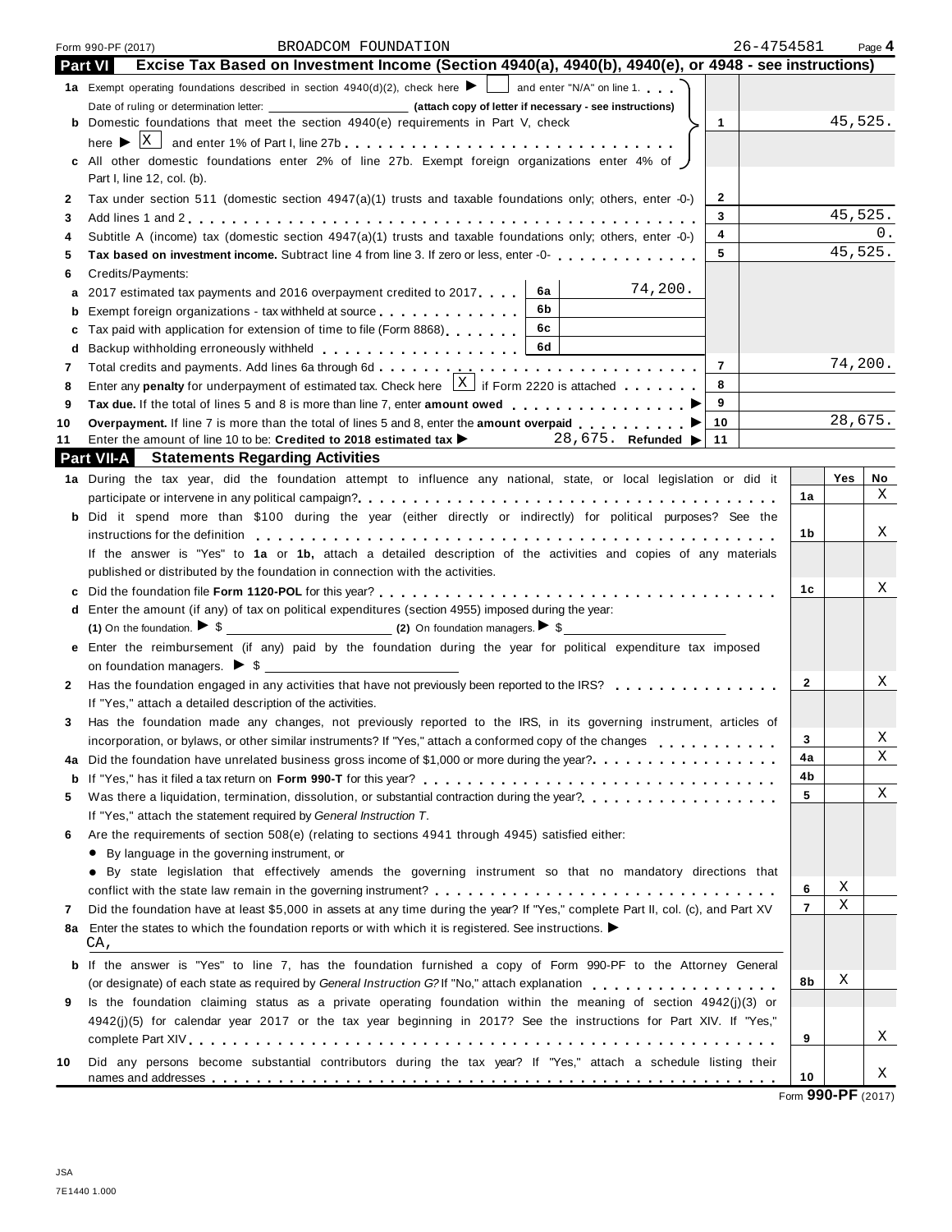Form 990-PF (2017) BROADCOM FOUNDATION 26-4754581

## Part VI Excise Tax Based on Investment Income (Section 4940(a), 4940(b), 4940(e), or 4948 - see instructions)

| | | | | |
|---|---|---|---|---|
| **1a** | Exempt operating foundations described in section 4940(d)(2), check here ▶ ☐ and enter "N/A" on line 1. Date of ruling or determination letter: ______ **(attach copy of letter if necessary - see instructions)** | | | |
| **b** | Domestic foundations that meet the section 4940(e) requirements in Part V, check here ▶ ☒ and enter 1% of Part I, line 27b | | 1 | 45,525. |
| **c** | All other domestic foundations enter 2% of line 27b. Exempt foreign organizations enter 4% of Part I, line 12, col. (b). | | | |
| **2** | Tax under section 511 (domestic section 4947(a)(1) trusts and taxable foundations only; others, enter -0-) | | 2 | |
| **3** | Add lines 1 and 2 | | 3 | 45,525. |
| **4** | Subtitle A (income) tax (domestic section 4947(a)(1) trusts and taxable foundations only; others, enter -0-) | | 4 | 0. |
| **5** | **Tax based on investment income.** Subtract line 4 from line 3. If zero or less, enter -0- | | 5 | 45,525. |
| **6** | Credits/Payments: | | | |
| **a** | 2017 estimated tax payments and 2016 overpayment credited to 2017 | 6a: 74,200. | | |
| **b** | Exempt foreign organizations - tax withheld at source | 6b | | |
| **c** | Tax paid with application for extension of time to file (Form 8868) | 6c | | |
| **d** | Backup withholding erroneously withheld | 6d | | |
| **7** | Total credits and payments. Add lines 6a through 6d | | 7 | 74,200. |
| **8** | Enter any **penalty** for underpayment of estimated tax. Check here ☒ if Form 2220 is attached | | 8 | |
| **9** | **Tax due.** If the total of lines 5 and 8 is more than line 7, enter **amount owed** ▶ | | 9 | |
| **10** | **Overpayment.** If line 7 is more than the total of lines 5 and 8, enter the **amount overpaid** ▶ | | 10 | 28,675. |
| **11** | Enter the amount of line 10 to be: **Credited to 2018 estimated tax** ▶ 28,675. **Refunded** ▶ | | 11 | |

## Part VII-A Statements Regarding Activities

| | | Line | Yes | No |
|---|---|---|---|---|
| **1a** | During the tax year, did the foundation attempt to influence any national, state, or local legislation or did it participate or intervene in any political campaign? | 1a | | X |
| **b** | Did it spend more than $100 during the year (either directly or indirectly) for political purposes? See the instructions for the definition | 1b | | X |
| | If the answer is "Yes" to **1a** or **1b,** attach a detailed description of the activities and copies of any materials published or distributed by the foundation in connection with the activities. | | | |
| **c** | Did the foundation file **Form 1120-POL** for this year? | 1c | | X |
| **d** | Enter the amount (if any) of tax on political expenditures (section 4955) imposed during the year: **(1)** On the foundation. ▶ $ ______ **(2)** On foundation managers. ▶ $ ______ | | | |
| **e** | Enter the reimbursement (if any) paid by the foundation during the year for political expenditure tax imposed on foundation managers. ▶ $ ______ | | | |
| **2** | Has the foundation engaged in any activities that have not previously been reported to the IRS? If "Yes," attach a detailed description of the activities. | 2 | | X |
| **3** | Has the foundation made any changes, not previously reported to the IRS, in its governing instrument, articles of incorporation, or bylaws, or other similar instruments? If "Yes," attach a conformed copy of the changes | 3 | | X |
| **4a** | Did the foundation have unrelated business gross income of $1,000 or more during the year? | 4a | | X |
| **b** | If "Yes," has it filed a tax return on **Form 990-T** for this year? | 4b | | |
| **5** | Was there a liquidation, termination, dissolution, or substantial contraction during the year? If "Yes," attach the statement required by *General Instruction T*. | 5 | | X |
| **6** | Are the requirements of section 508(e) (relating to sections 4941 through 4945) satisfied either: • By language in the governing instrument, or • By state legislation that effectively amends the governing instrument so that no mandatory directions that conflict with the state law remain in the governing instrument? | 6 | X | |
| **7** | Did the foundation have at least $5,000 in assets at any time during the year? If "Yes," complete Part II, col. (c), and Part XV | 7 | X | |
| **8a** | Enter the states to which the foundation reports or with which it is registered. See instructions. ▶ CA, | | | |
| **b** | If the answer is "Yes" to line 7, has the foundation furnished a copy of Form 990-PF to the Attorney General (or designate) of each state as required by *General Instruction G?* If "No," attach explanation | 8b | X | |
| **9** | Is the foundation claiming status as a private operating foundation within the meaning of section 4942(j)(3) or 4942(j)(5) for calendar year 2017 or the tax year beginning in 2017? See the instructions for Part XIV. If "Yes," complete Part XIV | 9 | | X |
| **10** | Did any persons become substantial contributors during the tax year? If "Yes," attach a schedule listing their names and addresses | 10 | | X |

Form **990-PF** (2017)

JSA
7E1440 1.000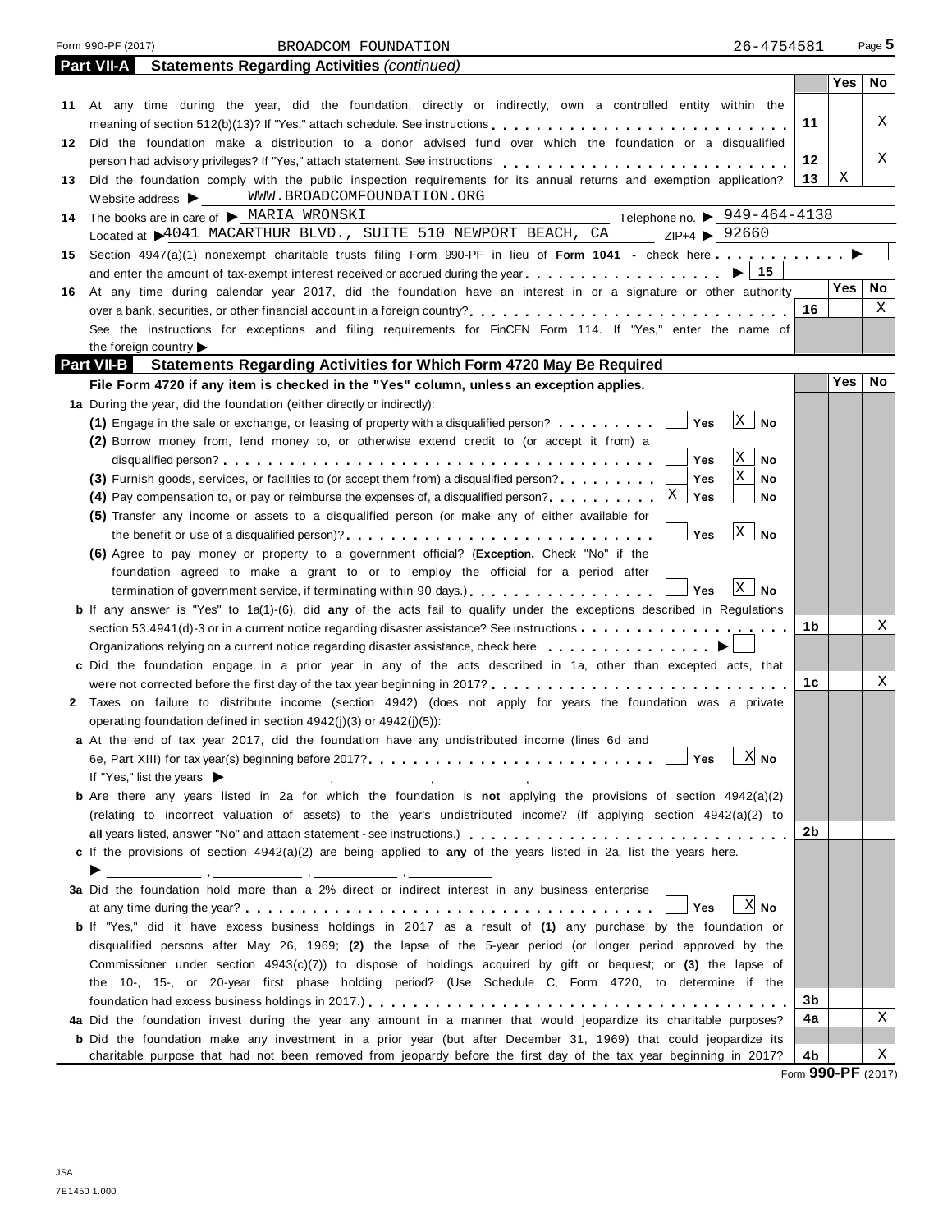Form 990-PF (2017) BROADCOM FOUNDATION 26-4754581 Page **5**

## Part VII-A Statements Regarding Activities *(continued)*

| | | | Yes | No |
|---|---|---|---|---|
| **11** | At any time during the year, did the foundation, directly or indirectly, own a controlled entity within the meaning of section 512(b)(13)? If "Yes," attach schedule. See instructions | 11 | | X |
| **12** | Did the foundation make a distribution to a donor advised fund over which the foundation or a disqualified person had advisory privileges? If "Yes," attach statement. See instructions | 12 | | X |
| **13** | Did the foundation comply with the public inspection requirements for its annual returns and exemption application? | 13 | X | |

Website address ▶ WWW.BROADCOMFOUNDATION.ORG

**14** The books are in care of ▶ MARIA WRONSKI Telephone no. ▶ 949-464-4138
Located at ▶ 4041 MACARTHUR BLVD., SUITE 510 NEWPORT BEACH, CA ZIP+4 ▶ 92660

**15** Section 4947(a)(1) nonexempt charitable trusts filing Form 990-PF in lieu of **Form 1041** - check here ▶ ☐
and enter the amount of tax-exempt interest received or accrued during the year ▶ | 15 |

| | | | Yes | No |
|---|---|---|---|---|
| **16** | At any time during calendar year 2017, did the foundation have an interest in or a signature or other authority over a bank, securities, or other financial account in a foreign country? | 16 | | X |

See the instructions for exceptions and filing requirements for FinCEN Form 114. If "Yes," enter the name of the foreign country ▶

## Part VII-B Statements Regarding Activities for Which Form 4720 May Be Required

**File Form 4720 if any item is checked in the "Yes" column, unless an exception applies.**

**1a** During the year, did the foundation (either directly or indirectly):

**(1)** Engage in the sale or exchange, or leasing of property with a disqualified person? ☐ Yes ☒ No

**(2)** Borrow money from, lend money to, or otherwise extend credit to (or accept it from) a disqualified person? ☐ Yes ☒ No

**(3)** Furnish goods, services, or facilities to (or accept them from) a disqualified person? ☐ Yes ☒ No

**(4)** Pay compensation to, or pay or reimburse the expenses of, a disqualified person? ☒ Yes ☐ No

**(5)** Transfer any income or assets to a disqualified person (or make any of either available for the benefit or use of a disqualified person)? ☐ Yes ☒ No

**(6)** Agree to pay money or property to a government official? (**Exception.** Check "No" if the foundation agreed to make a grant to or to employ the official for a period after termination of government service, if terminating within 90 days.) ☐ Yes ☒ No

| | | | Yes | No |
|---|---|---|---|---|
| **b** | If any answer is "Yes" to 1a(1)-(6), did **any** of the acts fail to qualify under the exceptions described in Regulations section 53.4941(d)-3 or in a current notice regarding disaster assistance? See instructions | 1b | | X |

Organizations relying on a current notice regarding disaster assistance, check here ▶ ☐

| | | | Yes | No |
|---|---|---|---|---|
| **c** | Did the foundation engage in a prior year in any of the acts described in 1a, other than excepted acts, that were not corrected before the first day of the tax year beginning in 2017? | 1c | | X |

**2** Taxes on failure to distribute income (section 4942) (does not apply for years the foundation was a private operating foundation defined in section 4942(j)(3) or 4942(j)(5)):

**a** At the end of tax year 2017, did the foundation have any undistributed income (lines 6d and 6e, Part XIII) for tax year(s) beginning before 2017? ☐ Yes ☒ No
If "Yes," list the years ▶ \_\_\_\_, \_\_\_\_, \_\_\_\_, \_\_\_\_

| | | | Yes | No |
|---|---|---|---|---|
| **b** | Are there any years listed in 2a for which the foundation is **not** applying the provisions of section 4942(a)(2) (relating to incorrect valuation of assets) to the year's undistributed income? (If applying section 4942(a)(2) to **all** years listed, answer "No" and attach statement - see instructions.) | 2b | | |

**c** If the provisions of section 4942(a)(2) are being applied to **any** of the years listed in 2a, list the years here.
▶ \_\_\_\_, \_\_\_\_, \_\_\_\_, \_\_\_\_

**3a** Did the foundation hold more than a 2% direct or indirect interest in any business enterprise at any time during the year? ☐ Yes ☒ No

| | | | Yes | No |
|---|---|---|---|---|
| **b** | If "Yes," did it have excess business holdings in 2017 as a result of **(1)** any purchase by the foundation or disqualified persons after May 26, 1969; **(2)** the lapse of the 5-year period (or longer period approved by the Commissioner under section 4943(c)(7)) to dispose of holdings acquired by gift or bequest; or **(3)** the lapse of the 10-, 15-, or 20-year first phase holding period? (Use Schedule C, Form 4720, to determine if the foundation had excess business holdings in 2017.) | 3b | | |
| **4a** | Did the foundation invest during the year any amount in a manner that would jeopardize its charitable purposes? | 4a | | X |
| **b** | Did the foundation make any investment in a prior year (but after December 31, 1969) that could jeopardize its charitable purpose that had not been removed from jeopardy before the first day of the tax year beginning in 2017? | 4b | | X |

Form **990-PF** (2017)

JSA
7E1450 1.000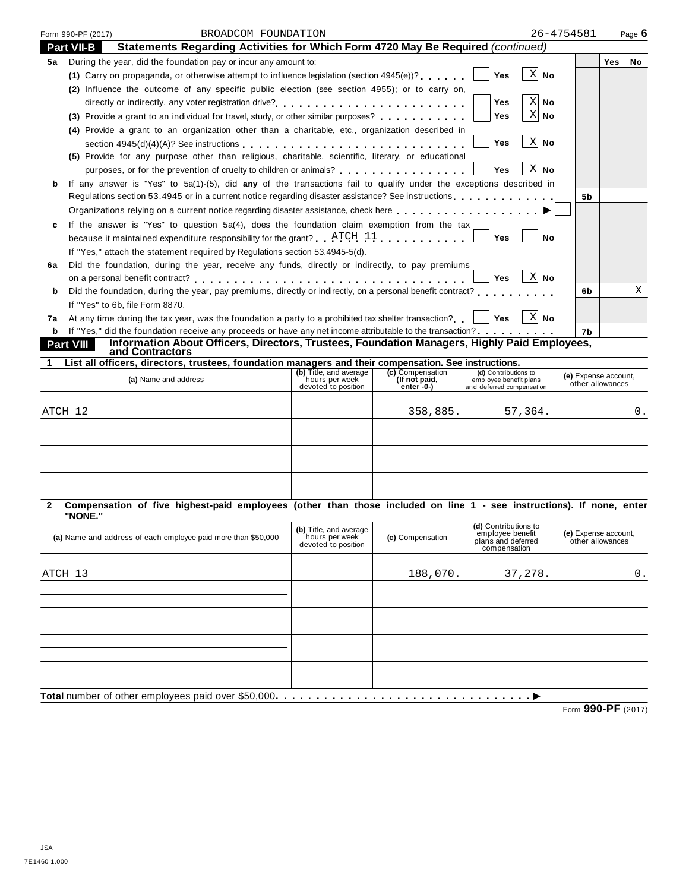Form 990-PF (2017) BROADCOM FOUNDATION 26-4754581

## Part VII-B Statements Regarding Activities for Which Form 4720 May Be Required *(continued)*

| | | | Yes | No |
|---|---|---|---|---|
| **5a** | During the year, did the foundation pay or incur any amount to: | | | |
| | **(1)** Carry on propaganda, or otherwise attempt to influence legislation (section 4945(e))? ☐ Yes ☒ No | | | |
| | **(2)** Influence the outcome of any specific public election (see section 4955); or to carry on, directly or indirectly, any voter registration drive? ☐ Yes ☒ No | | | |
| | **(3)** Provide a grant to an individual for travel, study, or other similar purposes? ☐ Yes ☒ No | | | |
| | **(4)** Provide a grant to an organization other than a charitable, etc., organization described in section 4945(d)(4)(A)? See instructions ☐ Yes ☒ No | | | |
| | **(5)** Provide for any purpose other than religious, charitable, scientific, literary, or educational purposes, or for the prevention of cruelty to children or animals? ☐ Yes ☒ No | | | |
| **b** | If any answer is "Yes" to 5a(1)-(5), did **any** of the transactions fail to qualify under the exceptions described in Regulations section 53.4945 or in a current notice regarding disaster assistance? See instructions | 5b | | |
| | Organizations relying on a current notice regarding disaster assistance, check here ▶ ☐ | | | |
| **c** | If the answer is "Yes" to question 5a(4), does the foundation claim exemption from the tax because it maintained expenditure responsibility for the grant? ATCH 11 ☐ Yes ☐ No | | | |
| | If "Yes," attach the statement required by Regulations section 53.4945-5(d). | | | |
| **6a** | Did the foundation, during the year, receive any funds, directly or indirectly, to pay premiums on a personal benefit contract? ☐ Yes ☒ No | | | |
| **b** | Did the foundation, during the year, pay premiums, directly or indirectly, on a personal benefit contract? | 6b | | X |
| | If "Yes" to 6b, file Form 8870. | | | |
| **7a** | At any time during the tax year, was the foundation a party to a prohibited tax shelter transaction? ☐ Yes ☒ No | | | |
| **b** | If "Yes," did the foundation receive any proceeds or have any net income attributable to the transaction? | 7b | | |

## Part VIII Information About Officers, Directors, Trustees, Foundation Managers, Highly Paid Employees, and Contractors

**1 List all officers, directors, trustees, foundation managers and their compensation. See instructions.**

| (a) Name and address | (b) Title, and average hours per week devoted to position | (c) Compensation (If not paid, enter -0-) | (d) Contributions to employee benefit plans and deferred compensation | (e) Expense account, other allowances |
|---|---|---|---|---|
| ATCH 12 | | 358,885. | 57,364. | 0. |
| | | | | |
| | | | | |
| | | | | |

**2 Compensation of five highest-paid employees (other than those included on line 1 - see instructions). If none, enter "NONE."**

| (a) Name and address of each employee paid more than $50,000 | (b) Title, and average hours per week devoted to position | (c) Compensation | (d) Contributions to employee benefit plans and deferred compensation | (e) Expense account, other allowances |
|---|---|---|---|---|
| ATCH 13 | | 188,070. | 37,278. | 0. |
| | | | | |
| | | | | |
| | | | | |
| | | | | |

**Total** number of other employees paid over $50,000 ▶

Form **990-PF** (2017)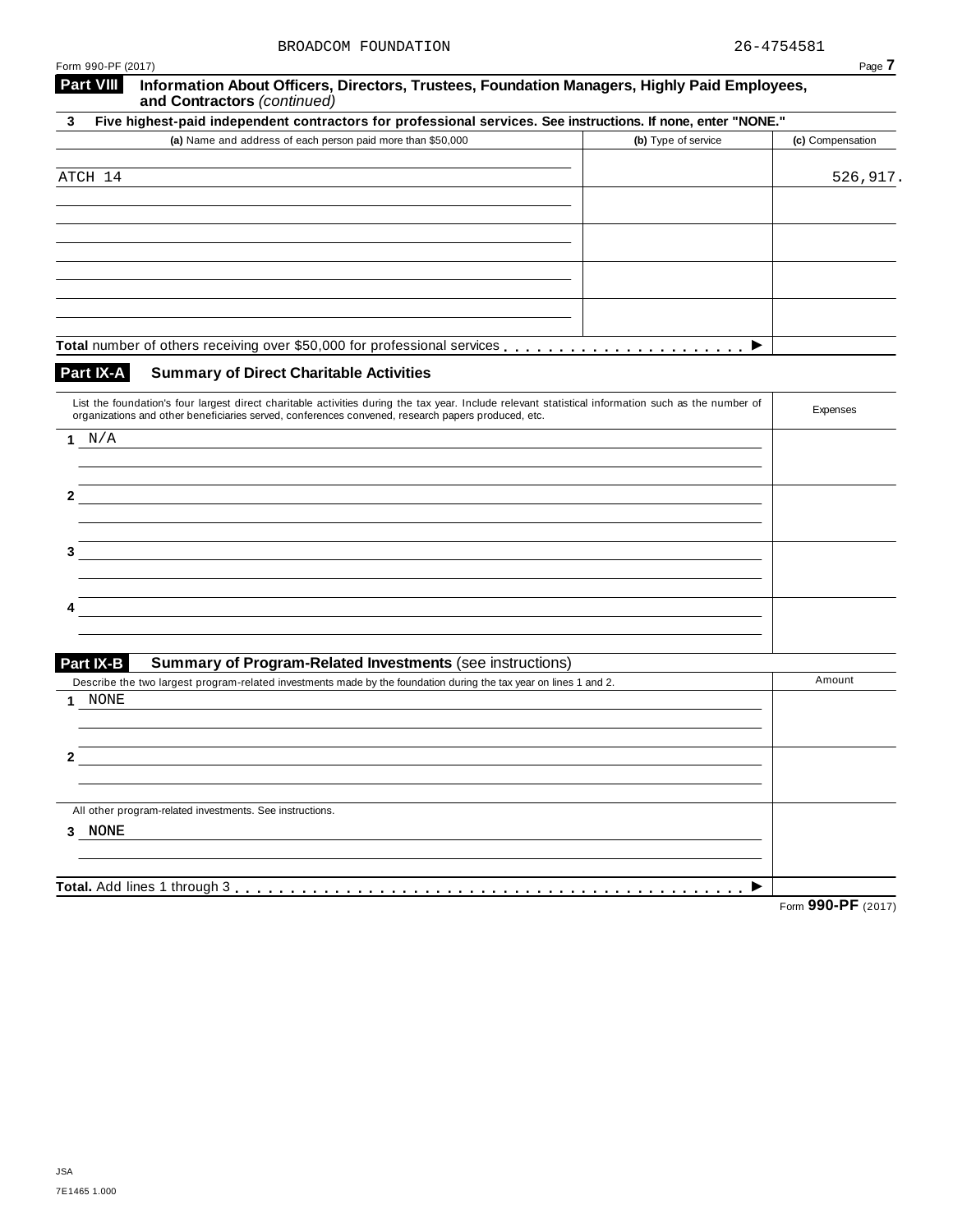BROADCOM FOUNDATION 26-4754581

Form 990-PF (2017)

## Part VIII Information About Officers, Directors, Trustees, Foundation Managers, Highly Paid Employees, and Contractors *(continued)*

**3 Five highest-paid independent contractors for professional services. See instructions. If none, enter "NONE."**

| (a) Name and address of each person paid more than $50,000 | (b) Type of service | (c) Compensation |
|---|---|---|
| ATCH 14 | | 526,917. |
| | | |
| | | |
| | | |
| | | |
| **Total** number of others receiving over $50,000 for professional services ▶ | | |

## Part IX-A Summary of Direct Charitable Activities

| List the foundation's four largest direct charitable activities during the tax year. Include relevant statistical information such as the number of organizations and other beneficiaries served, conferences convened, research papers produced, etc. | Expenses |
|---|---|
| 1 N/A | |
| 2 | |
| 3 | |
| 4 | |

## Part IX-B Summary of Program-Related Investments (see instructions)

| Describe the two largest program-related investments made by the foundation during the tax year on lines 1 and 2. | Amount |
|---|---|
| 1 NONE | |
| 2 | |
| All other program-related investments. See instructions. | |
| 3 NONE | |
| **Total.** Add lines 1 through 3 ▶ | |

Form **990-PF** (2017)

JSA
7E1465 1.000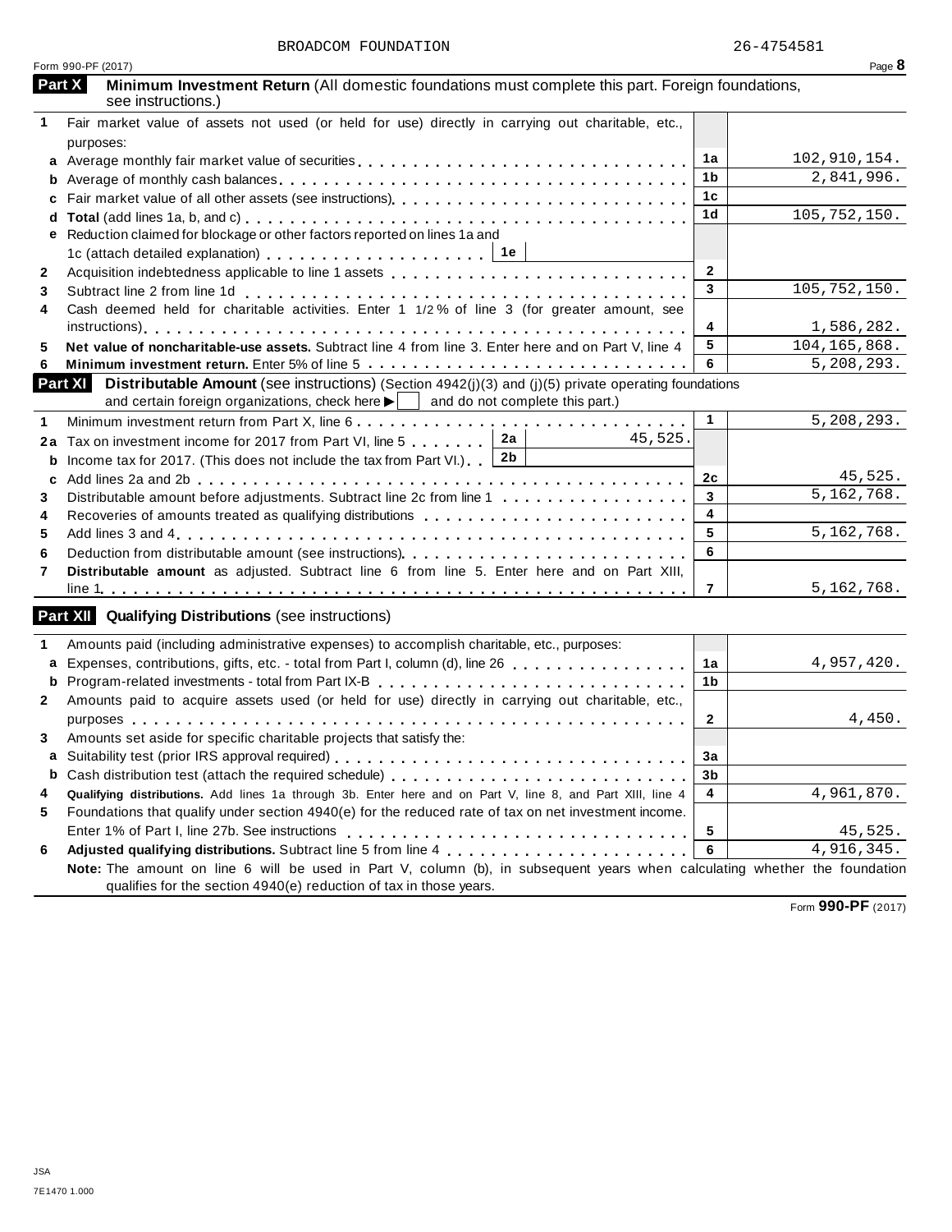BROADCOM FOUNDATION 26-4754581

Form 990-PF (2017)

## Part X Minimum Investment Return (All domestic foundations must complete this part. Foreign foundations, see instructions.)

| | | | |
|---|---|---|---|
| **1** | Fair market value of assets not used (or held for use) directly in carrying out charitable, etc., purposes: | | |
| **a** | Average monthly fair market value of securities | 1a | 102,910,154. |
| **b** | Average of monthly cash balances | 1b | 2,841,996. |
| **c** | Fair market value of all other assets (see instructions) | 1c | |
| **d** | **Total** (add lines 1a, b, and c) | 1d | 105,752,150. |
| **e** | Reduction claimed for blockage or other factors reported on lines 1a and 1c (attach detailed explanation) 1e | | |
| **2** | Acquisition indebtedness applicable to line 1 assets | 2 | |
| **3** | Subtract line 2 from line 1d | 3 | 105,752,150. |
| **4** | Cash deemed held for charitable activities. Enter 1 1/2 % of line 3 (for greater amount, see instructions) | 4 | 1,586,282. |
| **5** | **Net value of noncharitable-use assets.** Subtract line 4 from line 3. Enter here and on Part V, line 4 | 5 | 104,165,868. |
| **6** | **Minimum investment return.** Enter 5% of line 5 | 6 | 5,208,293. |

## Part XI Distributable Amount (see instructions) (Section 4942(j)(3) and (j)(5) private operating foundations and certain foreign organizations, check here ▶ ☐ and do not complete this part.)

| | | | | | |
|---|---|---|---|---|---|
| **1** | Minimum investment return from Part X, line 6 | | | 1 | 5,208,293. |
| **2a** | Tax on investment income for 2017 from Part VI, line 5 | 2a | 45,525. | | |
| **b** | Income tax for 2017. (This does not include the tax from Part VI.) | 2b | | | |
| **c** | Add lines 2a and 2b | | | 2c | 45,525. |
| **3** | Distributable amount before adjustments. Subtract line 2c from line 1 | | | 3 | 5,162,768. |
| **4** | Recoveries of amounts treated as qualifying distributions | | | 4 | |
| **5** | Add lines 3 and 4 | | | 5 | 5,162,768. |
| **6** | Deduction from distributable amount (see instructions) | | | 6 | |
| **7** | **Distributable amount** as adjusted. Subtract line 6 from line 5. Enter here and on Part XIII, line 1 | | | 7 | 5,162,768. |

## Part XII Qualifying Distributions (see instructions)

| | | | |
|---|---|---|---|
| **1** | Amounts paid (including administrative expenses) to accomplish charitable, etc., purposes: | | |
| **a** | Expenses, contributions, gifts, etc. - total from Part I, column (d), line 26 | 1a | 4,957,420. |
| **b** | Program-related investments - total from Part IX-B | 1b | |
| **2** | Amounts paid to acquire assets used (or held for use) directly in carrying out charitable, etc., purposes | 2 | 4,450. |
| **3** | Amounts set aside for specific charitable projects that satisfy the: | | |
| **a** | Suitability test (prior IRS approval required) | 3a | |
| **b** | Cash distribution test (attach the required schedule) | 3b | |
| **4** | **Qualifying distributions.** Add lines 1a through 3b. Enter here and on Part V, line 8, and Part XIII, line 4 | 4 | 4,961,870. |
| **5** | Foundations that qualify under section 4940(e) for the reduced rate of tax on net investment income. Enter 1% of Part I, line 27b. See instructions | 5 | 45,525. |
| **6** | **Adjusted qualifying distributions.** Subtract line 5 from line 4 | 6 | 4,916,345. |

**Note:** The amount on line 6 will be used in Part V, column (b), in subsequent years when calculating whether the foundation qualifies for the section 4940(e) reduction of tax in those years.

Form **990-PF** (2017)

JSA
7E1470 1.000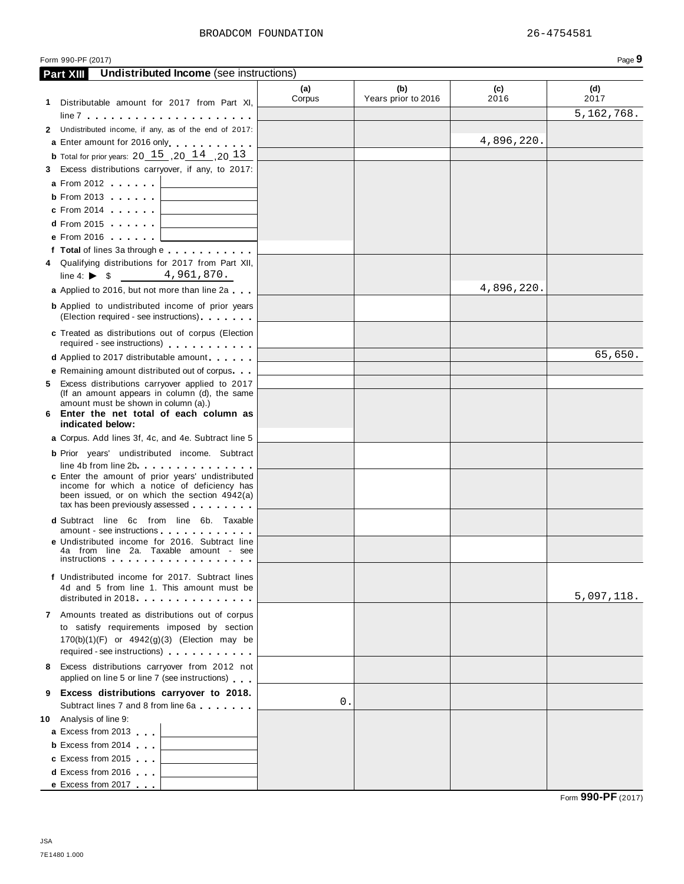BROADCOM FOUNDATION 26-4754581

Form 990-PF (2017)

## Part XIII Undistributed Income (see instructions)

| | (a) Corpus | (b) Years prior to 2016 | (c) 2016 | (d) 2017 |
|---|---|---|---|---|
| **1** Distributable amount for 2017 from Part XI, line 7 | | | | 5,162,768. |
| **2** Undistributed income, if any, as of the end of 2017: | | | | |
| **a** Enter amount for 2016 only | | | 4,896,220. | |
| **b** Total for prior years: 20 15 ,20 14 ,20 13 | | | | |
| **3** Excess distributions carryover, if any, to 2017: | | | | |
| **a** From 2012 | | | | |
| **b** From 2013 | | | | |
| **c** From 2014 | | | | |
| **d** From 2015 | | | | |
| **e** From 2016 | | | | |
| **f Total** of lines 3a through e | | | | |
| **4** Qualifying distributions for 2017 from Part XII, line 4: ▶ $ 4,961,870. | | | | |
| **a** Applied to 2016, but not more than line 2a | | | 4,896,220. | |
| **b** Applied to undistributed income of prior years (Election required - see instructions) | | | | |
| **c** Treated as distributions out of corpus (Election required - see instructions) | | | | |
| **d** Applied to 2017 distributable amount | | | | 65,650. |
| **e** Remaining amount distributed out of corpus | | | | |
| **5** Excess distributions carryover applied to 2017 (If an amount appears in column (d), the same amount must be shown in column (a).) | | | | |
| **6 Enter the net total of each column as indicated below:** | | | | |
| **a** Corpus. Add lines 3f, 4c, and 4e. Subtract line 5 | | | | |
| **b** Prior years' undistributed income. Subtract line 4b from line 2b | | | | |
| **c** Enter the amount of prior years' undistributed income for which a notice of deficiency has been issued, or on which the section 4942(a) tax has been previously assessed | | | | |
| **d** Subtract line 6c from line 6b. Taxable amount - see instructions | | | | |
| **e** Undistributed income for 2016. Subtract line 4a from line 2a. Taxable amount - see instructions | | | | |
| **f** Undistributed income for 2017. Subtract lines 4d and 5 from line 1. This amount must be distributed in 2018 | | | | 5,097,118. |
| **7** Amounts treated as distributions out of corpus to satisfy requirements imposed by section 170(b)(1)(F) or 4942(g)(3) (Election may be required - see instructions) | | | | |
| **8** Excess distributions carryover from 2012 not applied on line 5 or line 7 (see instructions) | | | | |
| **9 Excess distributions carryover to 2018.** Subtract lines 7 and 8 from line 6a | 0. | | | |
| **10** Analysis of line 9: | | | | |
| **a** Excess from 2013 | | | | |
| **b** Excess from 2014 | | | | |
| **c** Excess from 2015 | | | | |
| **d** Excess from 2016 | | | | |
| **e** Excess from 2017 | | | | |

Form **990-PF** (2017)

JSA
7E1480 1.000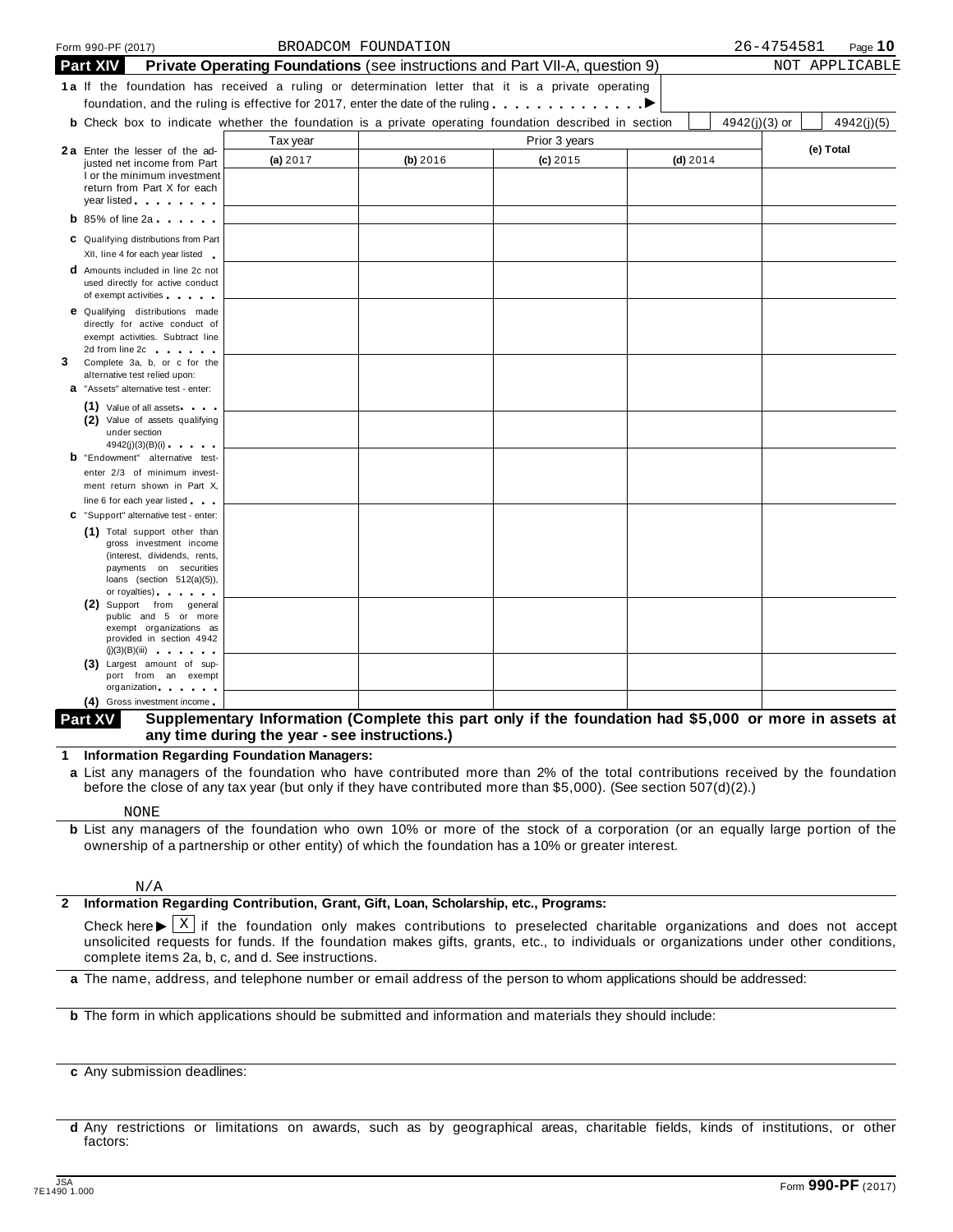Form 990-PF (2017) BROADCOM FOUNDATION 26-4754581

## Part XIV Private Operating Foundations (see instructions and Part VII-A, question 9) NOT APPLICABLE

**1a** If the foundation has received a ruling or determination letter that it is a private operating foundation, and the ruling is effective for 2017, enter the date of the ruling ▶

**b** Check box to indicate whether the foundation is a private operating foundation described in section ☐ 4942(j)(3) or ☐ 4942(j)(5)

| | Tax year | Prior 3 years | | | |
|---|---|---|---|---|---|
| | (a) 2017 | (b) 2016 | (c) 2015 | (d) 2014 | (e) Total |
| **2a** Enter the lesser of the adjusted net income from Part I or the minimum investment return from Part X for each year listed | | | | | |
| **b** 85% of line 2a | | | | | |
| **c** Qualifying distributions from Part XII, line 4 for each year listed | | | | | |
| **d** Amounts included in line 2c not used directly for active conduct of exempt activities | | | | | |
| **e** Qualifying distributions made directly for active conduct of exempt activities. Subtract line 2d from line 2c | | | | | |
| **3** Complete 3a, b, or c for the alternative test relied upon: | | | | | |
| **a** "Assets" alternative test - enter: (1) Value of all assets | | | | | |
| (2) Value of assets qualifying under section 4942(j)(3)(B)(i) | | | | | |
| **b** "Endowment" alternative test-enter 2/3 of minimum investment return shown in Part X, line 6 for each year listed | | | | | |
| **c** "Support" alternative test - enter: (1) Total support other than gross investment income (interest, dividends, rents, payments on securities loans (section 512(a)(5)), or royalties) | | | | | |
| (2) Support from general public and 5 or more exempt organizations as provided in section 4942 (j)(3)(B)(iii) | | | | | |
| (3) Largest amount of support from an exempt organization | | | | | |
| (4) Gross investment income | | | | | |

## Part XV Supplementary Information (Complete this part only if the foundation had $5,000 or more in assets at any time during the year - see instructions.)

**1 Information Regarding Foundation Managers:**

**a** List any managers of the foundation who have contributed more than 2% of the total contributions received by the foundation before the close of any tax year (but only if they have contributed more than $5,000). (See section 507(d)(2).)

NONE

**b** List any managers of the foundation who own 10% or more of the stock of a corporation (or an equally large portion of the ownership of a partnership or other entity) of which the foundation has a 10% or greater interest.

N/A

**2 Information Regarding Contribution, Grant, Gift, Loan, Scholarship, etc., Programs:**

Check here ▶ ☒ if the foundation only makes contributions to preselected charitable organizations and does not accept unsolicited requests for funds. If the foundation makes gifts, grants, etc., to individuals or organizations under other conditions, complete items 2a, b, c, and d. See instructions.

**a** The name, address, and telephone number or email address of the person to whom applications should be addressed:

**b** The form in which applications should be submitted and information and materials they should include:

**c** Any submission deadlines:

**d** Any restrictions or limitations on awards, such as by geographical areas, charitable fields, kinds of institutions, or other factors:

JSA 7E1490 1.000 Form **990-PF** (2017)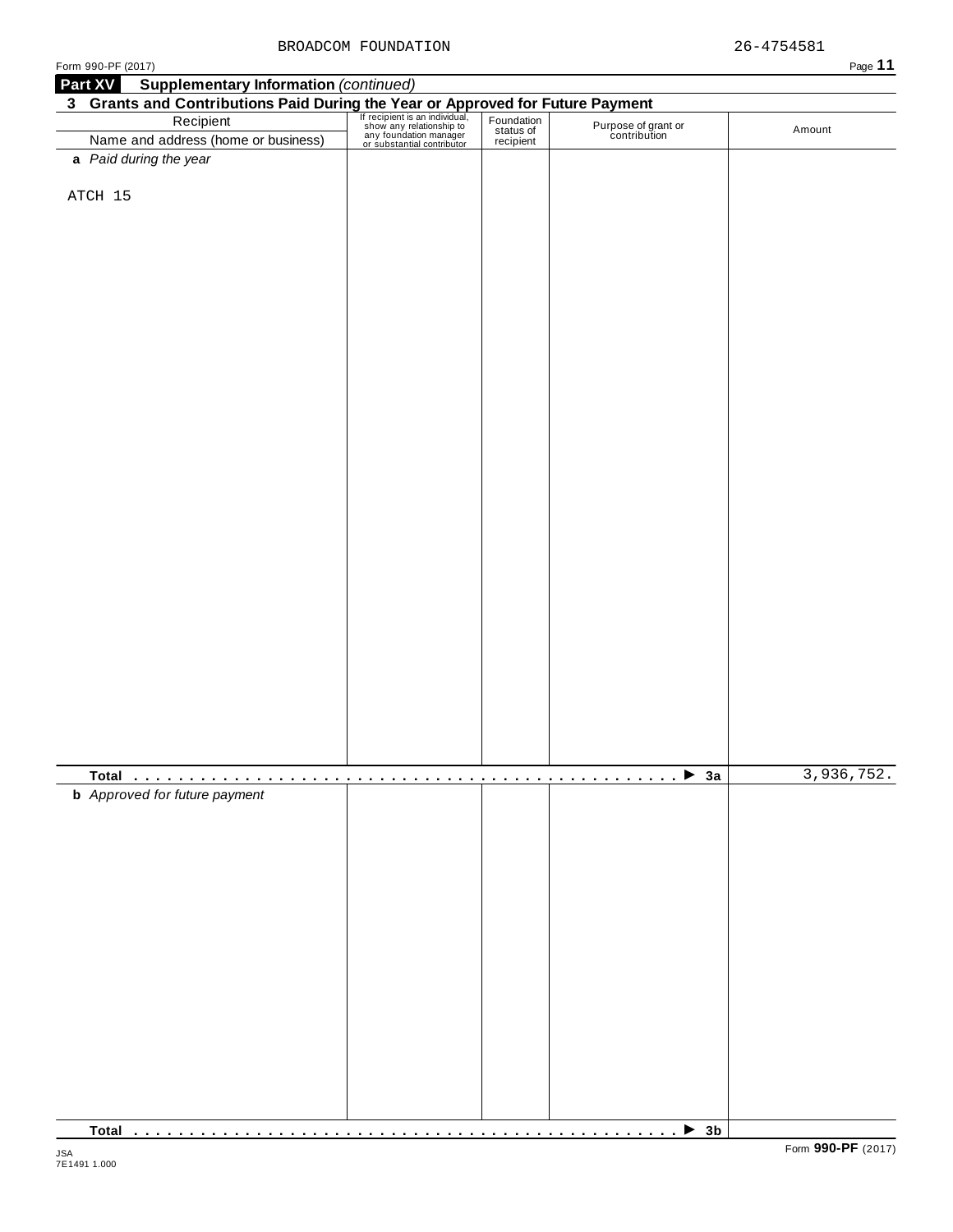BROADCOM FOUNDATION 26-4754581

Form 990-PF (2017)

**Part XV Supplementary Information** *(continued)*

## 3 Grants and Contributions Paid During the Year or Approved for Future Payment

| Recipient<br>Name and address (home or business) | If recipient is an individual, show any relationship to any foundation manager or substantial contributor | Foundation status of recipient | Purpose of grant or contribution | Amount |
|---|---|---|---|---|
| **a** *Paid during the year* | | | | |
| ATCH 15 | | | | |
| **Total** . . . . . . . . . . . . . . . . . . . . . . . . . . . . . . . . . . . . . . . . . . . . . . ▶ **3a** | | | | 3,936,752. |
| **b** *Approved for future payment* | | | | |
| **Total** . . . . . . . . . . . . . . . . . . . . . . . . . . . . . . . . . . . . . . . . . . . . . . ▶ **3b** | | | | |

JSA
7E1491 1.000

Form **990-PF** (2017)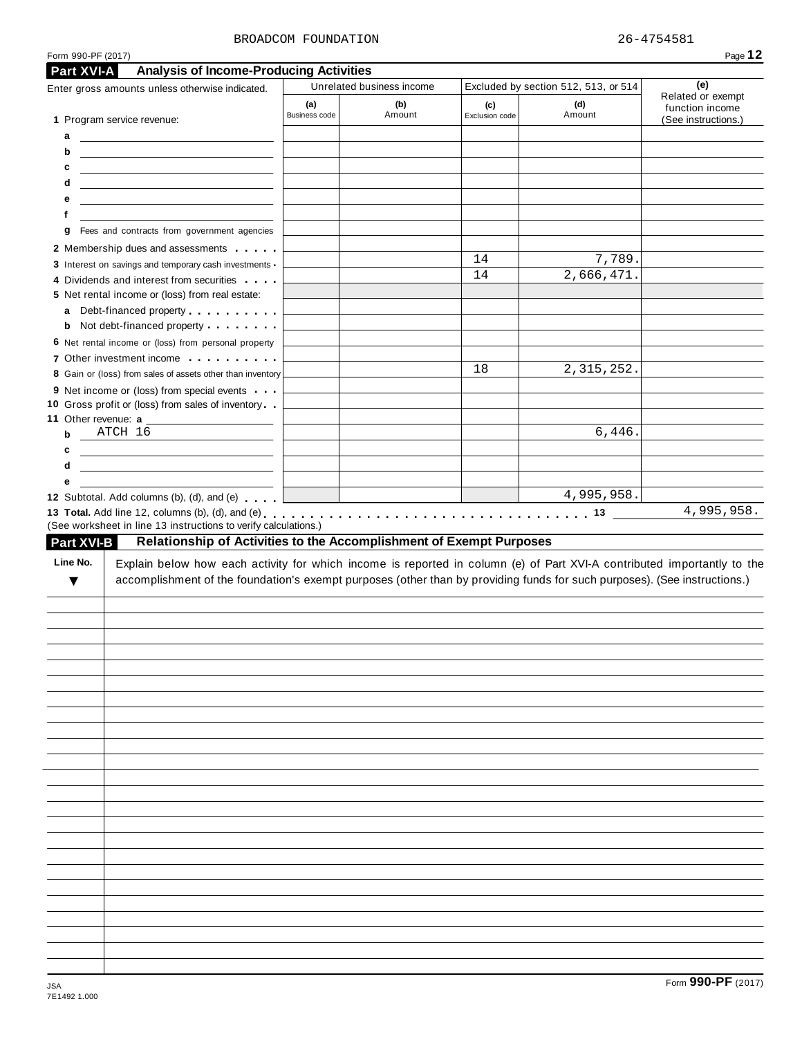BROADCOM FOUNDATION 26-4754581

Form 990-PF (2017)

## Part XVI-A Analysis of Income-Producing Activities

| Enter gross amounts unless otherwise indicated. | Unrelated business income | | Excluded by section 512, 513, or 514 | | (e) Related or exempt function income (See instructions.) |
|---|---|---|---|---|---|
| | (a) Business code | (b) Amount | (c) Exclusion code | (d) Amount | |
| **1** Program service revenue: | | | | | |
| a | | | | | |
| b | | | | | |
| c | | | | | |
| d | | | | | |
| e | | | | | |
| f | | | | | |
| g Fees and contracts from government agencies | | | | | |
| **2** Membership dues and assessments | | | | | |
| **3** Interest on savings and temporary cash investments | | | 14 | 7,789. | |
| **4** Dividends and interest from securities | | | 14 | 2,666,471. | |
| **5** Net rental income or (loss) from real estate: | | | | | |
| a Debt-financed property | | | | | |
| b Not debt-financed property | | | | | |
| **6** Net rental income or (loss) from personal property | | | | | |
| **7** Other investment income | | | | | |
| **8** Gain or (loss) from sales of assets other than inventory | | | 18 | 2,315,252. | |
| **9** Net income or (loss) from special events | | | | | |
| **10** Gross profit or (loss) from sales of inventory | | | | | |
| **11** Other revenue: a | | | | | |
| b ATCH 16 | | | | 6,446. | |
| c | | | | | |
| d | | | | | |
| e | | | | | |
| **12** Subtotal. Add columns (b), (d), and (e) | | | | 4,995,958. | |

**13 Total.** Add line 12, columns (b), (d), and (e) . . . **13** 4,995,958.

(See worksheet in line 13 instructions to verify calculations.)

## Part XVI-B Relationship of Activities to the Accomplishment of Exempt Purposes

| Line No. ▼ | Explain below how each activity for which income is reported in column (e) of Part XVI-A contributed importantly to the accomplishment of the foundation's exempt purposes (other than by providing funds for such purposes). (See instructions.) |
|---|---|
| | |

Form **990-PF** (2017)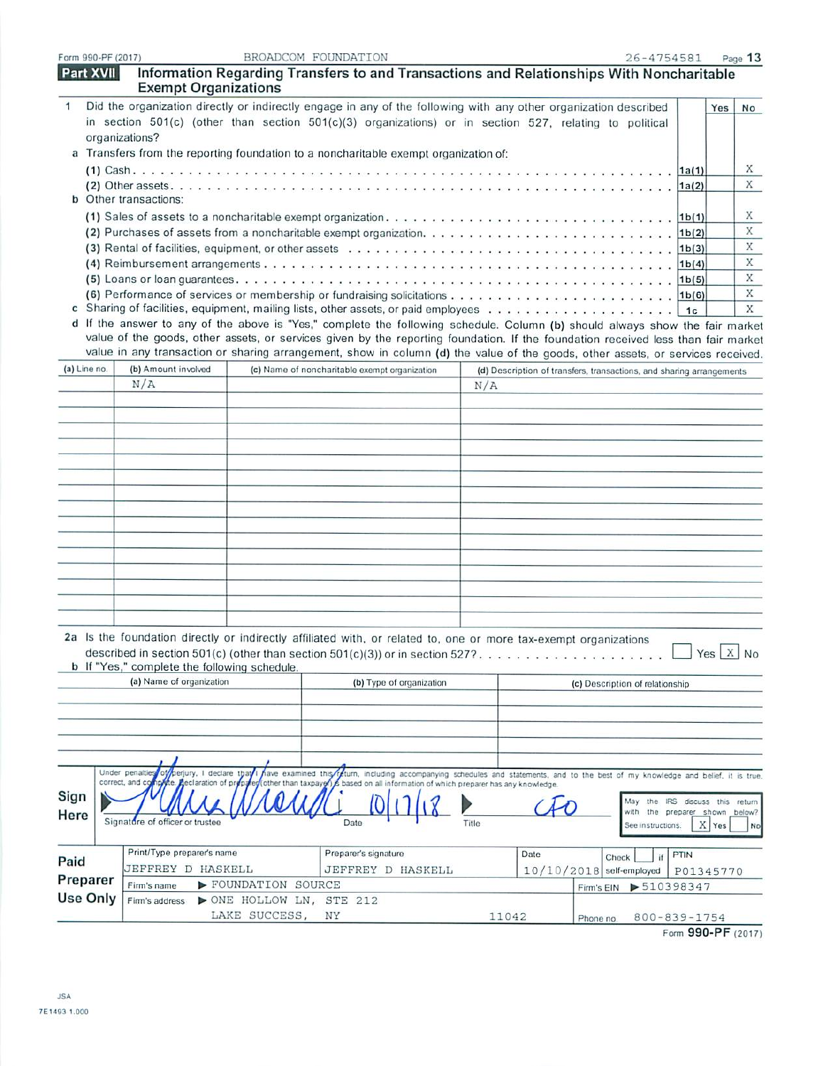Form 990-PF (2017) BROADCOM FOUNDATION 26-4754581

## Part XVII Information Regarding Transfers to and Transactions and Relationships With Noncharitable Exempt Organizations

| | | | Yes | No |
|---|---|---|---|---|
| 1 | Did the organization directly or indirectly engage in any of the following with any other organization described in section 501(c) (other than section 501(c)(3) organizations) or in section 527, relating to political organizations? | | | |
| a | Transfers from the reporting foundation to a noncharitable exempt organization of: | | | |
| | (1) Cash | 1a(1) | | X |
| | (2) Other assets | 1a(2) | | X |
| b | Other transactions: | | | |
| | (1) Sales of assets to a noncharitable exempt organization | 1b(1) | | X |
| | (2) Purchases of assets from a noncharitable exempt organization | 1b(2) | | X |
| | (3) Rental of facilities, equipment, or other assets | 1b(3) | | X |
| | (4) Reimbursement arrangements | 1b(4) | | X |
| | (5) Loans or loan guarantees | 1b(5) | | X |
| | (6) Performance of services or membership or fundraising solicitations | 1b(6) | | X |
| c | Sharing of facilities, equipment, mailing lists, other assets, or paid employees | 1c | | X |

d If the answer to any of the above is "Yes," complete the following schedule. Column **(b)** should always show the fair market value of the goods, other assets, or services given by the reporting foundation. If the foundation received less than fair market value in any transaction or sharing arrangement, show in column **(d)** the value of the goods, other assets, or services received.

| (a) Line no. | (b) Amount involved | (c) Name of noncharitable exempt organization | (d) Description of transfers, transactions, and sharing arrangements |
|---|---|---|---|
| | N/A | | N/A |

2a Is the foundation directly or indirectly affiliated with, or related to, one or more tax-exempt organizations described in section 501(c) (other than section 501(c)(3)) or in section 527? ☐ Yes ☒ No

b If "Yes," complete the following schedule.

| (a) Name of organization | (b) Type of organization | (c) Description of relationship |
|---|---|---|
| | | |

**Sign Here**

Under penalties of perjury, I declare that I have examined this return, including accompanying schedules and statements, and to the best of my knowledge and belief, it is true, correct, and complete. Declaration of preparer (other than taxpayer) is based on all information of which preparer has any knowledge.

Signature of officer or trustee: [signature] Date: 10/17/18 Title: CFO

May the IRS discuss this return with the preparer shown below? See instructions. ☒ Yes ☐ No

**Paid Preparer Use Only**

| Print/Type preparer's name | Preparer's signature | Date | Check ☐ if self-employed | PTIN |
|---|---|---|---|---|
| JEFFREY D HASKELL | JEFFREY D HASKELL | 10/10/2018 | | P01345770 |

Firm's name ▶ FOUNDATION SOURCE — Firm's EIN ▶ 510398347

Firm's address ▶ ONE HOLLOW LN, STE 212, LAKE SUCCESS, NY 11042 — Phone no. 800-839-1754

Form **990-PF** (2017)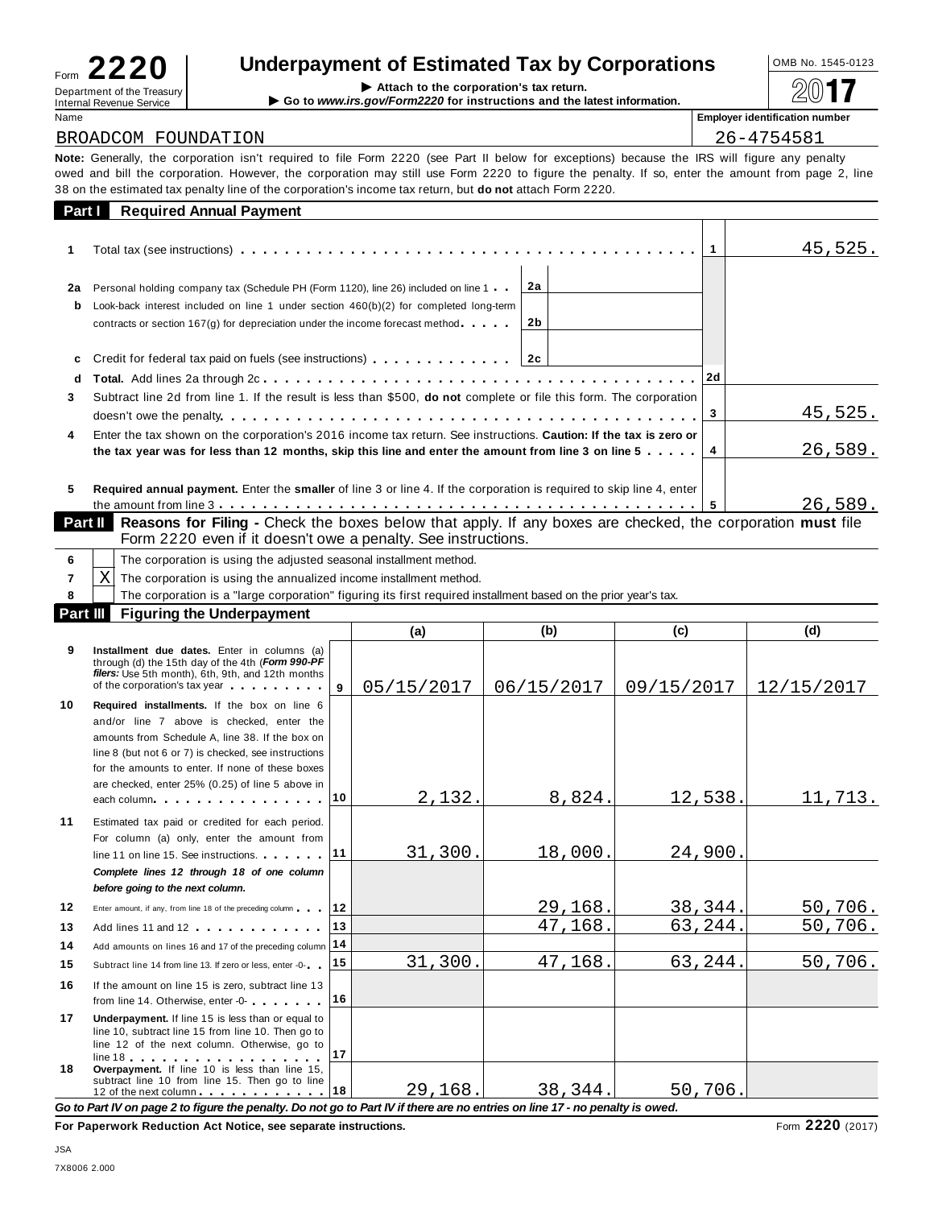Form **2220**

Department of the Treasury
Internal Revenue Service

# Underpayment of Estimated Tax by Corporations

▶ Attach to the corporation's tax return.
▶ Go to *www.irs.gov/Form2220* for instructions and the latest information.

OMB No. 1545-0123

**2017**

Name: BROADCOM FOUNDATION

Employer identification number: 26-4754581

**Note:** Generally, the corporation isn't required to file Form 2220 (see Part II below for exceptions) because the IRS will figure any penalty owed and bill the corporation. However, the corporation may still use Form 2220 to figure the penalty. If so, enter the amount from page 2, line 38 on the estimated tax penalty line of the corporation's income tax return, but **do not** attach Form 2220.

## Part I Required Annual Payment

| | | | | | |
|---|---|---|---|---|---|
| 1 | Total tax (see instructions) | | | 1 | 45,525. |
| 2a | Personal holding company tax (Schedule PH (Form 1120), line 26) included on line 1 | 2a | | | |
| b | Look-back interest included on line 1 under section 460(b)(2) for completed long-term contracts or section 167(g) for depreciation under the income forecast method | 2b | | | |
| c | Credit for federal tax paid on fuels (see instructions) | 2c | | | |
| d | **Total.** Add lines 2a through 2c | | | 2d | |
| 3 | Subtract line 2d from line 1. If the result is less than $500, **do not** complete or file this form. The corporation doesn't owe the penalty | | | 3 | 45,525. |
| 4 | Enter the tax shown on the corporation's 2016 income tax return. See instructions. **Caution: If the tax is zero or the tax year was for less than 12 months, skip this line and enter the amount from line 3 on line 5** | | | 4 | 26,589. |
| 5 | **Required annual payment.** Enter the **smaller** of line 3 or line 4. If the corporation is required to skip line 4, enter the amount from line 3 | | | 5 | 26,589. |

## Part II Reasons for Filing - Check the boxes below that apply. If any boxes are checked, the corporation must file Form 2220 even if it doesn't owe a penalty. See instructions.

| | | |
|---|---|---|
| 6 | ☐ | The corporation is using the adjusted seasonal installment method. |
| 7 | X | The corporation is using the annualized income installment method. |
| 8 | ☐ | The corporation is a "large corporation" figuring its first required installment based on the prior year's tax. |

## Part III Figuring the Underpayment

| | | | (a) | (b) | (c) | (d) |
|---|---|---|---|---|---|---|
| 9 | **Installment due dates.** Enter in columns (a) through (d) the 15th day of the 4th (***Form 990-PF filers:*** Use 5th month), 6th, 9th, and 12th months of the corporation's tax year | 9 | 05/15/2017 | 06/15/2017 | 09/15/2017 | 12/15/2017 |
| 10 | **Required installments.** If the box on line 6 and/or line 7 above is checked, enter the amounts from Schedule A, line 38. If the box on line 8 (but not 6 or 7) is checked, see instructions for the amounts to enter. If none of these boxes are checked, enter 25% (0.25) of line 5 above in each column | 10 | 2,132. | 8,824. | 12,538. | 11,713. |
| 11 | Estimated tax paid or credited for each period. For column (a) only, enter the amount from line 11 on line 15. See instructions. | 11 | 31,300. | 18,000. | 24,900. | |
| | ***Complete lines 12 through 18 of one column before going to the next column.*** | | | | | |
| 12 | Enter amount, if any, from line 18 of the preceding column | 12 | | 29,168. | 38,344. | 50,706. |
| 13 | Add lines 11 and 12 | 13 | | 47,168. | 63,244. | 50,706. |
| 14 | Add amounts on lines 16 and 17 of the preceding column | 14 | | | | |
| 15 | Subtract line 14 from line 13. If zero or less, enter -0- | 15 | 31,300. | 47,168. | 63,244. | 50,706. |
| 16 | If the amount on line 15 is zero, subtract line 13 from line 14. Otherwise, enter -0- | 16 | | | | |
| 17 | **Underpayment.** If line 15 is less than or equal to line 10, subtract line 15 from line 10. Then go to line 12 of the next column. Otherwise, go to line 18 | 17 | | | | |
| 18 | **Overpayment.** If line 10 is less than line 15, subtract line 10 from line 15. Then go to line 12 of the next column | 18 | 29,168. | 38,344. | 50,706. | |

***Go to Part IV on page 2 to figure the penalty. Do not go to Part IV if there are no entries on line 17 - no penalty is owed.***

**For Paperwork Reduction Act Notice, see separate instructions.**

Form **2220** (2017)

JSA
7X8006 2.000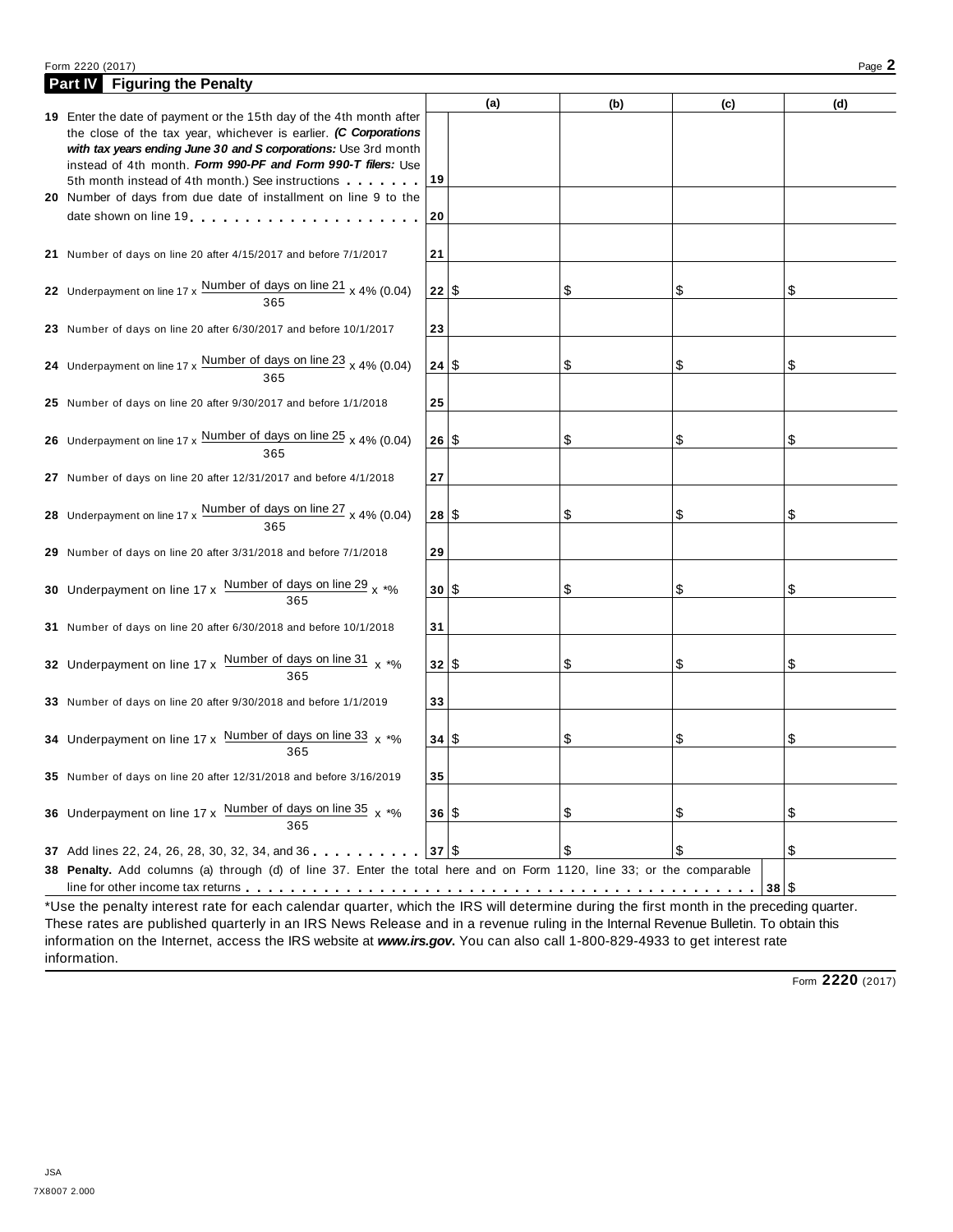## Part IV Figuring the Penalty

| | | (a) | (b) | (c) | (d) |
|---|---|---|---|---|---|
| **19** Enter the date of payment or the 15th day of the 4th month after the close of the tax year, whichever is earlier. ***(C Corporations with tax years ending June 30 and S corporations:*** Use 3rd month instead of 4th month. ***Form 990-PF and Form 990-T filers:*** Use 5th month instead of 4th month.) See instructions | 19 | | | | |
| **20** Number of days from due date of installment on line 9 to the date shown on line 19 | 20 | | | | |
| **21** Number of days on line 20 after 4/15/2017 and before 7/1/2017 | 21 | | | | |
| **22** Underpayment on line 17 x $\frac{\text{Number of days on line 21}}{365}$ x 4% (0.04) | 22 | $ | $ | $ | $ |
| **23** Number of days on line 20 after 6/30/2017 and before 10/1/2017 | 23 | | | | |
| **24** Underpayment on line 17 x $\frac{\text{Number of days on line 23}}{365}$ x 4% (0.04) | 24 | $ | $ | $ | $ |
| **25** Number of days on line 20 after 9/30/2017 and before 1/1/2018 | 25 | | | | |
| **26** Underpayment on line 17 x $\frac{\text{Number of days on line 25}}{365}$ x 4% (0.04) | 26 | $ | $ | $ | $ |
| **27** Number of days on line 20 after 12/31/2017 and before 4/1/2018 | 27 | | | | |
| **28** Underpayment on line 17 x $\frac{\text{Number of days on line 27}}{365}$ x 4% (0.04) | 28 | $ | $ | $ | $ |
| **29** Number of days on line 20 after 3/31/2018 and before 7/1/2018 | 29 | | | | |
| **30** Underpayment on line 17 x $\frac{\text{Number of days on line 29}}{365}$ x *% | 30 | $ | $ | $ | $ |
| **31** Number of days on line 20 after 6/30/2018 and before 10/1/2018 | 31 | | | | |
| **32** Underpayment on line 17 x $\frac{\text{Number of days on line 31}}{365}$ x *% | 32 | $ | $ | $ | $ |
| **33** Number of days on line 20 after 9/30/2018 and before 1/1/2019 | 33 | | | | |
| **34** Underpayment on line 17 x $\frac{\text{Number of days on line 33}}{365}$ x *% | 34 | $ | $ | $ | $ |
| **35** Number of days on line 20 after 12/31/2018 and before 3/16/2019 | 35 | | | | |
| **36** Underpayment on line 17 x $\frac{\text{Number of days on line 35}}{365}$ x *% | 36 | $ | $ | $ | $ |
| **37** Add lines 22, 24, 26, 28, 30, 32, 34, and 36 | 37 | $ | $ | $ | $ |

**38 Penalty.** Add columns (a) through (d) of line 37. Enter the total here and on Form 1120, line 33; or the comparable line for other income tax returns . . . **38** $

*Use the penalty interest rate for each calendar quarter, which the IRS will determine during the first month in the preceding quarter. These rates are published quarterly in an IRS News Release and in a revenue ruling in the Internal Revenue Bulletin. To obtain this information on the Internet, access the IRS website at ***www.irs.gov***. You can also call 1-800-829-4933 to get interest rate information.

Form **2220** (2017)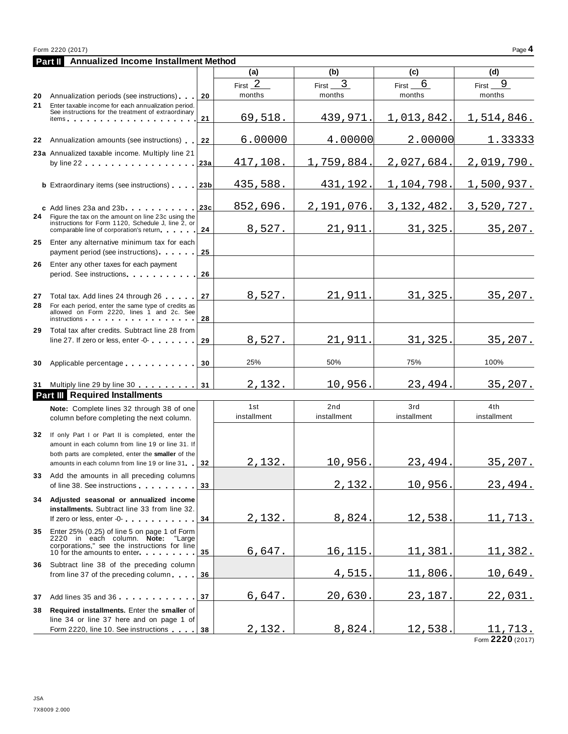Form 2220 (2017) Page **4**

## Part II Annualized Income Installment Method

| | | | (a) | (b) | (c) | (d) |
|---|---|---|---|---|---|---|
| **20** | Annualization periods (see instructions) | 20 | First 2 months | First 3 months | First 6 months | First 9 months |
| **21** | Enter taxable income for each annualization period. See instructions for the treatment of extraordinary items | 21 | 69,518. | 439,971. | 1,013,842. | 1,514,846. |
| **22** | Annualization amounts (see instructions) | 22 | 6.00000 | 4.00000 | 2.00000 | 1.33333 |
| **23a** | Annualized taxable income. Multiply line 21 by line 22 | 23a | 417,108. | 1,759,884. | 2,027,684. | 2,019,790. |
| **b** | Extraordinary items (see instructions) | 23b | 435,588. | 431,192. | 1,104,798. | 1,500,937. |
| **c** | Add lines 23a and 23b | 23c | 852,696. | 2,191,076. | 3,132,482. | 3,520,727. |
| **24** | Figure the tax on the amount on line 23c using the instructions for Form 1120, Schedule J, line 2, or comparable line of corporation's return | 24 | 8,527. | 21,911. | 31,325. | 35,207. |
| **25** | Enter any alternative minimum tax for each payment period (see instructions) | 25 | | | | |
| **26** | Enter any other taxes for each payment period. See instructions | 26 | | | | |
| **27** | Total tax. Add lines 24 through 26 | 27 | 8,527. | 21,911. | 31,325. | 35,207. |
| **28** | For each period, enter the same type of credits as allowed on Form 2220, lines 1 and 2c. See instructions | 28 | | | | |
| **29** | Total tax after credits. Subtract line 28 from line 27. If zero or less, enter -0- | 29 | 8,527. | 21,911. | 31,325. | 35,207. |
| **30** | Applicable percentage | 30 | 25% | 50% | 75% | 100% |
| **31** | Multiply line 29 by line 30 | 31 | 2,132. | 10,956. | 23,494. | 35,207. |

## Part III Required Installments

| | **Note:** Complete lines 32 through 38 of one column before completing the next column. | | 1st installment | 2nd installment | 3rd installment | 4th installment |
|---|---|---|---|---|---|---|
| **32** | If only Part I or Part II is completed, enter the amount in each column from line 19 or line 31. If both parts are completed, enter the **smaller** of the amounts in each column from line 19 or line 31 | 32 | 2,132. | 10,956. | 23,494. | 35,207. |
| **33** | Add the amounts in all preceding columns of line 38. See instructions | 33 | | 2,132. | 10,956. | 23,494. |
| **34** | **Adjusted seasonal or annualized income installments.** Subtract line 33 from line 32. If zero or less, enter -0- | 34 | 2,132. | 8,824. | 12,538. | 11,713. |
| **35** | Enter 25% (0.25) of line 5 on page 1 of Form 2220 in each column. **Note:** "Large corporations," see the instructions for line 10 for the amounts to enter | 35 | 6,647. | 16,115. | 11,381. | 11,382. |
| **36** | Subtract line 38 of the preceding column from line 37 of the preceding column | 36 | | 4,515. | 11,806. | 10,649. |
| **37** | Add lines 35 and 36 | 37 | 6,647. | 20,630. | 23,187. | 22,031. |
| **38** | **Required installments.** Enter the **smaller** of line 34 or line 37 here and on page 1 of Form 2220, line 10. See instructions | 38 | 2,132. | 8,824. | 12,538. | 11,713. |

Form **2220** (2017)

JSA
7X8009 2.000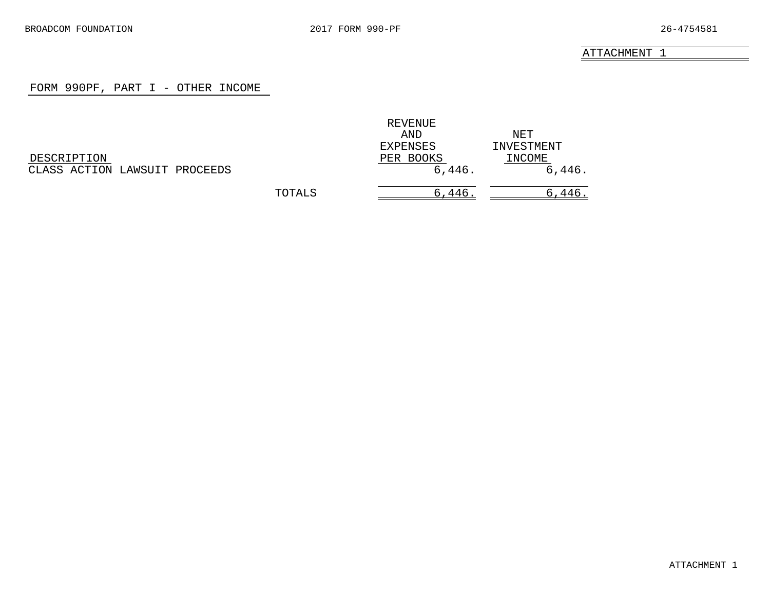ATTACHMENT 1

## FORM 990PF, PART I - OTHER INCOME

| DESCRIPTION | REVENUE AND EXPENSES PER BOOKS | NET INVESTMENT INCOME |
|---|---|---|
| CLASS ACTION LAWSUIT PROCEEDS | 6,446. | 6,446. |
| TOTALS | 6,446. | 6,446. |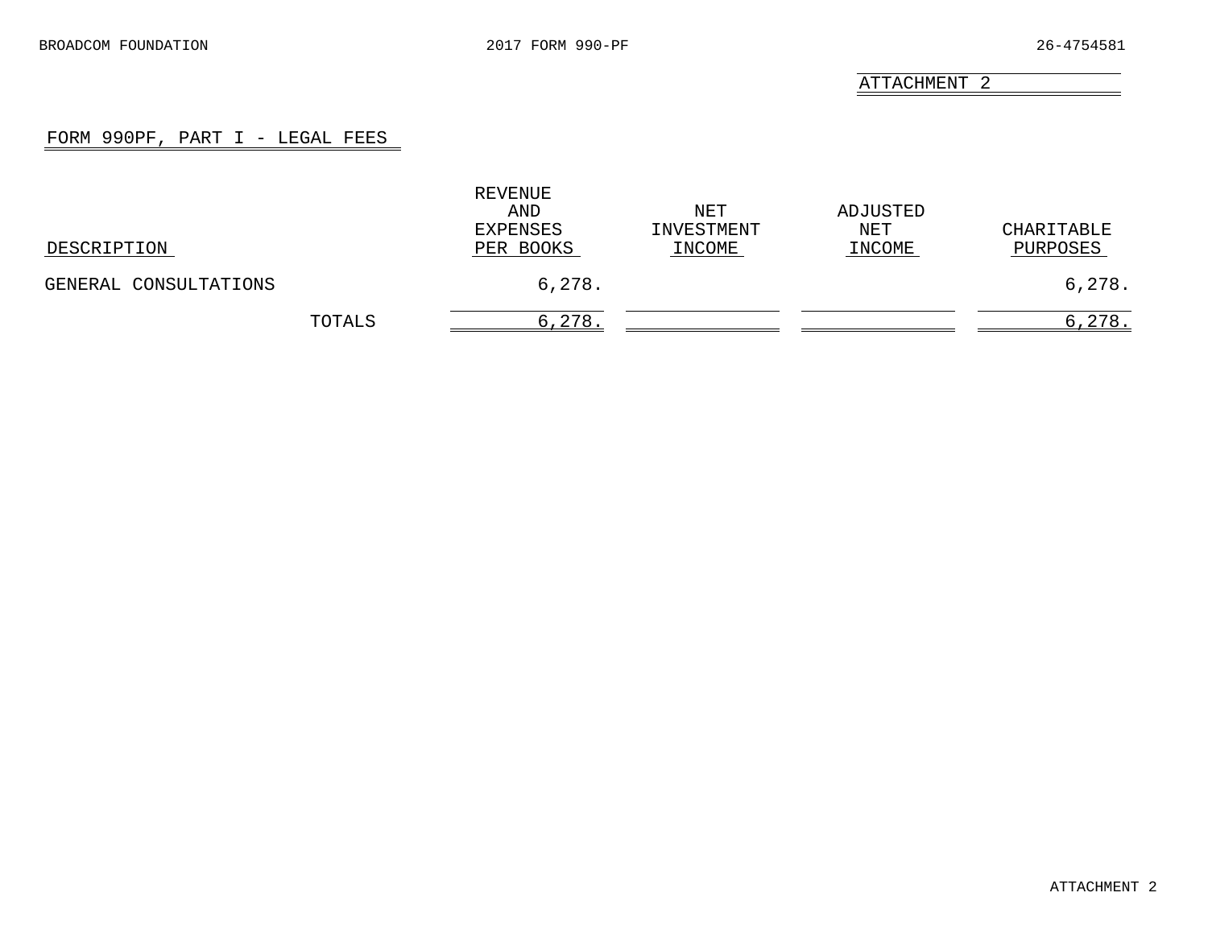ATTACHMENT 2

## FORM 990PF, PART I - LEGAL FEES

| DESCRIPTION | REVENUE AND EXPENSES PER BOOKS | NET INVESTMENT INCOME | ADJUSTED NET INCOME | CHARITABLE PURPOSES |
|---|---|---|---|---|
| GENERAL CONSULTATIONS | 6,278. | | | 6,278. |
| TOTALS | 6,278. | | | 6,278. |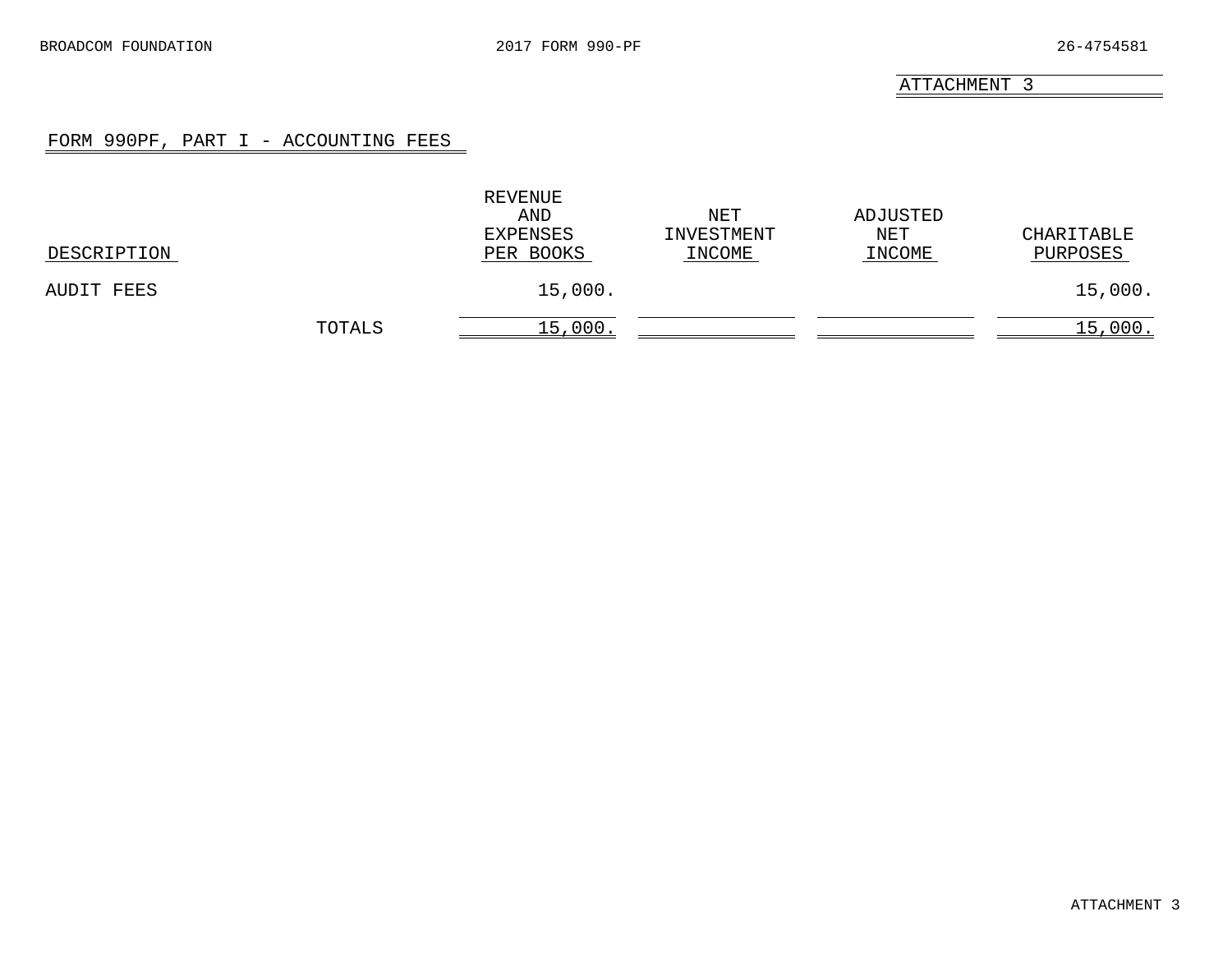ATTACHMENT 3

## FORM 990PF, PART I - ACCOUNTING FEES

| DESCRIPTION | REVENUE AND EXPENSES PER BOOKS | NET INVESTMENT INCOME | ADJUSTED NET INCOME | CHARITABLE PURPOSES |
|---|---|---|---|---|
| AUDIT FEES | 15,000. | | | 15,000. |
| TOTALS | 15,000. | | | 15,000. |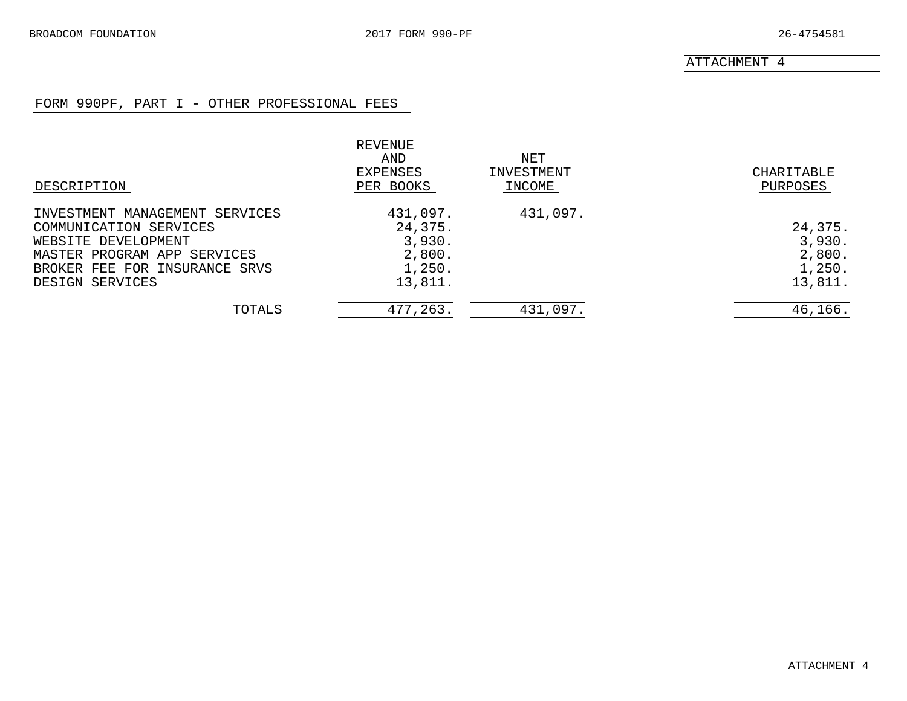ATTACHMENT 4

## FORM 990PF, PART I - OTHER PROFESSIONAL FEES

| DESCRIPTION | REVENUE AND EXPENSES PER BOOKS | NET INVESTMENT INCOME | CHARITABLE PURPOSES |
|---|---|---|---|
| INVESTMENT MANAGEMENT SERVICES | 431,097. | 431,097. | |
| COMMUNICATION SERVICES | 24,375. | | 24,375. |
| WEBSITE DEVELOPMENT | 3,930. | | 3,930. |
| MASTER PROGRAM APP SERVICES | 2,800. | | 2,800. |
| BROKER FEE FOR INSURANCE SRVS | 1,250. | | 1,250. |
| DESIGN SERVICES | 13,811. | | 13,811. |
| TOTALS | 477,263. | 431,097. | 46,166. |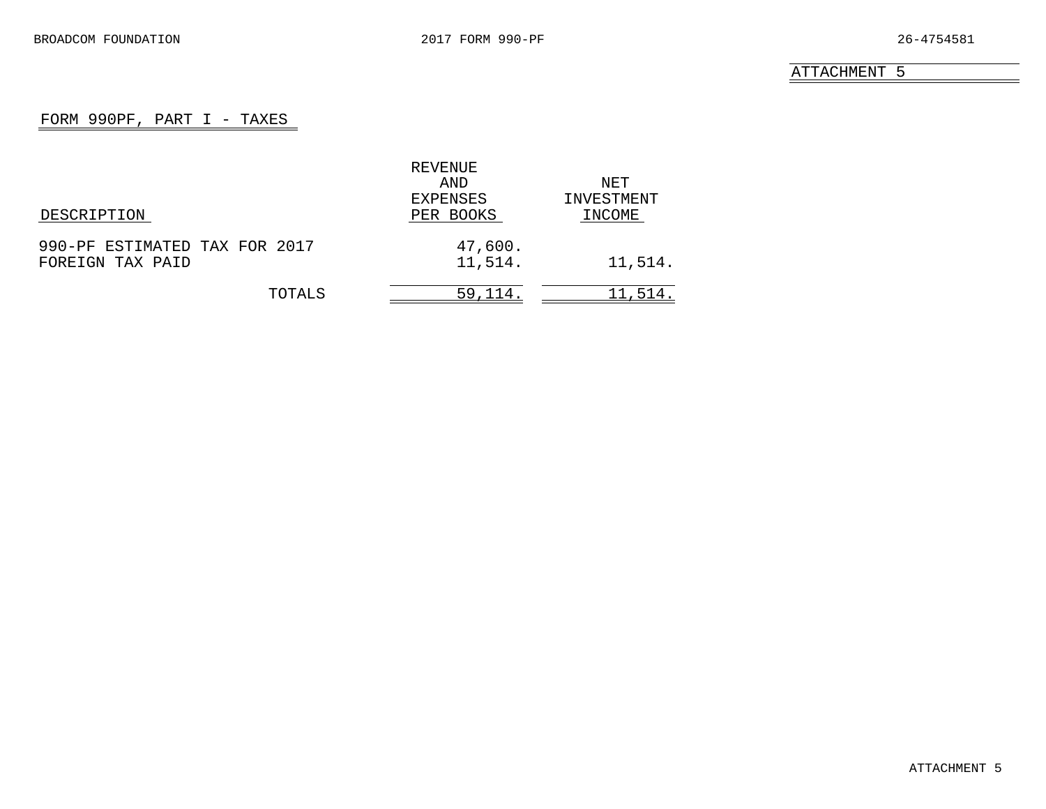ATTACHMENT 5

## FORM 990PF, PART I - TAXES

| DESCRIPTION | REVENUE AND EXPENSES PER BOOKS | NET INVESTMENT INCOME |
|---|---|---|
| 990-PF ESTIMATED TAX FOR 2017 | 47,600. | |
| FOREIGN TAX PAID | 11,514. | 11,514. |
| TOTALS | 59,114. | 11,514. |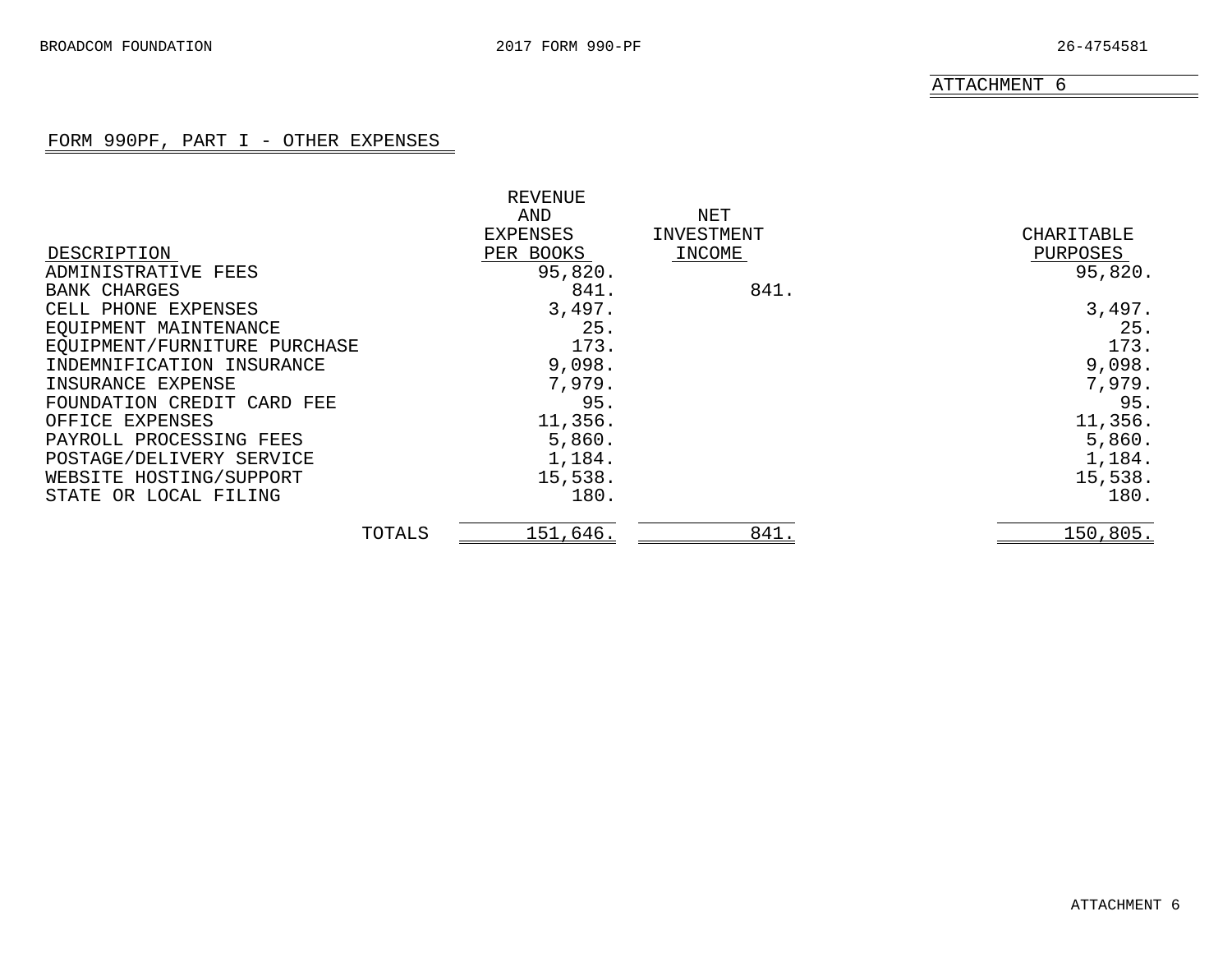ATTACHMENT 6

## FORM 990PF, PART I - OTHER EXPENSES

| DESCRIPTION | REVENUE AND EXPENSES PER BOOKS | NET INVESTMENT INCOME | CHARITABLE PURPOSES |
|---|---|---|---|
| ADMINISTRATIVE FEES | 95,820. | | 95,820. |
| BANK CHARGES | 841. | 841. | |
| CELL PHONE EXPENSES | 3,497. | | 3,497. |
| EQUIPMENT MAINTENANCE | 25. | | 25. |
| EQUIPMENT/FURNITURE PURCHASE | 173. | | 173. |
| INDEMNIFICATION INSURANCE | 9,098. | | 9,098. |
| INSURANCE EXPENSE | 7,979. | | 7,979. |
| FOUNDATION CREDIT CARD FEE | 95. | | 95. |
| OFFICE EXPENSES | 11,356. | | 11,356. |
| PAYROLL PROCESSING FEES | 5,860. | | 5,860. |
| POSTAGE/DELIVERY SERVICE | 1,184. | | 1,184. |
| WEBSITE HOSTING/SUPPORT | 15,538. | | 15,538. |
| STATE OR LOCAL FILING | 180. | | 180. |
| TOTALS | 151,646. | 841. | 150,805. |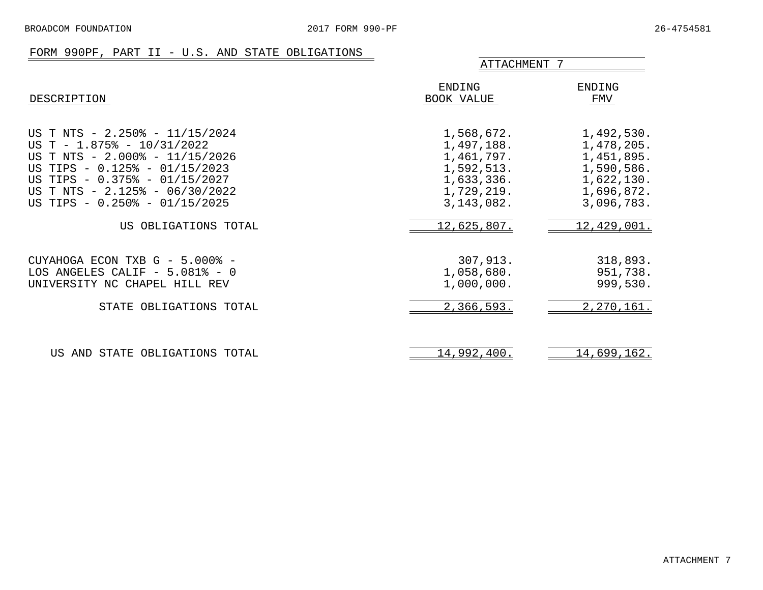## FORM 990PF, PART II - U.S. AND STATE OBLIGATIONS

ATTACHMENT 7

| DESCRIPTION | ENDING BOOK VALUE | ENDING FMV |
|---|---|---|
| US T NTS - 2.250% - 11/15/2024 | 1,568,672. | 1,492,530. |
| US T - 1.875% - 10/31/2022 | 1,497,188. | 1,478,205. |
| US T NTS - 2.000% - 11/15/2026 | 1,461,797. | 1,451,895. |
| US TIPS - 0.125% - 01/15/2023 | 1,592,513. | 1,590,586. |
| US TIPS - 0.375% - 01/15/2027 | 1,633,336. | 1,622,130. |
| US T NTS - 2.125% - 06/30/2022 | 1,729,219. | 1,696,872. |
| US TIPS - 0.250% - 01/15/2025 | 3,143,082. | 3,096,783. |
| US OBLIGATIONS TOTAL | 12,625,807. | 12,429,001. |
| CUYAHOGA ECON TXB G - 5.000% - | 307,913. | 318,893. |
| LOS ANGELES CALIF - 5.081% - 0 | 1,058,680. | 951,738. |
| UNIVERSITY NC CHAPEL HILL REV | 1,000,000. | 999,530. |
| STATE OBLIGATIONS TOTAL | 2,366,593. | 2,270,161. |
| US AND STATE OBLIGATIONS TOTAL | 14,992,400. | 14,699,162. |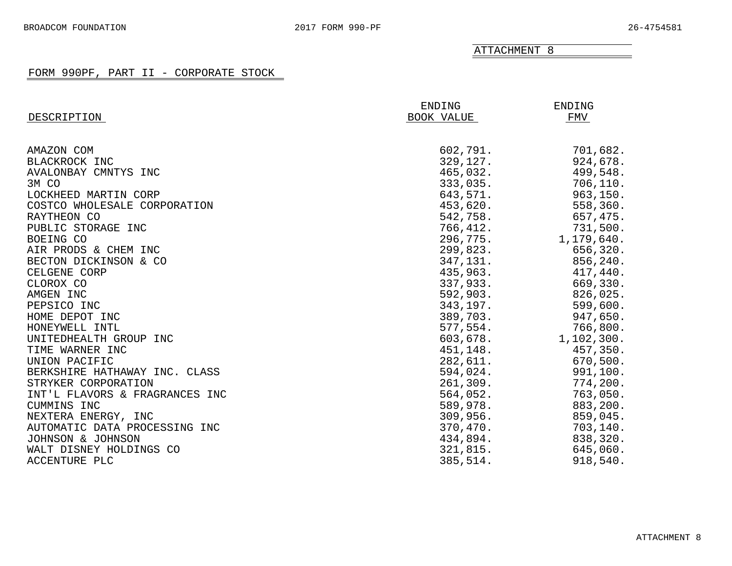ATTACHMENT 8

## FORM 990PF, PART II - CORPORATE STOCK

| DESCRIPTION | ENDING BOOK VALUE | ENDING FMV |
|---|---|---|
| AMAZON COM | 602,791. | 701,682. |
| BLACKROCK INC | 329,127. | 924,678. |
| AVALONBAY CMNTYS INC | 465,032. | 499,548. |
| 3M CO | 333,035. | 706,110. |
| LOCKHEED MARTIN CORP | 643,571. | 963,150. |
| COSTCO WHOLESALE CORPORATION | 453,620. | 558,360. |
| RAYTHEON CO | 542,758. | 657,475. |
| PUBLIC STORAGE INC | 766,412. | 731,500. |
| BOEING CO | 296,775. | 1,179,640. |
| AIR PRODS & CHEM INC | 299,823. | 656,320. |
| BECTON DICKINSON & CO | 347,131. | 856,240. |
| CELGENE CORP | 435,963. | 417,440. |
| CLOROX CO | 337,933. | 669,330. |
| AMGEN INC | 592,903. | 826,025. |
| PEPSICO INC | 343,197. | 599,600. |
| HOME DEPOT INC | 389,703. | 947,650. |
| HONEYWELL INTL | 577,554. | 766,800. |
| UNITEDHEALTH GROUP INC | 603,678. | 1,102,300. |
| TIME WARNER INC | 451,148. | 457,350. |
| UNION PACIFIC | 282,611. | 670,500. |
| BERKSHIRE HATHAWAY INC. CLASS | 594,024. | 991,100. |
| STRYKER CORPORATION | 261,309. | 774,200. |
| INT'L FLAVORS & FRAGRANCES INC | 564,052. | 763,050. |
| CUMMINS INC | 589,978. | 883,200. |
| NEXTERA ENERGY, INC | 309,956. | 859,045. |
| AUTOMATIC DATA PROCESSING INC | 370,470. | 703,140. |
| JOHNSON & JOHNSON | 434,894. | 838,320. |
| WALT DISNEY HOLDINGS CO | 321,815. | 645,060. |
| ACCENTURE PLC | 385,514. | 918,540. |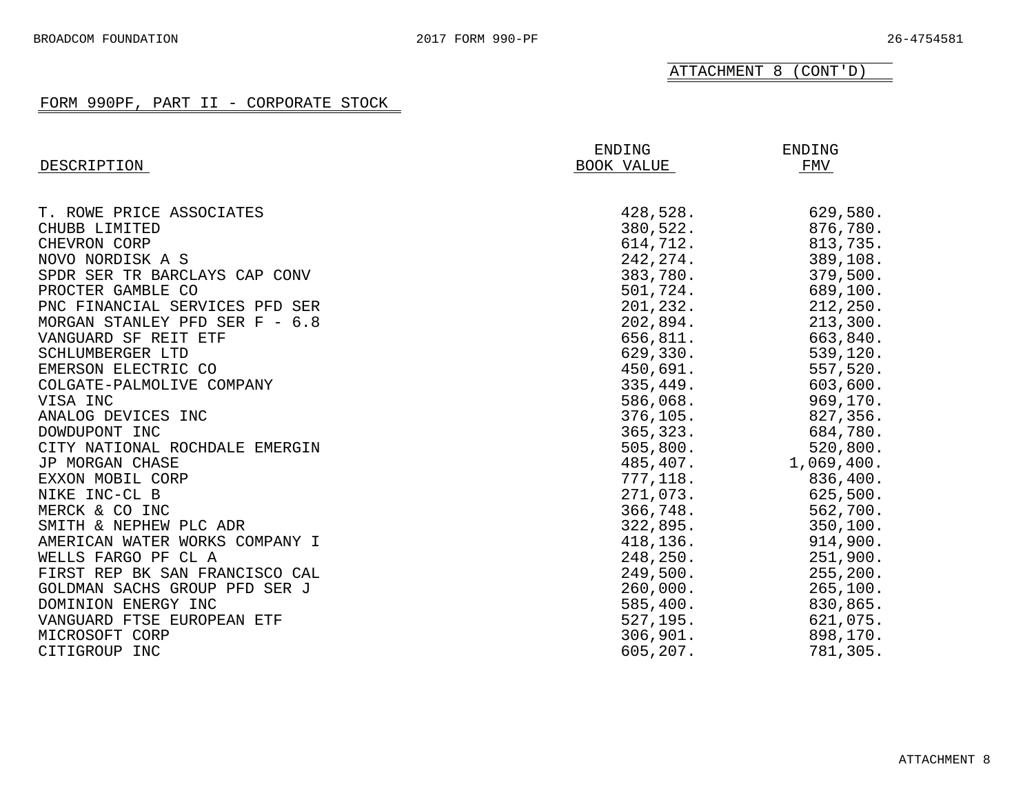ATTACHMENT 8 (CONT'D)

## FORM 990PF, PART II - CORPORATE STOCK

| DESCRIPTION | ENDING BOOK VALUE | ENDING FMV |
|---|---|---|
| T. ROWE PRICE ASSOCIATES | 428,528. | 629,580. |
| CHUBB LIMITED | 380,522. | 876,780. |
| CHEVRON CORP | 614,712. | 813,735. |
| NOVO NORDISK A S | 242,274. | 389,108. |
| SPDR SER TR BARCLAYS CAP CONV | 383,780. | 379,500. |
| PROCTER GAMBLE CO | 501,724. | 689,100. |
| PNC FINANCIAL SERVICES PFD SER | 201,232. | 212,250. |
| MORGAN STANLEY PFD SER F - 6.8 | 202,894. | 213,300. |
| VANGUARD SF REIT ETF | 656,811. | 663,840. |
| SCHLUMBERGER LTD | 629,330. | 539,120. |
| EMERSON ELECTRIC CO | 450,691. | 557,520. |
| COLGATE-PALMOLIVE COMPANY | 335,449. | 603,600. |
| VISA INC | 586,068. | 969,170. |
| ANALOG DEVICES INC | 376,105. | 827,356. |
| DOWDUPONT INC | 365,323. | 684,780. |
| CITY NATIONAL ROCHDALE EMERGIN | 505,800. | 520,800. |
| JP MORGAN CHASE | 485,407. | 1,069,400. |
| EXXON MOBIL CORP | 777,118. | 836,400. |
| NIKE INC-CL B | 271,073. | 625,500. |
| MERCK & CO INC | 366,748. | 562,700. |
| SMITH & NEPHEW PLC ADR | 322,895. | 350,100. |
| AMERICAN WATER WORKS COMPANY I | 418,136. | 914,900. |
| WELLS FARGO PF CL A | 248,250. | 251,900. |
| FIRST REP BK SAN FRANCISCO CAL | 249,500. | 255,200. |
| GOLDMAN SACHS GROUP PFD SER J | 260,000. | 265,100. |
| DOMINION ENERGY INC | 585,400. | 830,865. |
| VANGUARD FTSE EUROPEAN ETF | 527,195. | 621,075. |
| MICROSOFT CORP | 306,901. | 898,170. |
| CITIGROUP INC | 605,207. | 781,305. |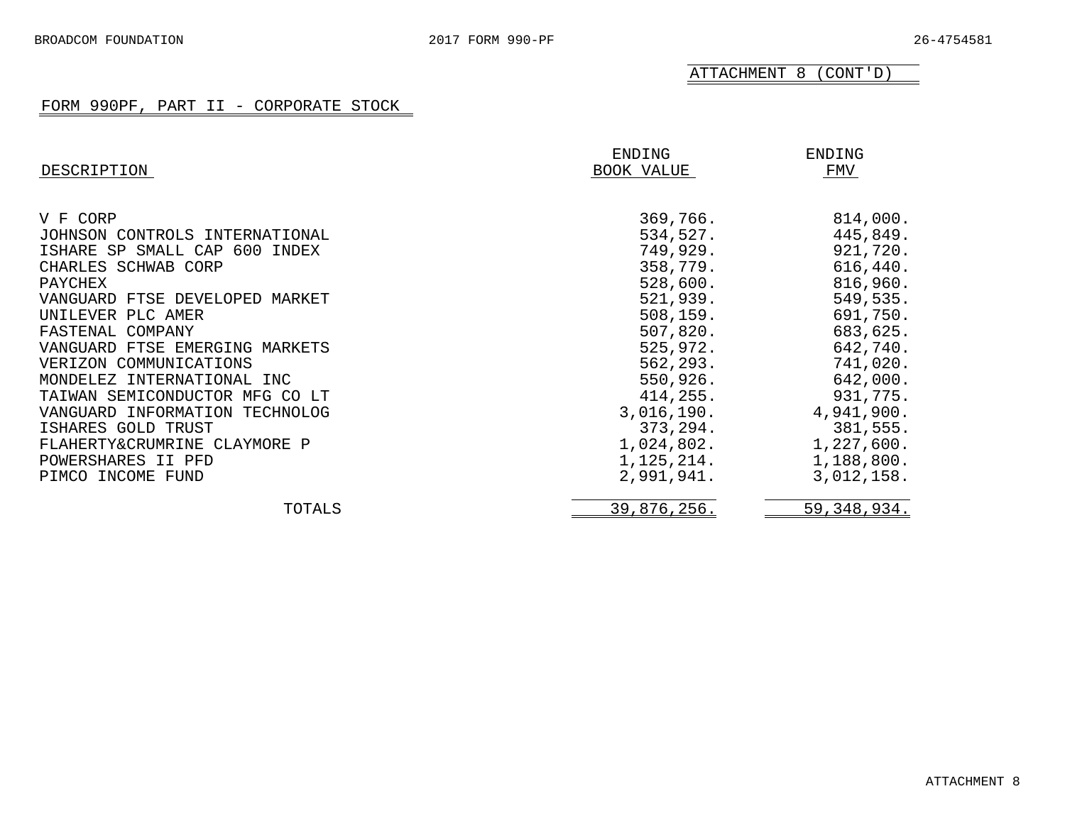ATTACHMENT 8 (CONT'D)

FORM 990PF, PART II - CORPORATE STOCK

| DESCRIPTION | ENDING BOOK VALUE | ENDING FMV |
|---|---|---|
| V F CORP | 369,766. | 814,000. |
| JOHNSON CONTROLS INTERNATIONAL | 534,527. | 445,849. |
| ISHARE SP SMALL CAP 600 INDEX | 749,929. | 921,720. |
| CHARLES SCHWAB CORP | 358,779. | 616,440. |
| PAYCHEX | 528,600. | 816,960. |
| VANGUARD FTSE DEVELOPED MARKET | 521,939. | 549,535. |
| UNILEVER PLC AMER | 508,159. | 691,750. |
| FASTENAL COMPANY | 507,820. | 683,625. |
| VANGUARD FTSE EMERGING MARKETS | 525,972. | 642,740. |
| VERIZON COMMUNICATIONS | 562,293. | 741,020. |
| MONDELEZ INTERNATIONAL INC | 550,926. | 642,000. |
| TAIWAN SEMICONDUCTOR MFG CO LT | 414,255. | 931,775. |
| VANGUARD INFORMATION TECHNOLOG | 3,016,190. | 4,941,900. |
| ISHARES GOLD TRUST | 373,294. | 381,555. |
| FLAHERTY&CRUMRINE CLAYMORE P | 1,024,802. | 1,227,600. |
| POWERSHARES II PFD | 1,125,214. | 1,188,800. |
| PIMCO INCOME FUND | 2,991,941. | 3,012,158. |
| TOTALS | 39,876,256. | 59,348,934. |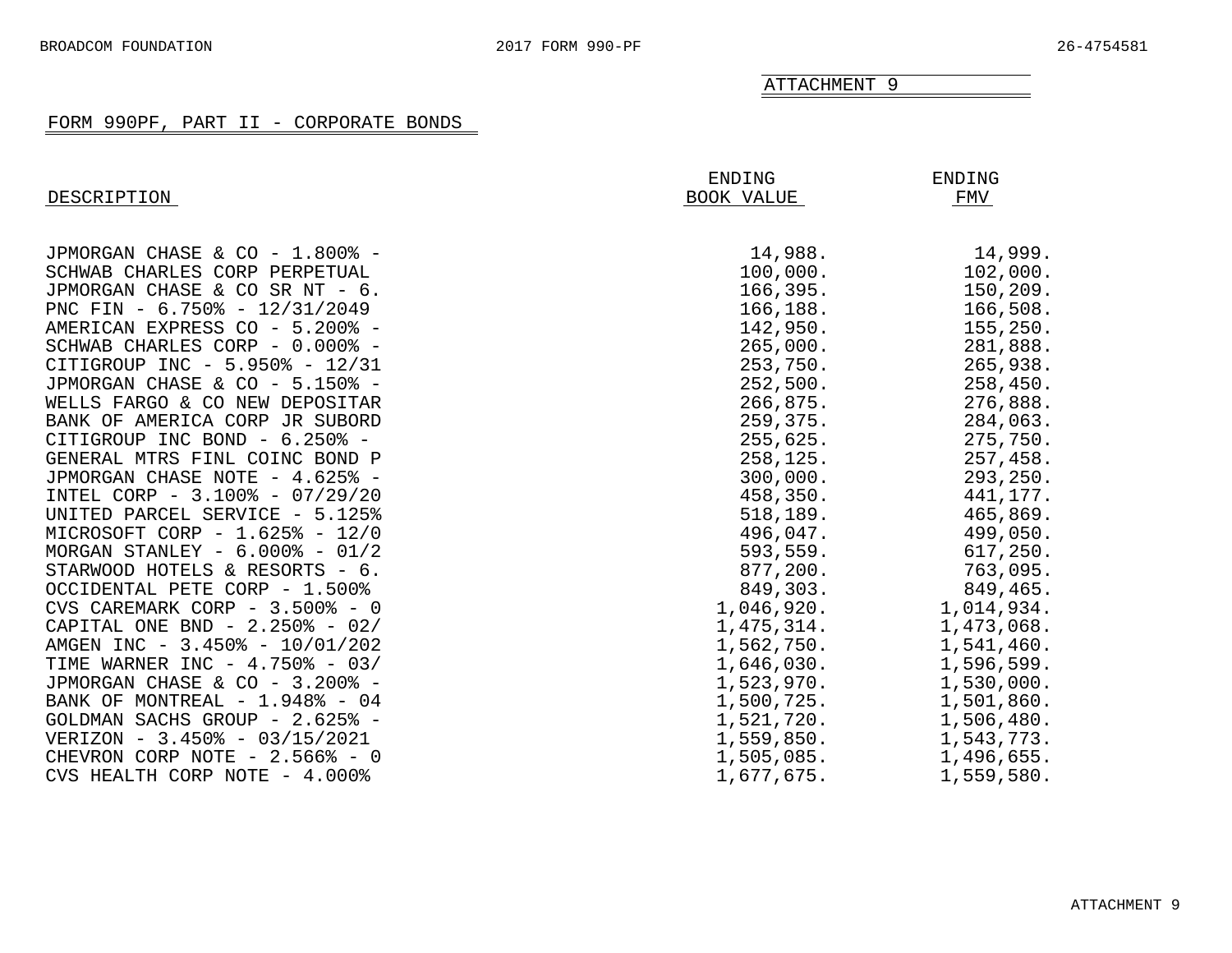ATTACHMENT 9

## FORM 990PF, PART II - CORPORATE BONDS

| DESCRIPTION | ENDING BOOK VALUE | ENDING FMV |
|---|---|---|
| JPMORGAN CHASE & CO - 1.800% - | 14,988. | 14,999. |
| SCHWAB CHARLES CORP PERPETUAL | 100,000. | 102,000. |
| JPMORGAN CHASE & CO SR NT - 6. | 166,395. | 150,209. |
| PNC FIN - 6.750% - 12/31/2049 | 166,188. | 166,508. |
| AMERICAN EXPRESS CO - 5.200% - | 142,950. | 155,250. |
| SCHWAB CHARLES CORP - 0.000% - | 265,000. | 281,888. |
| CITIGROUP INC - 5.950% - 12/31 | 253,750. | 265,938. |
| JPMORGAN CHASE & CO - 5.150% - | 252,500. | 258,450. |
| WELLS FARGO & CO NEW DEPOSITAR | 266,875. | 276,888. |
| BANK OF AMERICA CORP JR SUBORD | 259,375. | 284,063. |
| CITIGROUP INC BOND - 6.250% - | 255,625. | 275,750. |
| GENERAL MTRS FINL COINC BOND P | 258,125. | 257,458. |
| JPMORGAN CHASE NOTE - 4.625% - | 300,000. | 293,250. |
| INTEL CORP - 3.100% - 07/29/20 | 458,350. | 441,177. |
| UNITED PARCEL SERVICE - 5.125% | 518,189. | 465,869. |
| MICROSOFT CORP - 1.625% - 12/0 | 496,047. | 499,050. |
| MORGAN STANLEY - 6.000% - 01/2 | 593,559. | 617,250. |
| STARWOOD HOTELS & RESORTS - 6. | 877,200. | 763,095. |
| OCCIDENTAL PETE CORP - 1.500% | 849,303. | 849,465. |
| CVS CAREMARK CORP - 3.500% - 0 | 1,046,920. | 1,014,934. |
| CAPITAL ONE BND - 2.250% - 02/ | 1,475,314. | 1,473,068. |
| AMGEN INC - 3.450% - 10/01/202 | 1,562,750. | 1,541,460. |
| TIME WARNER INC - 4.750% - 03/ | 1,646,030. | 1,596,599. |
| JPMORGAN CHASE & CO - 3.200% - | 1,523,970. | 1,530,000. |
| BANK OF MONTREAL - 1.948% - 04 | 1,500,725. | 1,501,860. |
| GOLDMAN SACHS GROUP - 2.625% - | 1,521,720. | 1,506,480. |
| VERIZON - 3.450% - 03/15/2021 | 1,559,850. | 1,543,773. |
| CHEVRON CORP NOTE - 2.566% - 0 | 1,505,085. | 1,496,655. |
| CVS HEALTH CORP NOTE - 4.000% | 1,677,675. | 1,559,580. |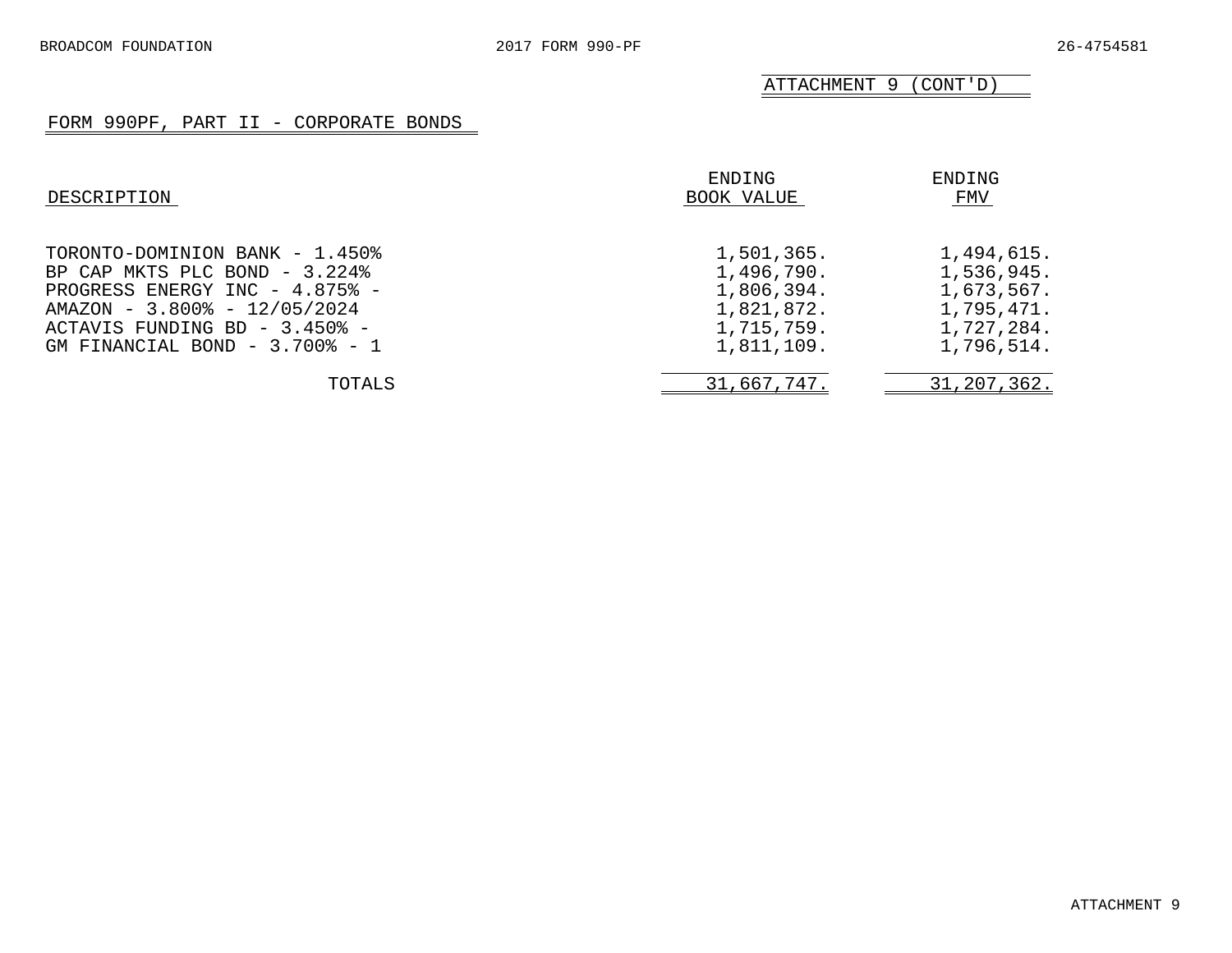ATTACHMENT 9 (CONT'D)

## FORM 990PF, PART II - CORPORATE BONDS

| DESCRIPTION | ENDING BOOK VALUE | ENDING FMV |
|---|---|---|
| TORONTO-DOMINION BANK - 1.450% | 1,501,365. | 1,494,615. |
| BP CAP MKTS PLC BOND - 3.224% | 1,496,790. | 1,536,945. |
| PROGRESS ENERGY INC - 4.875% - | 1,806,394. | 1,673,567. |
| AMAZON - 3.800% - 12/05/2024 | 1,821,872. | 1,795,471. |
| ACTAVIS FUNDING BD - 3.450% - | 1,715,759. | 1,727,284. |
| GM FINANCIAL BOND - 3.700% - 1 | 1,811,109. | 1,796,514. |
| TOTALS | 31,667,747. | 31,207,362. |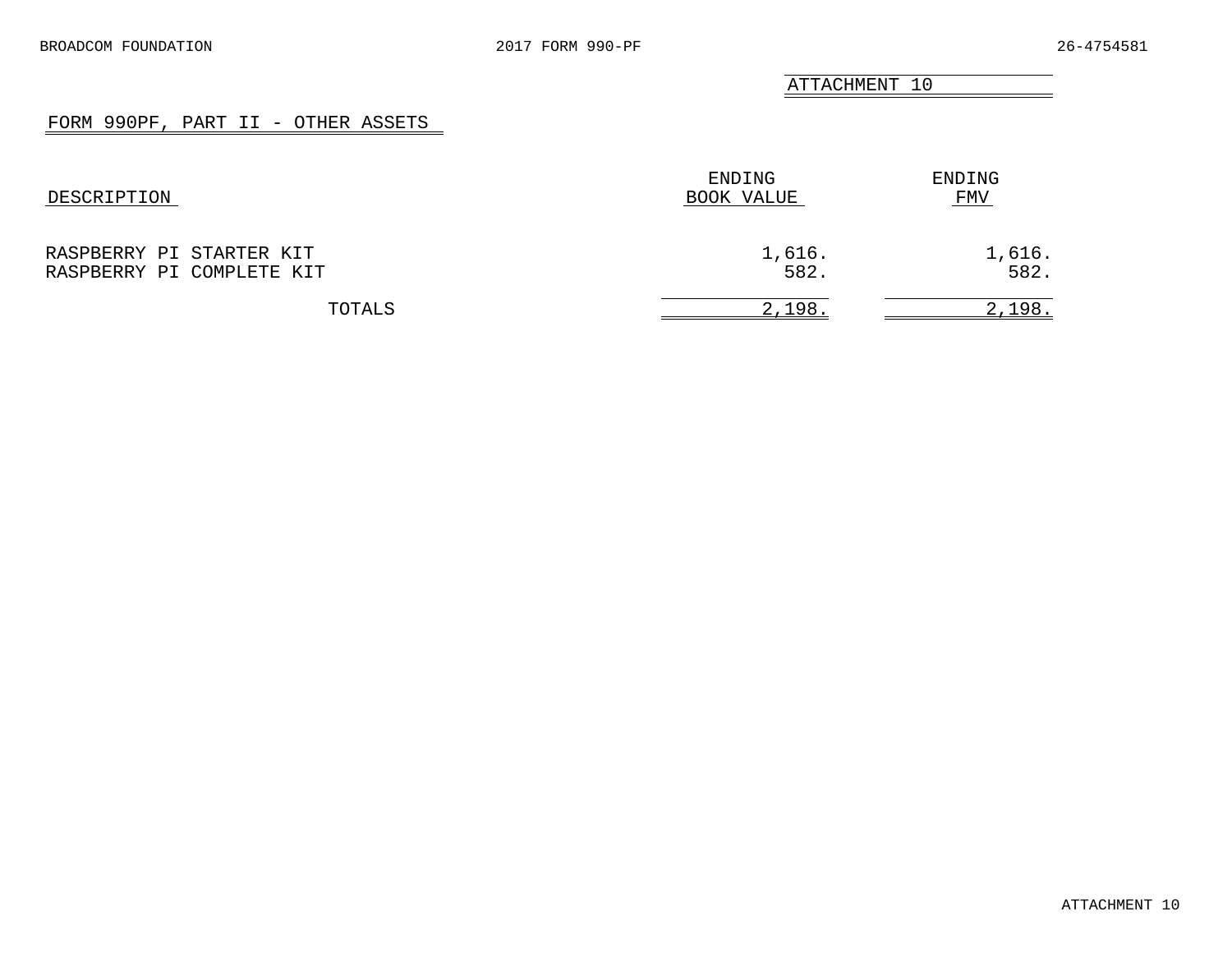ATTACHMENT 10

## FORM 990PF, PART II - OTHER ASSETS

| DESCRIPTION | ENDING BOOK VALUE | ENDING FMV |
|---|---|---|
| RASPBERRY PI STARTER KIT | 1,616. | 1,616. |
| RASPBERRY PI COMPLETE KIT | 582. | 582. |
| TOTALS | 2,198. | 2,198. |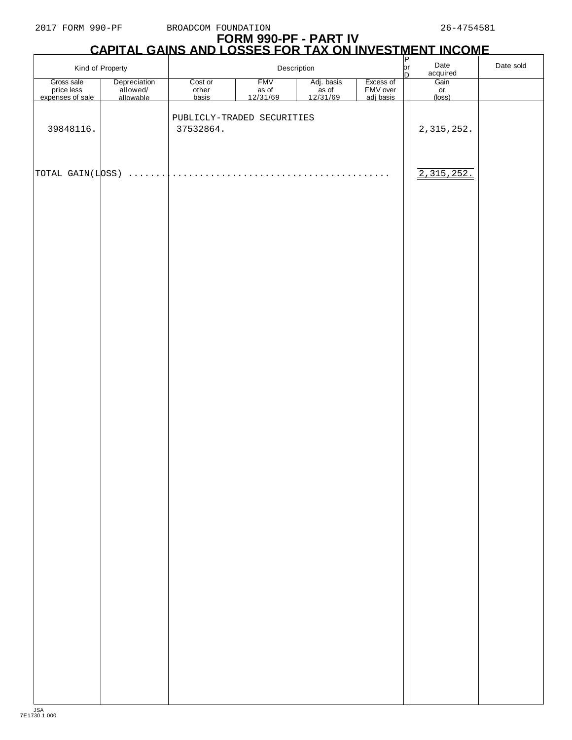2017 FORM 990-PF BROADCOM FOUNDATION 26-4754581

# FORM 990-PF - PART IV
## CAPITAL GAINS AND LOSSES FOR TAX ON INVESTMENT INCOME

| Kind of Property | | Description | | | | P or D | Date acquired | Date sold |
|---|---|---|---|---|---|---|---|---|
| Gross sale price less expenses of sale | Depreciation allowed/ allowable | Cost or other basis | FMV as of 12/31/69 | Adj. basis as of 12/31/69 | Excess of FMV over adj basis | | Gain or (loss) | |
| | | PUBLICLY-TRADED SECURITIES | | | | | | |
| 39848116. | | 37532864. | | | | | 2,315,252. | |
| TOTAL GAIN(LOSS) ............................................. | | | | | | | 2,315,252. | |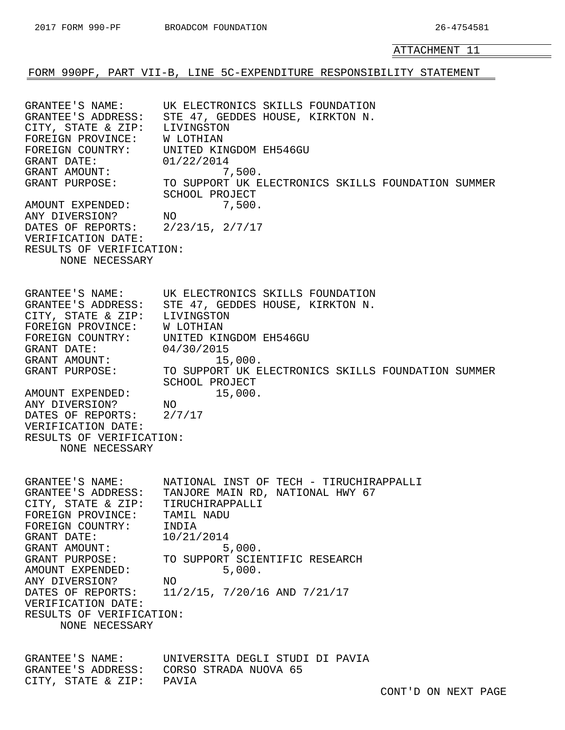ATTACHMENT 11

## FORM 990PF, PART VII-B, LINE 5C-EXPENDITURE RESPONSIBILITY STATEMENT

GRANTEE'S NAME: UK ELECTRONICS SKILLS FOUNDATION
GRANTEE'S ADDRESS: STE 47, GEDDES HOUSE, KIRKTON N.
CITY, STATE & ZIP: LIVINGSTON
FOREIGN PROVINCE: W LOTHIAN
FOREIGN COUNTRY: UNITED KINGDOM EH546GU
GRANT DATE: 01/22/2014
GRANT AMOUNT: 7,500.
GRANT PURPOSE: TO SUPPORT UK ELECTRONICS SKILLS FOUNDATION SUMMER SCHOOL PROJECT
AMOUNT EXPENDED: 7,500.
ANY DIVERSION? NO
DATES OF REPORTS: 2/23/15, 2/7/17
VERIFICATION DATE:
RESULTS OF VERIFICATION:
NONE NECESSARY

GRANTEE'S NAME: UK ELECTRONICS SKILLS FOUNDATION
GRANTEE'S ADDRESS: STE 47, GEDDES HOUSE, KIRKTON N.
CITY, STATE & ZIP: LIVINGSTON
FOREIGN PROVINCE: W LOTHIAN
FOREIGN COUNTRY: UNITED KINGDOM EH546GU
GRANT DATE: 04/30/2015
GRANT AMOUNT: 15,000.
GRANT PURPOSE: TO SUPPORT UK ELECTRONICS SKILLS FOUNDATION SUMMER SCHOOL PROJECT
AMOUNT EXPENDED: 15,000.
ANY DIVERSION? NO
DATES OF REPORTS: 2/7/17
VERIFICATION DATE:
RESULTS OF VERIFICATION:
NONE NECESSARY

GRANTEE'S NAME: NATIONAL INST OF TECH - TIRUCHIRAPPALLI
GRANTEE'S ADDRESS: TANJORE MAIN RD, NATIONAL HWY 67
CITY, STATE & ZIP: TIRUCHIRAPPALLI
FOREIGN PROVINCE: TAMIL NADU
FOREIGN COUNTRY: INDIA
GRANT DATE: 10/21/2014
GRANT AMOUNT: 5,000.
GRANT PURPOSE: TO SUPPORT SCIENTIFIC RESEARCH
AMOUNT EXPENDED: 5,000.
ANY DIVERSION? NO
DATES OF REPORTS: 11/2/15, 7/20/16 AND 7/21/17
VERIFICATION DATE:
RESULTS OF VERIFICATION:
NONE NECESSARY

GRANTEE'S NAME: UNIVERSITA DEGLI STUDI DI PAVIA
GRANTEE'S ADDRESS: CORSO STRADA NUOVA 65
CITY, STATE & ZIP: PAVIA

CONT'D ON NEXT PAGE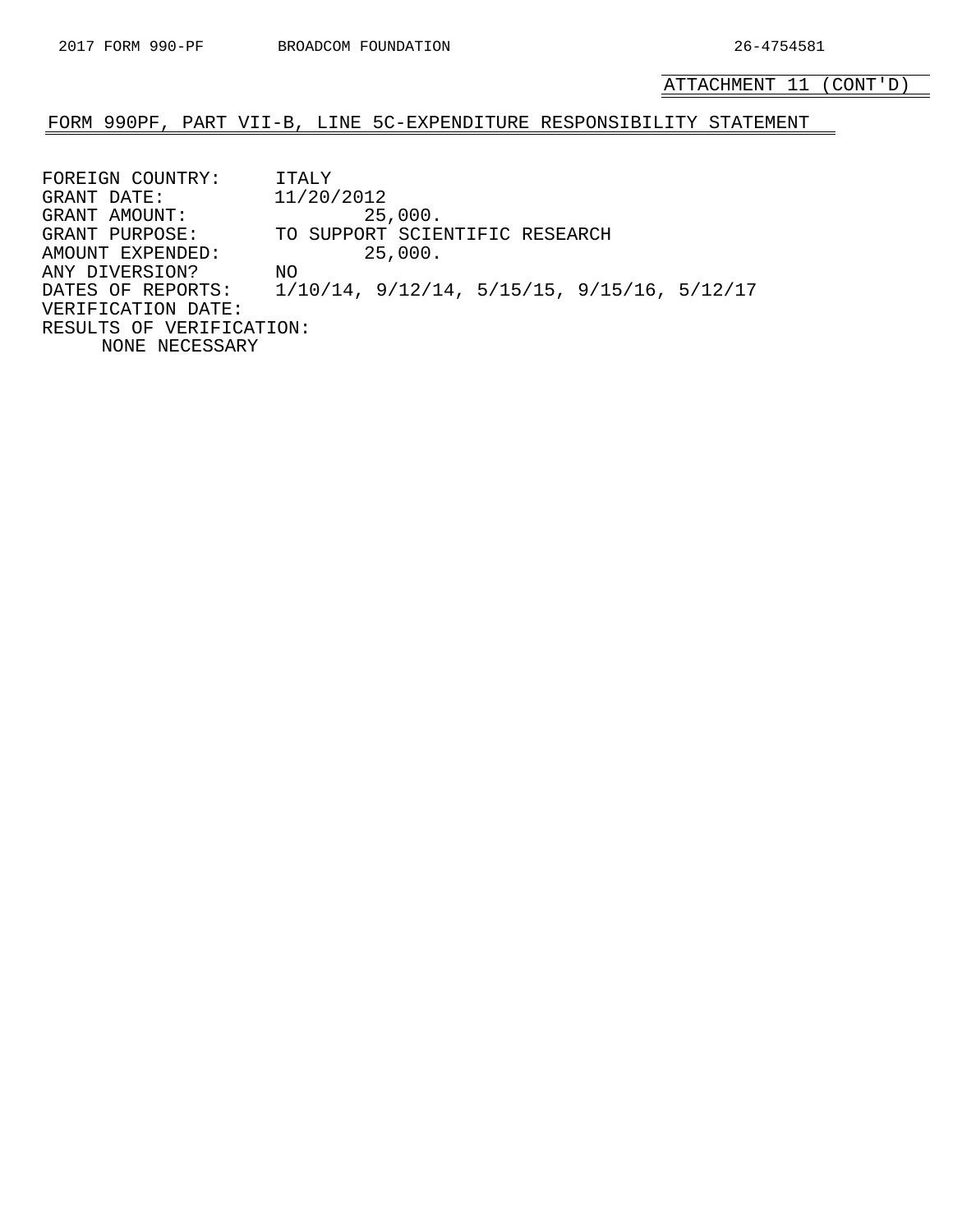ATTACHMENT 11 (CONT'D)

## FORM 990PF, PART VII-B, LINE 5C-EXPENDITURE RESPONSIBILITY STATEMENT

FOREIGN COUNTRY: ITALY
GRANT DATE: 11/20/2012
GRANT AMOUNT: 25,000.
GRANT PURPOSE: TO SUPPORT SCIENTIFIC RESEARCH
AMOUNT EXPENDED: 25,000.
ANY DIVERSION? NO
DATES OF REPORTS: 1/10/14, 9/12/14, 5/15/15, 9/15/16, 5/12/17
VERIFICATION DATE:
RESULTS OF VERIFICATION:
NONE NECESSARY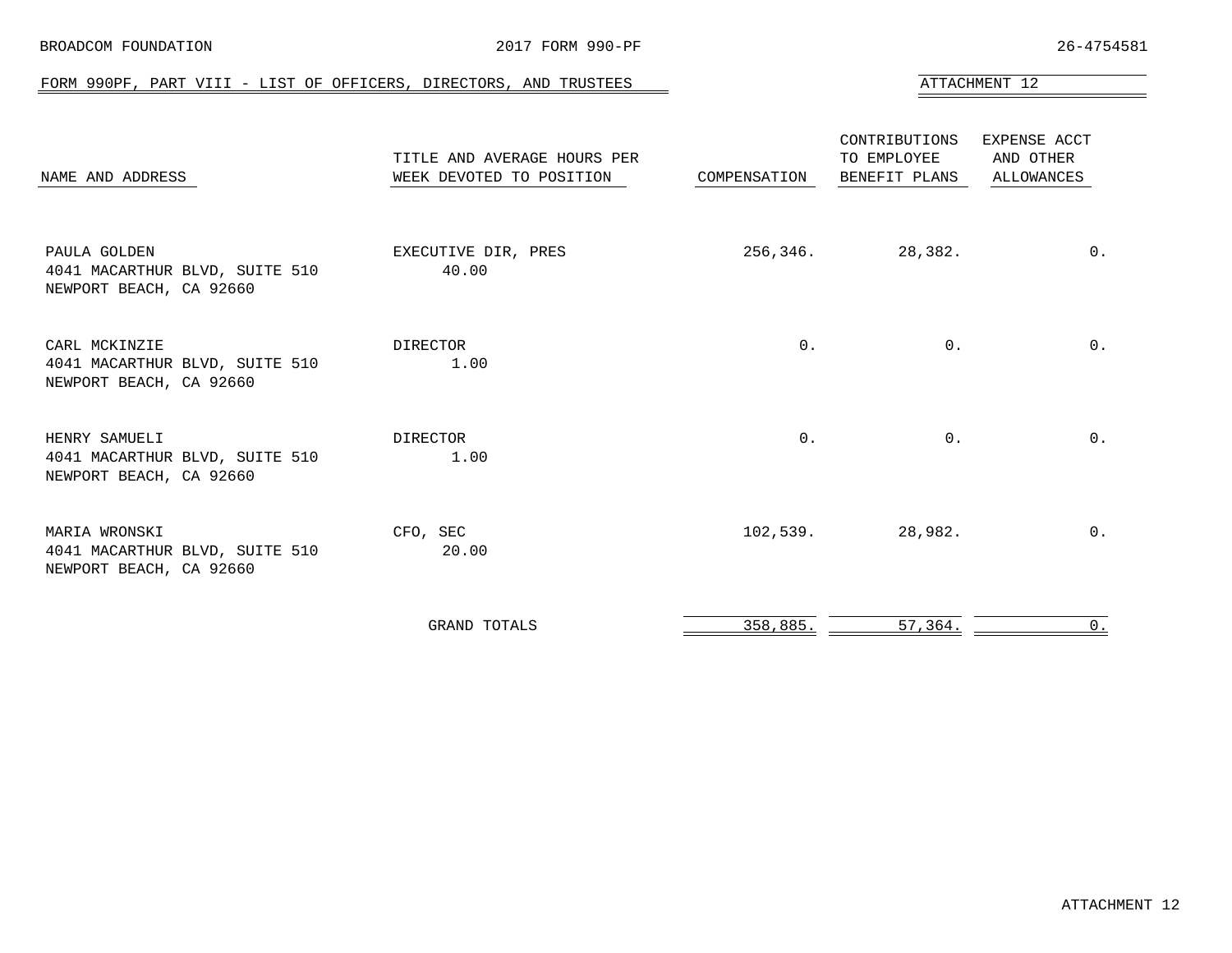BROADCOM FOUNDATION | 2017 FORM 990-PF | 26-4754581

## FORM 990PF, PART VIII - LIST OF OFFICERS, DIRECTORS, AND TRUSTEES

ATTACHMENT 12

| NAME AND ADDRESS | TITLE AND AVERAGE HOURS PER WEEK DEVOTED TO POSITION | COMPENSATION | CONTRIBUTIONS TO EMPLOYEE BENEFIT PLANS | EXPENSE ACCT AND OTHER ALLOWANCES |
|---|---|---|---|---|
| PAULA GOLDEN<br>4041 MACARTHUR BLVD, SUITE 510<br>NEWPORT BEACH, CA 92660 | EXECUTIVE DIR, PRES<br>40.00 | 256,346. | 28,382. | 0. |
| CARL MCKINZIE<br>4041 MACARTHUR BLVD, SUITE 510<br>NEWPORT BEACH, CA 92660 | DIRECTOR<br>1.00 | 0. | 0. | 0. |
| HENRY SAMUELI<br>4041 MACARTHUR BLVD, SUITE 510<br>NEWPORT BEACH, CA 92660 | DIRECTOR<br>1.00 | 0. | 0. | 0. |
| MARIA WRONSKI<br>4041 MACARTHUR BLVD, SUITE 510<br>NEWPORT BEACH, CA 92660 | CFO, SEC<br>20.00 | 102,539. | 28,982. | 0. |
| | GRAND TOTALS | 358,885. | 57,364. | 0. |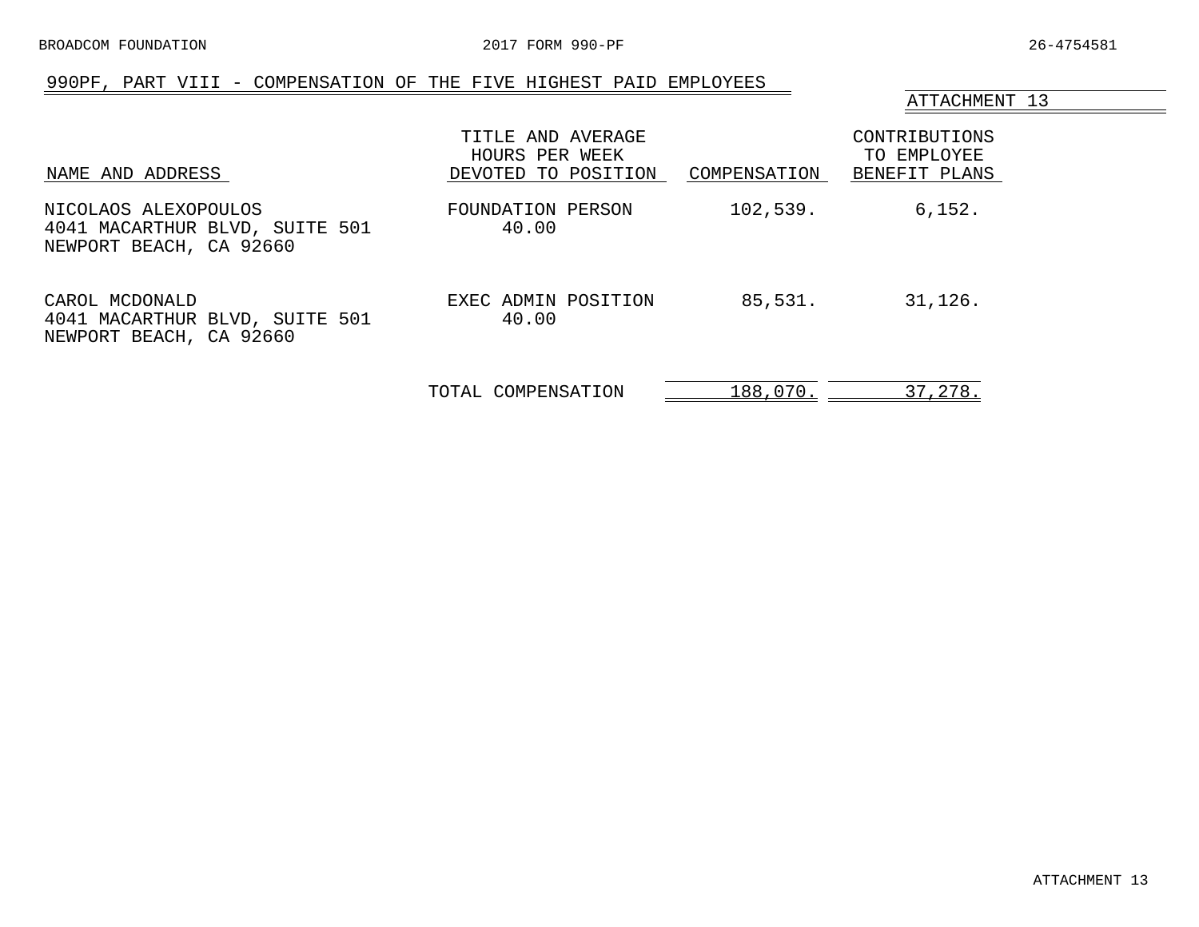## 990PF, PART VIII - COMPENSATION OF THE FIVE HIGHEST PAID EMPLOYEES

ATTACHMENT 13

| NAME AND ADDRESS | TITLE AND AVERAGE HOURS PER WEEK DEVOTED TO POSITION | COMPENSATION | CONTRIBUTIONS TO EMPLOYEE BENEFIT PLANS |
|---|---|---|---|
| NICOLAOS ALEXOPOULOS<br>4041 MACARTHUR BLVD, SUITE 501<br>NEWPORT BEACH, CA 92660 | FOUNDATION PERSON<br>40.00 | 102,539. | 6,152. |
| CAROL MCDONALD<br>4041 MACARTHUR BLVD, SUITE 501<br>NEWPORT BEACH, CA 92660 | EXEC ADMIN POSITION<br>40.00 | 85,531. | 31,126. |
| | TOTAL COMPENSATION | 188,070. | 37,278. |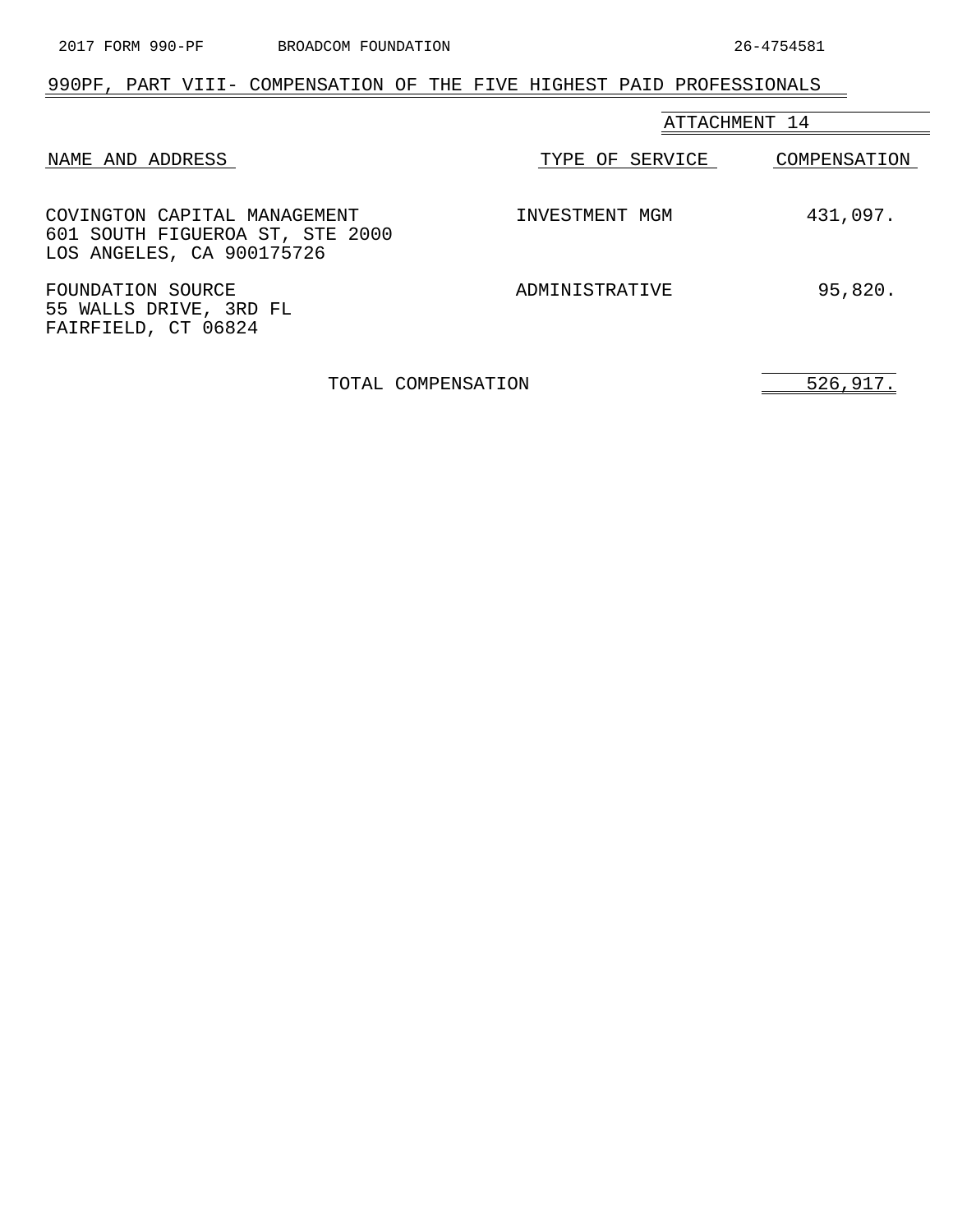## 990PF, PART VIII- COMPENSATION OF THE FIVE HIGHEST PAID PROFESSIONALS

ATTACHMENT 14

| NAME AND ADDRESS | TYPE OF SERVICE | COMPENSATION |
|---|---|---|
| COVINGTON CAPITAL MANAGEMENT<br>601 SOUTH FIGUEROA ST, STE 2000<br>LOS ANGELES, CA 900175726 | INVESTMENT MGM | 431,097. |
| FOUNDATION SOURCE<br>55 WALLS DRIVE, 3RD FL<br>FAIRFIELD, CT 06824 | ADMINISTRATIVE | 95,820. |
| TOTAL COMPENSATION | | 526,917. |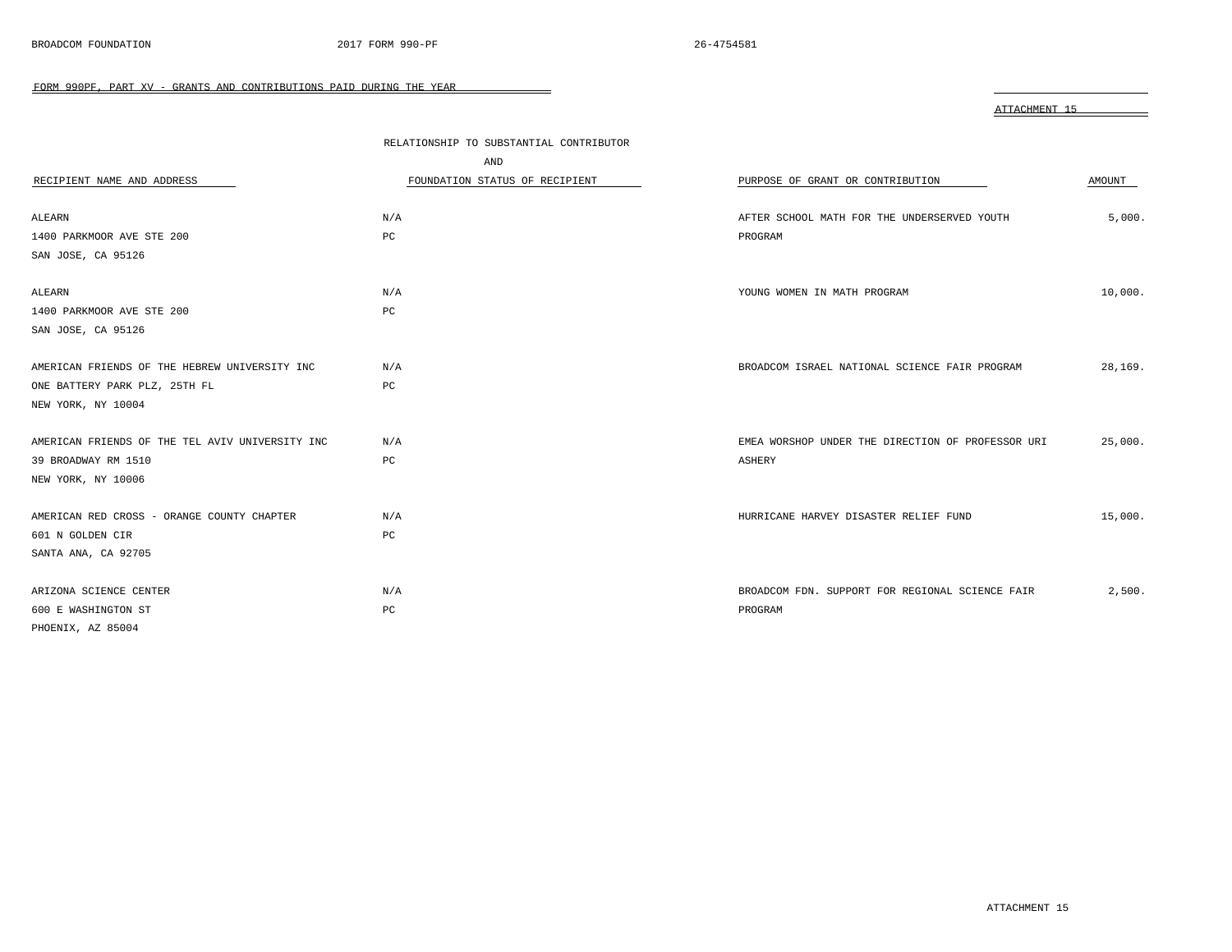FORM 990PF, PART XV - GRANTS AND CONTRIBUTIONS PAID DURING THE YEAR

ATTACHMENT 15

| RECIPIENT NAME AND ADDRESS | RELATIONSHIP TO SUBSTANTIAL CONTRIBUTOR AND FOUNDATION STATUS OF RECIPIENT | PURPOSE OF GRANT OR CONTRIBUTION | AMOUNT |
|---|---|---|---|
| ALEARN<br>1400 PARKMOOR AVE STE 200<br>SAN JOSE, CA 95126 | N/A<br>PC | AFTER SCHOOL MATH FOR THE UNDERSERVED YOUTH PROGRAM | 5,000. |
| ALEARN<br>1400 PARKMOOR AVE STE 200<br>SAN JOSE, CA 95126 | N/A<br>PC | YOUNG WOMEN IN MATH PROGRAM | 10,000. |
| AMERICAN FRIENDS OF THE HEBREW UNIVERSITY INC<br>ONE BATTERY PARK PLZ, 25TH FL<br>NEW YORK, NY 10004 | N/A<br>PC | BROADCOM ISRAEL NATIONAL SCIENCE FAIR PROGRAM | 28,169. |
| AMERICAN FRIENDS OF THE TEL AVIV UNIVERSITY INC<br>39 BROADWAY RM 1510<br>NEW YORK, NY 10006 | N/A<br>PC | EMEA WORSHOP UNDER THE DIRECTION OF PROFESSOR URI ASHERY | 25,000. |
| AMERICAN RED CROSS - ORANGE COUNTY CHAPTER<br>601 N GOLDEN CIR<br>SANTA ANA, CA 92705 | N/A<br>PC | HURRICANE HARVEY DISASTER RELIEF FUND | 15,000. |
| ARIZONA SCIENCE CENTER<br>600 E WASHINGTON ST<br>PHOENIX, AZ 85004 | N/A<br>PC | BROADCOM FDN. SUPPORT FOR REGIONAL SCIENCE FAIR PROGRAM | 2,500. |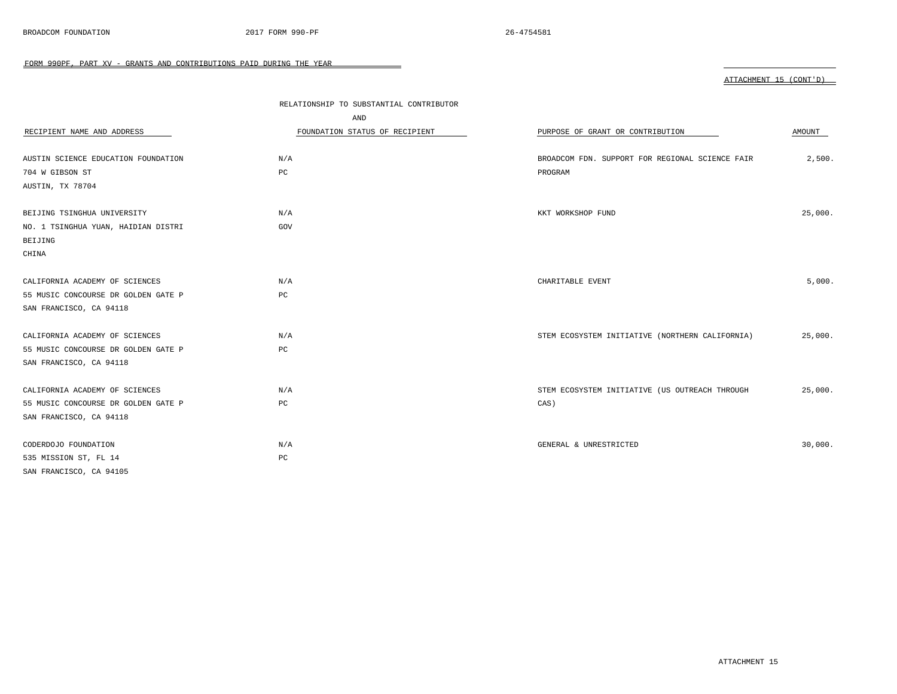FORM 990PF, PART XV - GRANTS AND CONTRIBUTIONS PAID DURING THE YEAR

ATTACHMENT 15 (CONT'D)

| RECIPIENT NAME AND ADDRESS | RELATIONSHIP TO SUBSTANTIAL CONTRIBUTOR AND FOUNDATION STATUS OF RECIPIENT | PURPOSE OF GRANT OR CONTRIBUTION | AMOUNT |
|---|---|---|---|
| AUSTIN SCIENCE EDUCATION FOUNDATION<br>704 W GIBSON ST<br>AUSTIN, TX 78704 | N/A<br>PC | BROADCOM FDN. SUPPORT FOR REGIONAL SCIENCE FAIR PROGRAM | 2,500. |
| BEIJING TSINGHUA UNIVERSITY<br>NO. 1 TSINGHUA YUAN, HAIDIAN DISTRI<br>BEIJING<br>CHINA | N/A<br>GOV | KKT WORKSHOP FUND | 25,000. |
| CALIFORNIA ACADEMY OF SCIENCES<br>55 MUSIC CONCOURSE DR GOLDEN GATE P<br>SAN FRANCISCO, CA 94118 | N/A<br>PC | CHARITABLE EVENT | 5,000. |
| CALIFORNIA ACADEMY OF SCIENCES<br>55 MUSIC CONCOURSE DR GOLDEN GATE P<br>SAN FRANCISCO, CA 94118 | N/A<br>PC | STEM ECOSYSTEM INITIATIVE (NORTHERN CALIFORNIA) | 25,000. |
| CALIFORNIA ACADEMY OF SCIENCES<br>55 MUSIC CONCOURSE DR GOLDEN GATE P<br>SAN FRANCISCO, CA 94118 | N/A<br>PC | STEM ECOSYSTEM INITIATIVE (US OUTREACH THROUGH CAS) | 25,000. |
| CODERDOJO FOUNDATION<br>535 MISSION ST, FL 14<br>SAN FRANCISCO, CA 94105 | N/A<br>PC | GENERAL & UNRESTRICTED | 30,000. |

ATTACHMENT 15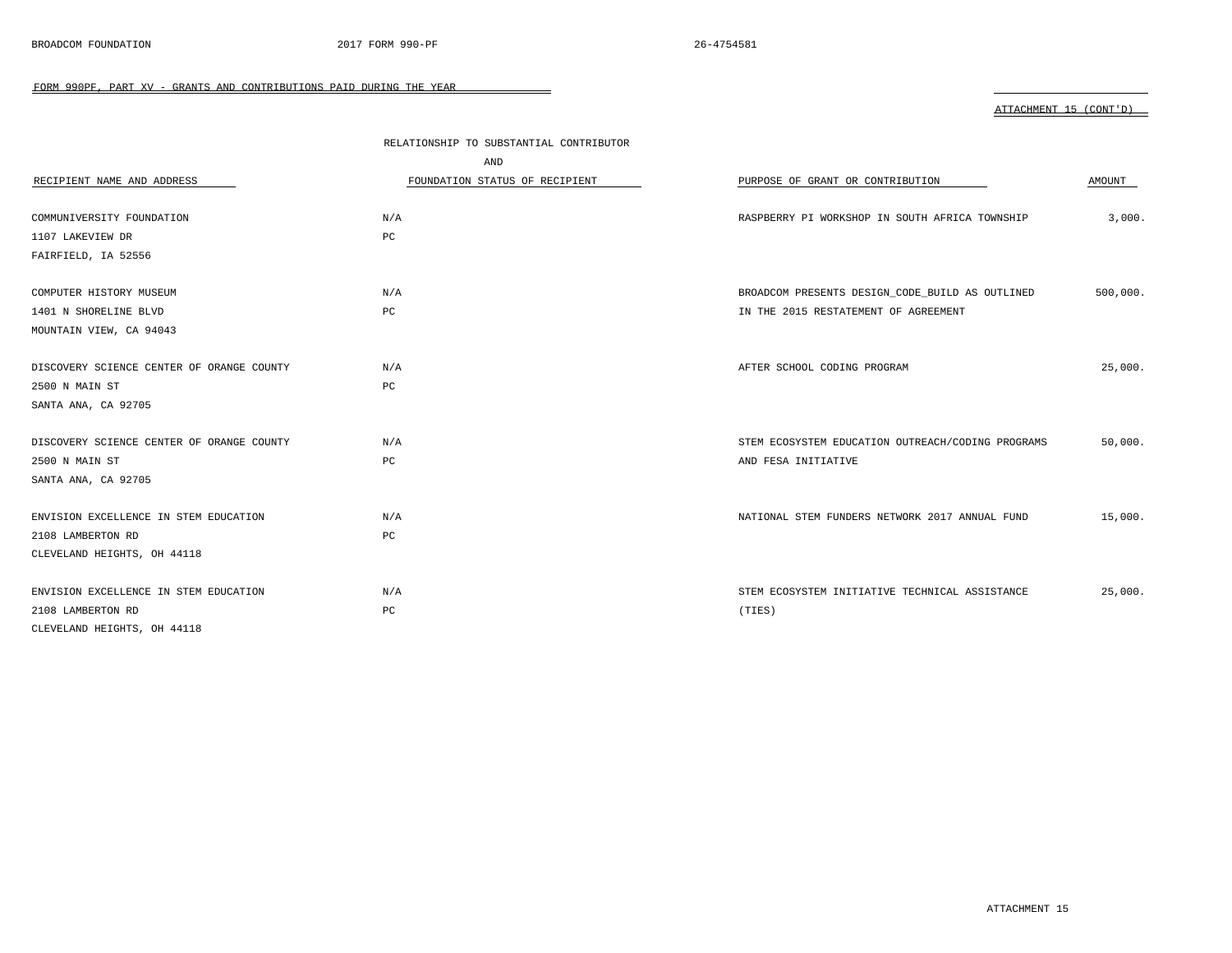FORM 990PF, PART XV - GRANTS AND CONTRIBUTIONS PAID DURING THE YEAR

ATTACHMENT 15 (CONT'D)

| RECIPIENT NAME AND ADDRESS | RELATIONSHIP TO SUBSTANTIAL CONTRIBUTOR AND FOUNDATION STATUS OF RECIPIENT | PURPOSE OF GRANT OR CONTRIBUTION | AMOUNT |
|---|---|---|---|
| COMMUNIVERSITY FOUNDATION<br>1107 LAKEVIEW DR<br>FAIRFIELD, IA 52556 | N/A<br>PC | RASPBERRY PI WORKSHOP IN SOUTH AFRICA TOWNSHIP | 3,000. |
| COMPUTER HISTORY MUSEUM<br>1401 N SHORELINE BLVD<br>MOUNTAIN VIEW, CA 94043 | N/A<br>PC | BROADCOM PRESENTS DESIGN_CODE_BUILD AS OUTLINED IN THE 2015 RESTATEMENT OF AGREEMENT | 500,000. |
| DISCOVERY SCIENCE CENTER OF ORANGE COUNTY<br>2500 N MAIN ST<br>SANTA ANA, CA 92705 | N/A<br>PC | AFTER SCHOOL CODING PROGRAM | 25,000. |
| DISCOVERY SCIENCE CENTER OF ORANGE COUNTY<br>2500 N MAIN ST<br>SANTA ANA, CA 92705 | N/A<br>PC | STEM ECOSYSTEM EDUCATION OUTREACH/CODING PROGRAMS AND FESA INITIATIVE | 50,000. |
| ENVISION EXCELLENCE IN STEM EDUCATION<br>2108 LAMBERTON RD<br>CLEVELAND HEIGHTS, OH 44118 | N/A<br>PC | NATIONAL STEM FUNDERS NETWORK 2017 ANNUAL FUND | 15,000. |
| ENVISION EXCELLENCE IN STEM EDUCATION<br>2108 LAMBERTON RD<br>CLEVELAND HEIGHTS, OH 44118 | N/A<br>PC | STEM ECOSYSTEM INITIATIVE TECHNICAL ASSISTANCE (TIES) | 25,000. |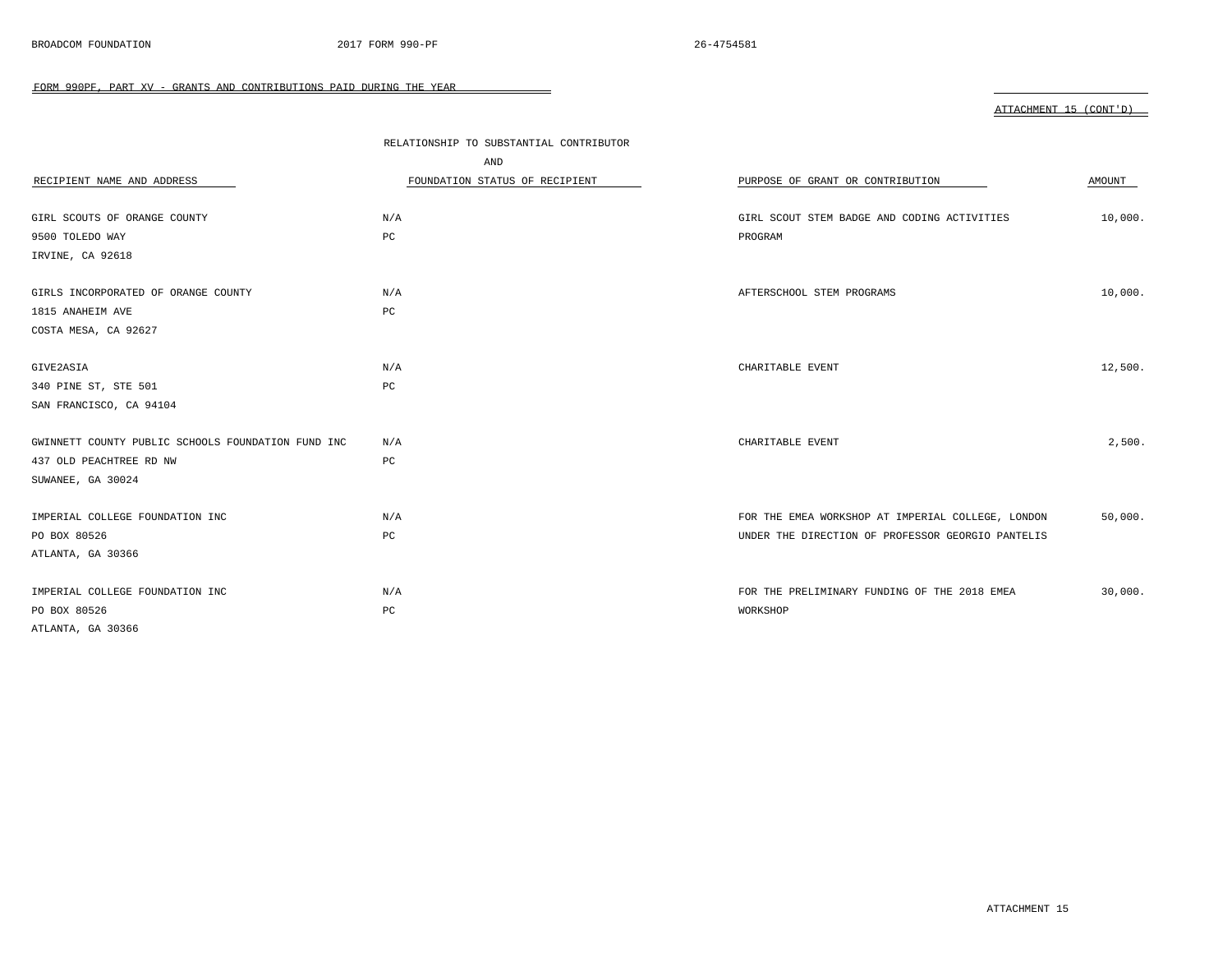FORM 990PF, PART XV - GRANTS AND CONTRIBUTIONS PAID DURING THE YEAR

ATTACHMENT 15 (CONT'D)

| RECIPIENT NAME AND ADDRESS | RELATIONSHIP TO SUBSTANTIAL CONTRIBUTOR AND FOUNDATION STATUS OF RECIPIENT | PURPOSE OF GRANT OR CONTRIBUTION | AMOUNT |
|---|---|---|---|
| GIRL SCOUTS OF ORANGE COUNTY<br>9500 TOLEDO WAY<br>IRVINE, CA 92618 | N/A<br>PC | GIRL SCOUT STEM BADGE AND CODING ACTIVITIES PROGRAM | 10,000. |
| GIRLS INCORPORATED OF ORANGE COUNTY<br>1815 ANAHEIM AVE<br>COSTA MESA, CA 92627 | N/A<br>PC | AFTERSCHOOL STEM PROGRAMS | 10,000. |
| GIVE2ASIA<br>340 PINE ST, STE 501<br>SAN FRANCISCO, CA 94104 | N/A<br>PC | CHARITABLE EVENT | 12,500. |
| GWINNETT COUNTY PUBLIC SCHOOLS FOUNDATION FUND INC<br>437 OLD PEACHTREE RD NW<br>SUWANEE, GA 30024 | N/A<br>PC | CHARITABLE EVENT | 2,500. |
| IMPERIAL COLLEGE FOUNDATION INC<br>PO BOX 80526<br>ATLANTA, GA 30366 | N/A<br>PC | FOR THE EMEA WORKSHOP AT IMPERIAL COLLEGE, LONDON UNDER THE DIRECTION OF PROFESSOR GEORGIO PANTELIS | 50,000. |
| IMPERIAL COLLEGE FOUNDATION INC<br>PO BOX 80526<br>ATLANTA, GA 30366 | N/A<br>PC | FOR THE PRELIMINARY FUNDING OF THE 2018 EMEA WORKSHOP | 30,000. |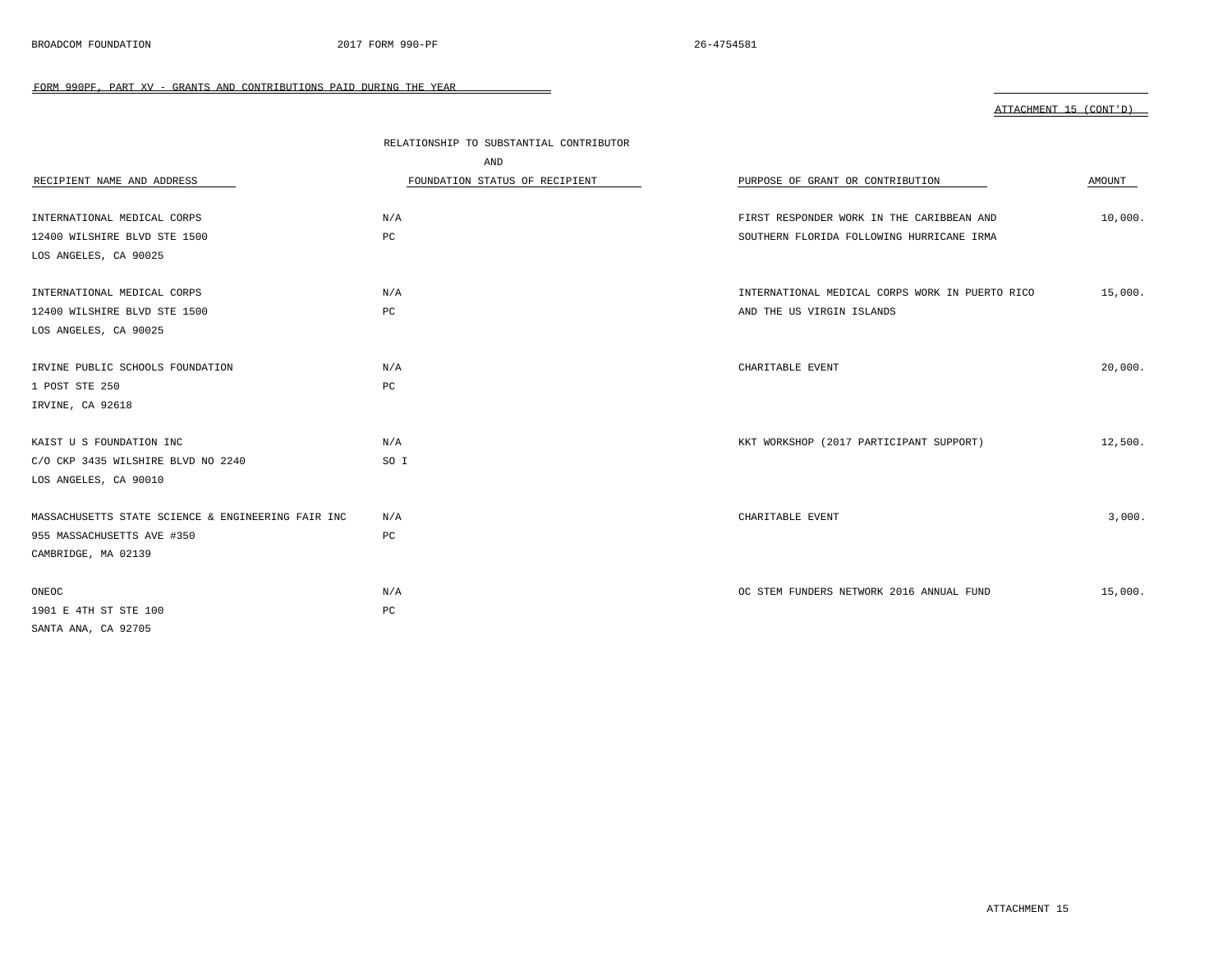FORM 990PF, PART XV - GRANTS AND CONTRIBUTIONS PAID DURING THE YEAR

ATTACHMENT 15 (CONT'D)

| RECIPIENT NAME AND ADDRESS | RELATIONSHIP TO SUBSTANTIAL CONTRIBUTOR AND FOUNDATION STATUS OF RECIPIENT | PURPOSE OF GRANT OR CONTRIBUTION | AMOUNT |
|---|---|---|---|
| INTERNATIONAL MEDICAL CORPS<br>12400 WILSHIRE BLVD STE 1500<br>LOS ANGELES, CA 90025 | N/A<br>PC | FIRST RESPONDER WORK IN THE CARIBBEAN AND SOUTHERN FLORIDA FOLLOWING HURRICANE IRMA | 10,000. |
| INTERNATIONAL MEDICAL CORPS<br>12400 WILSHIRE BLVD STE 1500<br>LOS ANGELES, CA 90025 | N/A<br>PC | INTERNATIONAL MEDICAL CORPS WORK IN PUERTO RICO AND THE US VIRGIN ISLANDS | 15,000. |
| IRVINE PUBLIC SCHOOLS FOUNDATION<br>1 POST STE 250<br>IRVINE, CA 92618 | N/A<br>PC | CHARITABLE EVENT | 20,000. |
| KAIST U S FOUNDATION INC<br>C/O CKP 3435 WILSHIRE BLVD NO 2240<br>LOS ANGELES, CA 90010 | N/A<br>SO I | KKT WORKSHOP (2017 PARTICIPANT SUPPORT) | 12,500. |
| MASSACHUSETTS STATE SCIENCE & ENGINEERING FAIR INC<br>955 MASSACHUSETTS AVE #350<br>CAMBRIDGE, MA 02139 | N/A<br>PC | CHARITABLE EVENT | 3,000. |
| ONEOC<br>1901 E 4TH ST STE 100<br>SANTA ANA, CA 92705 | N/A<br>PC | OC STEM FUNDERS NETWORK 2016 ANNUAL FUND | 15,000. |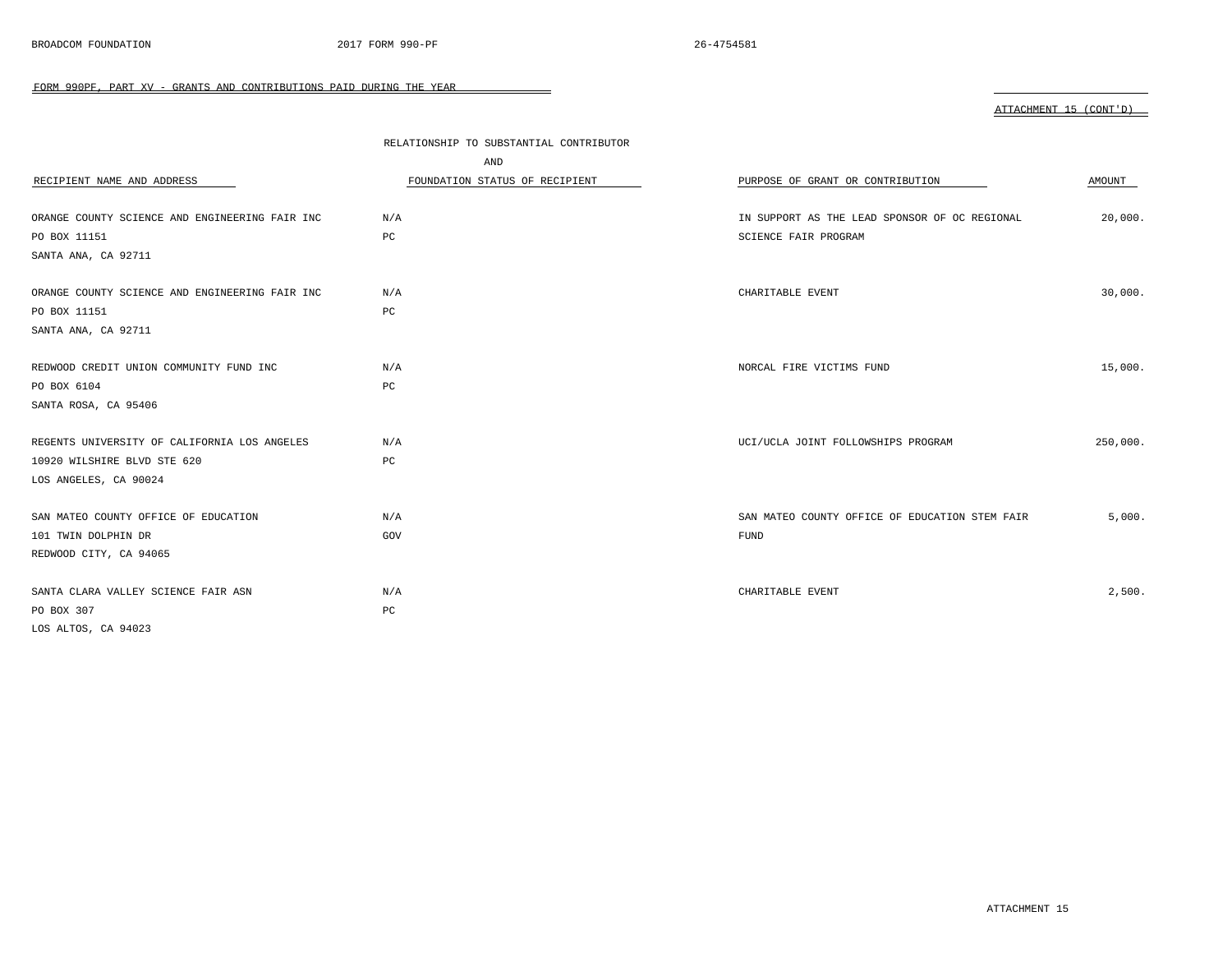FORM 990PF, PART XV - GRANTS AND CONTRIBUTIONS PAID DURING THE YEAR

ATTACHMENT 15 (CONT'D)

| RECIPIENT NAME AND ADDRESS | RELATIONSHIP TO SUBSTANTIAL CONTRIBUTOR AND FOUNDATION STATUS OF RECIPIENT | PURPOSE OF GRANT OR CONTRIBUTION | AMOUNT |
|---|---|---|---|
| ORANGE COUNTY SCIENCE AND ENGINEERING FAIR INC<br>PO BOX 11151<br>SANTA ANA, CA 92711 | N/A<br>PC | IN SUPPORT AS THE LEAD SPONSOR OF OC REGIONAL SCIENCE FAIR PROGRAM | 20,000. |
| ORANGE COUNTY SCIENCE AND ENGINEERING FAIR INC<br>PO BOX 11151<br>SANTA ANA, CA 92711 | N/A<br>PC | CHARITABLE EVENT | 30,000. |
| REDWOOD CREDIT UNION COMMUNITY FUND INC<br>PO BOX 6104<br>SANTA ROSA, CA 95406 | N/A<br>PC | NORCAL FIRE VICTIMS FUND | 15,000. |
| REGENTS UNIVERSITY OF CALIFORNIA LOS ANGELES<br>10920 WILSHIRE BLVD STE 620<br>LOS ANGELES, CA 90024 | N/A<br>PC | UCI/UCLA JOINT FOLLOWSHIPS PROGRAM | 250,000. |
| SAN MATEO COUNTY OFFICE OF EDUCATION<br>101 TWIN DOLPHIN DR<br>REDWOOD CITY, CA 94065 | N/A<br>GOV | SAN MATEO COUNTY OFFICE OF EDUCATION STEM FAIR FUND | 5,000. |
| SANTA CLARA VALLEY SCIENCE FAIR ASN<br>PO BOX 307<br>LOS ALTOS, CA 94023 | N/A<br>PC | CHARITABLE EVENT | 2,500. |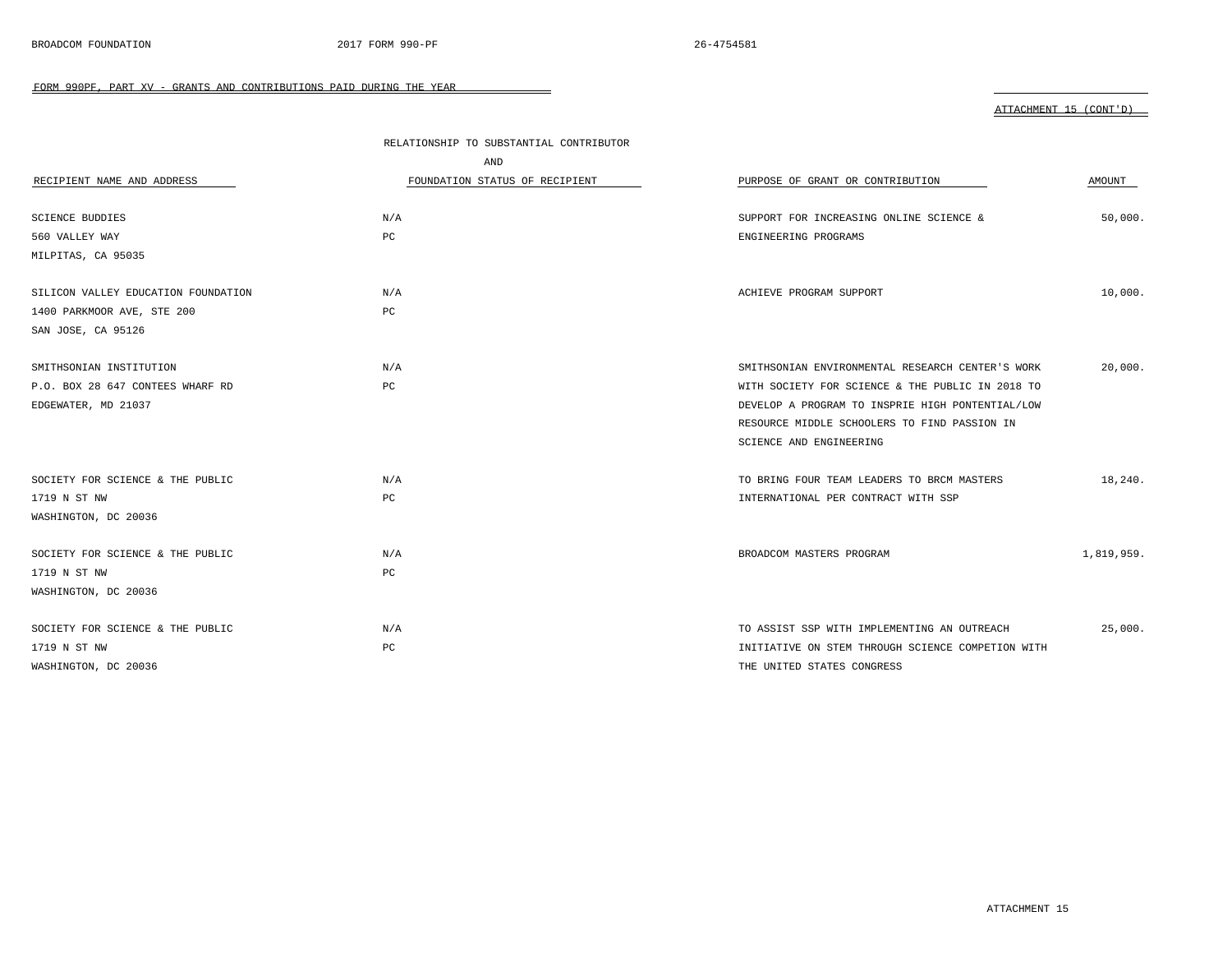FORM 990PF, PART XV - GRANTS AND CONTRIBUTIONS PAID DURING THE YEAR

ATTACHMENT 15 (CONT'D)

| RECIPIENT NAME AND ADDRESS | RELATIONSHIP TO SUBSTANTIAL CONTRIBUTOR AND FOUNDATION STATUS OF RECIPIENT | PURPOSE OF GRANT OR CONTRIBUTION | AMOUNT |
|---|---|---|---|
| SCIENCE BUDDIES<br>560 VALLEY WAY<br>MILPITAS, CA 95035 | N/A<br>PC | SUPPORT FOR INCREASING ONLINE SCIENCE & ENGINEERING PROGRAMS | 50,000. |
| SILICON VALLEY EDUCATION FOUNDATION<br>1400 PARKMOOR AVE, STE 200<br>SAN JOSE, CA 95126 | N/A<br>PC | ACHIEVE PROGRAM SUPPORT | 10,000. |
| SMITHSONIAN INSTITUTION<br>P.O. BOX 28 647 CONTEES WHARF RD<br>EDGEWATER, MD 21037 | N/A<br>PC | SMITHSONIAN ENVIRONMENTAL RESEARCH CENTER'S WORK WITH SOCIETY FOR SCIENCE & THE PUBLIC IN 2018 TO DEVELOP A PROGRAM TO INSPRIE HIGH PONTENTIAL/LOW RESOURCE MIDDLE SCHOOLERS TO FIND PASSION IN SCIENCE AND ENGINEERING | 20,000. |
| SOCIETY FOR SCIENCE & THE PUBLIC<br>1719 N ST NW<br>WASHINGTON, DC 20036 | N/A<br>PC | TO BRING FOUR TEAM LEADERS TO BRCM MASTERS INTERNATIONAL PER CONTRACT WITH SSP | 18,240. |
| SOCIETY FOR SCIENCE & THE PUBLIC<br>1719 N ST NW<br>WASHINGTON, DC 20036 | N/A<br>PC | BROADCOM MASTERS PROGRAM | 1,819,959. |
| SOCIETY FOR SCIENCE & THE PUBLIC<br>1719 N ST NW<br>WASHINGTON, DC 20036 | N/A<br>PC | TO ASSIST SSP WITH IMPLEMENTING AN OUTREACH INITIATIVE ON STEM THROUGH SCIENCE COMPETION WITH THE UNITED STATES CONGRESS | 25,000. |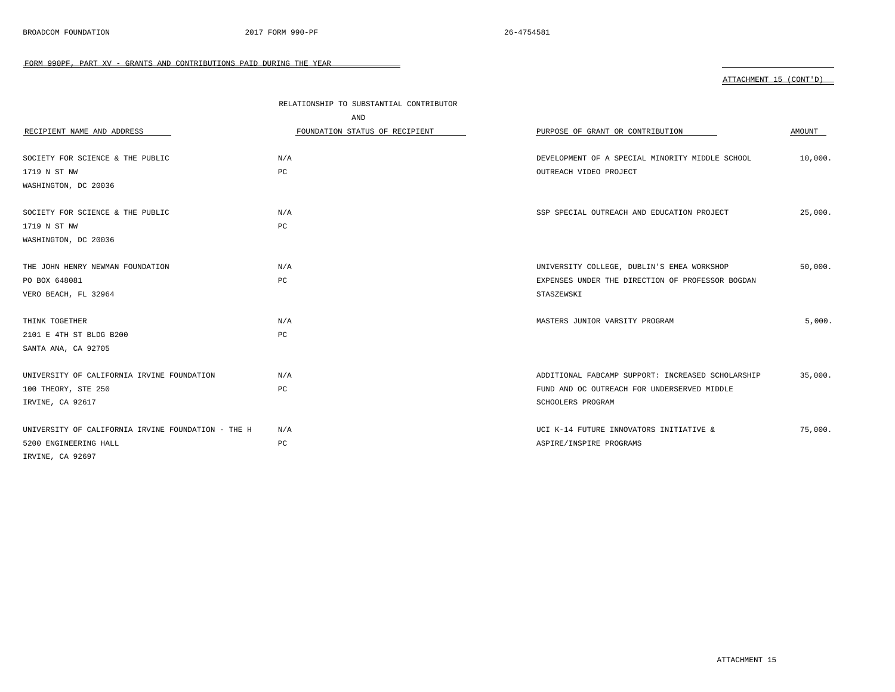FORM 990PF, PART XV - GRANTS AND CONTRIBUTIONS PAID DURING THE YEAR

ATTACHMENT 15 (CONT'D)

| RECIPIENT NAME AND ADDRESS | RELATIONSHIP TO SUBSTANTIAL CONTRIBUTOR AND FOUNDATION STATUS OF RECIPIENT | PURPOSE OF GRANT OR CONTRIBUTION | AMOUNT |
|---|---|---|---|
| SOCIETY FOR SCIENCE & THE PUBLIC<br>1719 N ST NW<br>WASHINGTON, DC 20036 | N/A<br>PC | DEVELOPMENT OF A SPECIAL MINORITY MIDDLE SCHOOL OUTREACH VIDEO PROJECT | 10,000. |
| SOCIETY FOR SCIENCE & THE PUBLIC<br>1719 N ST NW<br>WASHINGTON, DC 20036 | N/A<br>PC | SSP SPECIAL OUTREACH AND EDUCATION PROJECT | 25,000. |
| THE JOHN HENRY NEWMAN FOUNDATION<br>PO BOX 648081<br>VERO BEACH, FL 32964 | N/A<br>PC | UNIVERSITY COLLEGE, DUBLIN'S EMEA WORKSHOP EXPENSES UNDER THE DIRECTION OF PROFESSOR BOGDAN STASZEWSKI | 50,000. |
| THINK TOGETHER<br>2101 E 4TH ST BLDG B200<br>SANTA ANA, CA 92705 | N/A<br>PC | MASTERS JUNIOR VARSITY PROGRAM | 5,000. |
| UNIVERSITY OF CALIFORNIA IRVINE FOUNDATION<br>100 THEORY, STE 250<br>IRVINE, CA 92617 | N/A<br>PC | ADDITIONAL FABCAMP SUPPORT: INCREASED SCHOLARSHIP FUND AND OC OUTREACH FOR UNDERSERVED MIDDLE SCHOOLERS PROGRAM | 35,000. |
| UNIVERSITY OF CALIFORNIA IRVINE FOUNDATION - THE H<br>5200 ENGINEERING HALL<br>IRVINE, CA 92697 | N/A<br>PC | UCI K-14 FUTURE INNOVATORS INITIATIVE & ASPIRE/INSPIRE PROGRAMS | 75,000. |

ATTACHMENT 15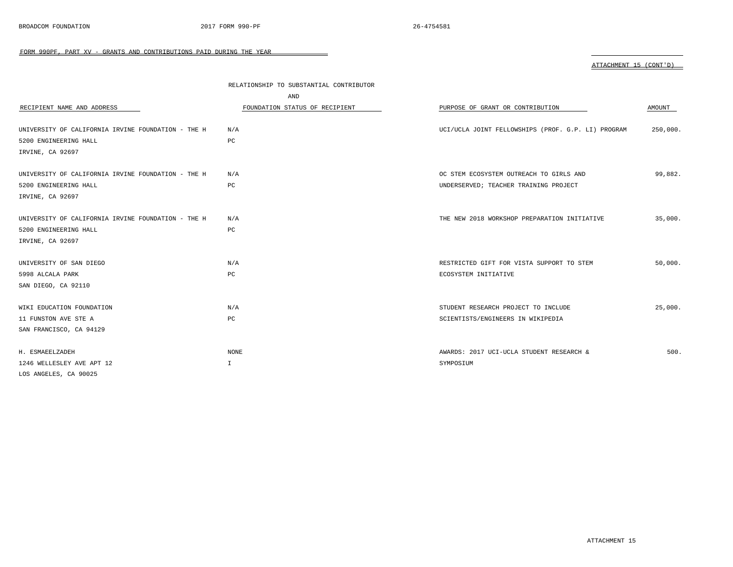FORM 990PF, PART XV - GRANTS AND CONTRIBUTIONS PAID DURING THE YEAR

ATTACHMENT 15 (CONT'D)

| RECIPIENT NAME AND ADDRESS | RELATIONSHIP TO SUBSTANTIAL CONTRIBUTOR AND FOUNDATION STATUS OF RECIPIENT | PURPOSE OF GRANT OR CONTRIBUTION | AMOUNT |
|---|---|---|---|
| UNIVERSITY OF CALIFORNIA IRVINE FOUNDATION - THE H<br>5200 ENGINEERING HALL<br>IRVINE, CA 92697 | N/A<br>PC | UCI/UCLA JOINT FELLOWSHIPS (PROF. G.P. LI) PROGRAM | 250,000. |
| UNIVERSITY OF CALIFORNIA IRVINE FOUNDATION - THE H<br>5200 ENGINEERING HALL<br>IRVINE, CA 92697 | N/A<br>PC | OC STEM ECOSYSTEM OUTREACH TO GIRLS AND UNDERSERVED; TEACHER TRAINING PROJECT | 99,882. |
| UNIVERSITY OF CALIFORNIA IRVINE FOUNDATION - THE H<br>5200 ENGINEERING HALL<br>IRVINE, CA 92697 | N/A<br>PC | THE NEW 2018 WORKSHOP PREPARATION INITIATIVE | 35,000. |
| UNIVERSITY OF SAN DIEGO<br>5998 ALCALA PARK<br>SAN DIEGO, CA 92110 | N/A<br>PC | RESTRICTED GIFT FOR VISTA SUPPORT TO STEM ECOSYSTEM INITIATIVE | 50,000. |
| WIKI EDUCATION FOUNDATION<br>11 FUNSTON AVE STE A<br>SAN FRANCISCO, CA 94129 | N/A<br>PC | STUDENT RESEARCH PROJECT TO INCLUDE SCIENTISTS/ENGINEERS IN WIKIPEDIA | 25,000. |
| H. ESMAEELZADEH<br>1246 WELLESLEY AVE APT 12<br>LOS ANGELES, CA 90025 | NONE<br>I | AWARDS: 2017 UCI-UCLA STUDENT RESEARCH & SYMPOSIUM | 500. |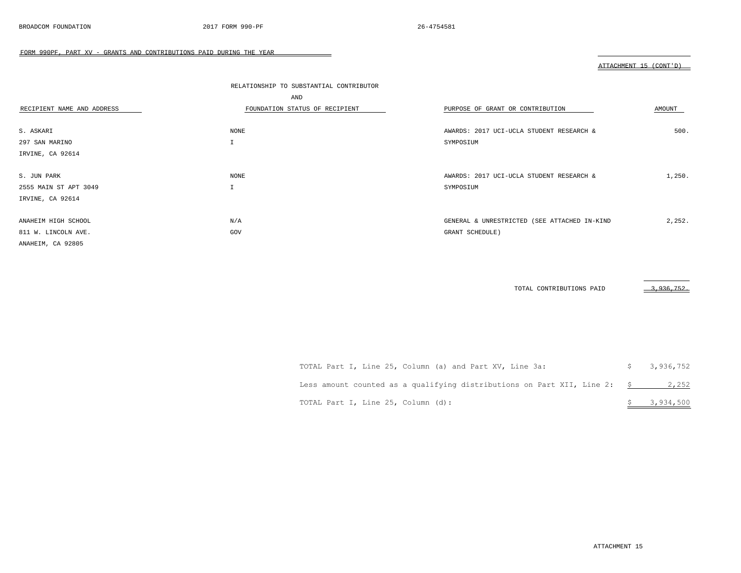FORM 990PF, PART XV - GRANTS AND CONTRIBUTIONS PAID DURING THE YEAR

ATTACHMENT 15 (CONT'D)

| RECIPIENT NAME AND ADDRESS | RELATIONSHIP TO SUBSTANTIAL CONTRIBUTOR AND FOUNDATION STATUS OF RECIPIENT | PURPOSE OF GRANT OR CONTRIBUTION | AMOUNT |
|---|---|---|---|
| S. ASKARI<br>297 SAN MARINO<br>IRVINE, CA 92614 | NONE<br>I | AWARDS: 2017 UCI-UCLA STUDENT RESEARCH & SYMPOSIUM | 500. |
| S. JUN PARK<br>2555 MAIN ST APT 3049<br>IRVINE, CA 92614 | NONE<br>I | AWARDS: 2017 UCI-UCLA STUDENT RESEARCH & SYMPOSIUM | 1,250. |
| ANAHEIM HIGH SCHOOL<br>811 W. LINCOLN AVE.<br>ANAHEIM, CA 92805 | N/A<br>GOV | GENERAL & UNRESTRICTED (SEE ATTACHED IN-KIND GRANT SCHEDULE) | 2,252. |
| | | TOTAL CONTRIBUTIONS PAID | 3,936,752. |

| | |
|---|---|
| TOTAL Part I, Line 25, Column (a) and Part XV, Line 3a: | $ 3,936,752 |
| Less amount counted as a qualifying distributions on Part XII, Line 2: | $ 2,252 |
| TOTAL Part I, Line 25, Column (d): | $ 3,934,500 |

ATTACHMENT 15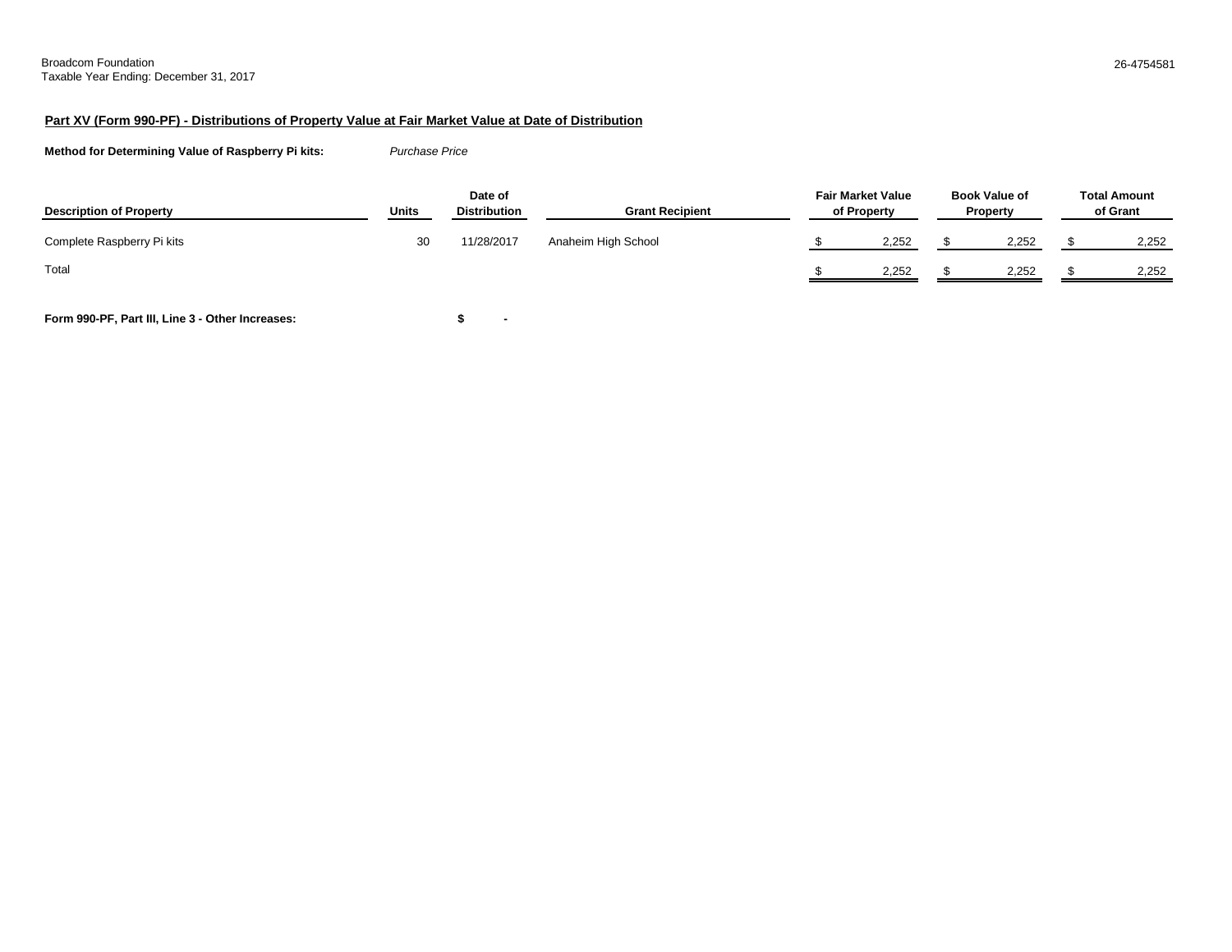Broadcom Foundation
Taxable Year Ending: December 31, 2017

26-4754581

**Part XV (Form 990-PF) - Distributions of Property Value at Fair Market Value at Date of Distribution**

**Method for Determining Value of Raspberry Pi kits:** *Purchase Price*

| Description of Property | Units | Date of Distribution | Grant Recipient | Fair Market Value of Property | Book Value of Property | Total Amount of Grant |
|---|---|---|---|---|---|---|
| Complete Raspberry Pi kits | 30 | 11/28/2017 | Anaheim High School | $ 2,252 | $ 2,252 | $ 2,252 |
| Total | | | | $ 2,252 | $ 2,252 | $ 2,252 |

**Form 990-PF, Part III, Line 3 - Other Increases:** **$ -**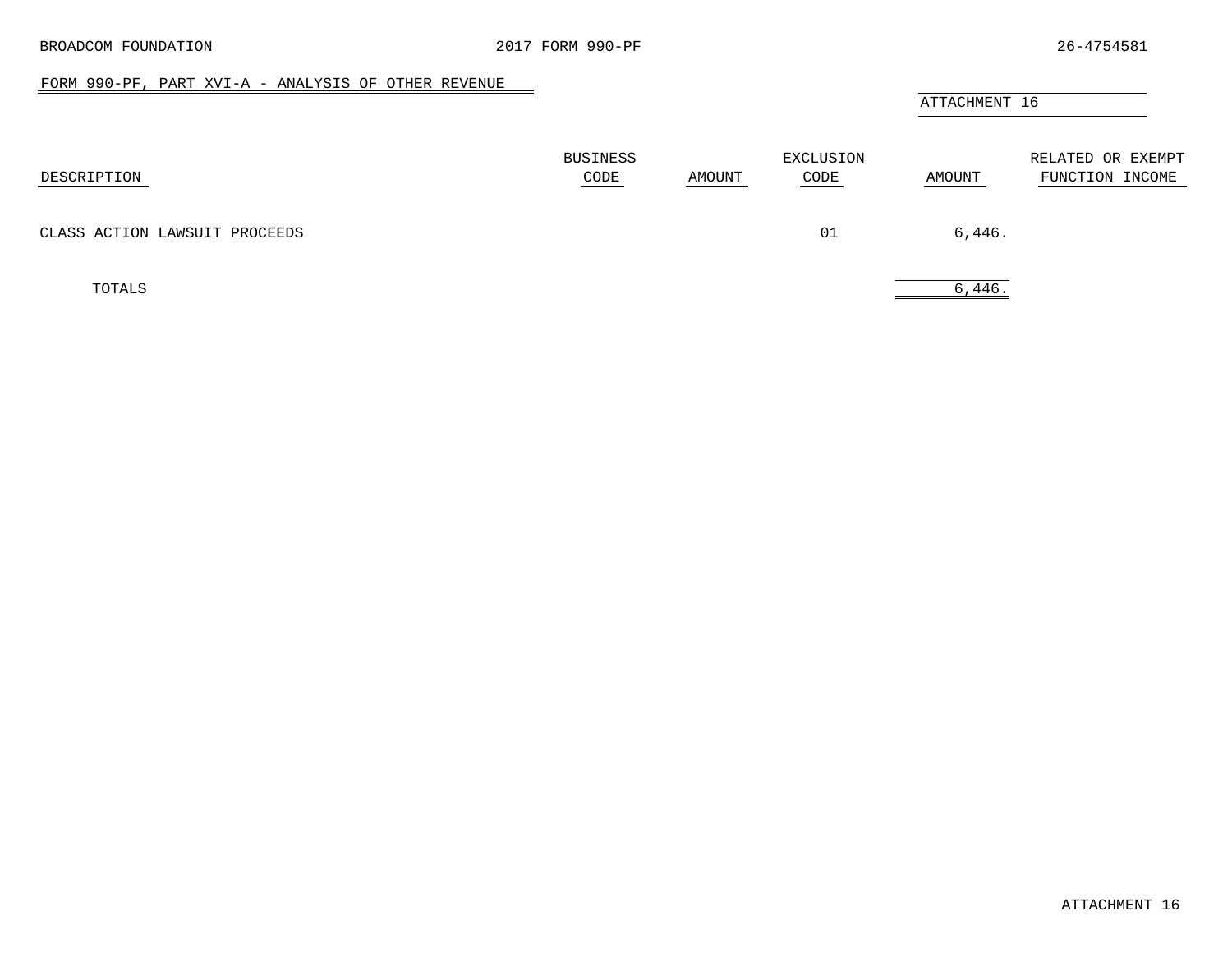BROADCOM FOUNDATION 2017 FORM 990-PF 26-4754581

FORM 990-PF, PART XVI-A - ANALYSIS OF OTHER REVENUE

ATTACHMENT 16

| DESCRIPTION | BUSINESS CODE | AMOUNT | EXCLUSION CODE | AMOUNT | RELATED OR EXEMPT FUNCTION INCOME |
|---|---|---|---|---|---|
| CLASS ACTION LAWSUIT PROCEEDS | | | 01 | 6,446. | |
| TOTALS | | | | 6,446. | |